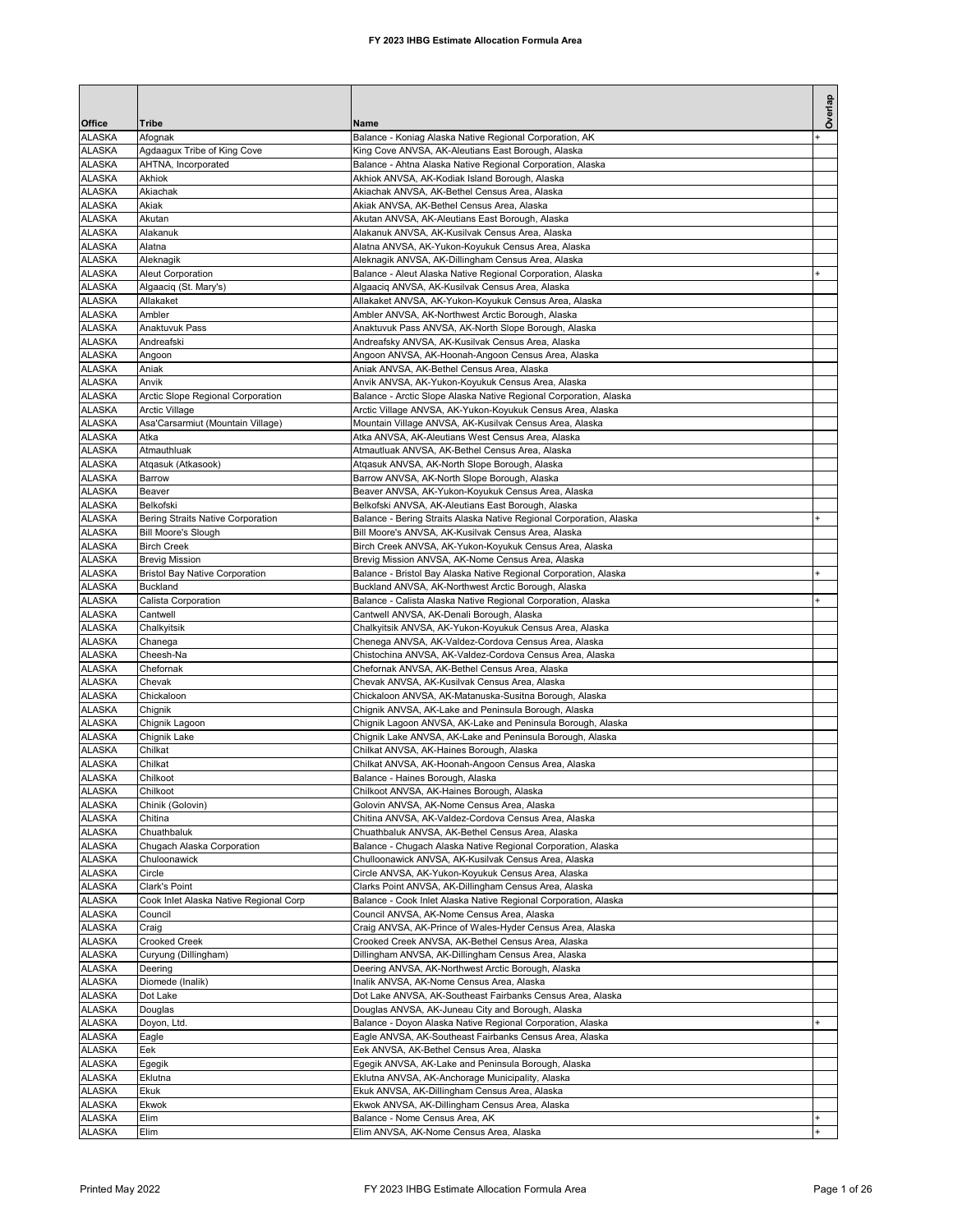# FY 2023 IHBG Estimate Allocation Formula Area

| Office | Tribe | Name | Overlap |
|---|---|---|---|
| ALASKA | Afognak | Balance - Koniag Alaska Native Regional Corporation, AK | + |
| ALASKA | Agdaagux Tribe of King Cove | King Cove ANVSA, AK-Aleutians East Borough, Alaska | |
| ALASKA | AHTNA, Incorporated | Balance - Ahtna Alaska Native Regional Corporation, Alaska | |
| ALASKA | Akhiok | Akhiok ANVSA, AK-Kodiak Island Borough, Alaska | |
| ALASKA | Akiachak | Akiachak ANVSA, AK-Bethel Census Area, Alaska | |
| ALASKA | Akiak | Akiak ANVSA, AK-Bethel Census Area, Alaska | |
| ALASKA | Akutan | Akutan ANVSA, AK-Aleutians East Borough, Alaska | |
| ALASKA | Alakanuk | Alakanuk ANVSA, AK-Kusilvak Census Area, Alaska | |
| ALASKA | Alatna | Alatna ANVSA, AK-Yukon-Koyukuk Census Area, Alaska | |
| ALASKA | Aleknagik | Aleknagik ANVSA, AK-Dillingham Census Area, Alaska | |
| ALASKA | Aleut Corporation | Balance - Aleut Alaska Native Regional Corporation, Alaska | + |
| ALASKA | Algaaciq (St. Mary's) | Algaaciq ANVSA, AK-Kusilvak Census Area, Alaska | |
| ALASKA | Allakaket | Allakaket ANVSA, AK-Yukon-Koyukuk Census Area, Alaska | |
| ALASKA | Ambler | Ambler ANVSA, AK-Northwest Arctic Borough, Alaska | |
| ALASKA | Anaktuvuk Pass | Anaktuvuk Pass ANVSA, AK-North Slope Borough, Alaska | |
| ALASKA | Andreafski | Andreafsky ANVSA, AK-Kusilvak Census Area, Alaska | |
| ALASKA | Angoon | Angoon ANVSA, AK-Hoonah-Angoon Census Area, Alaska | |
| ALASKA | Aniak | Aniak ANVSA, AK-Bethel Census Area, Alaska | |
| ALASKA | Anvik | Anvik ANVSA, AK-Yukon-Koyukuk Census Area, Alaska | |
| ALASKA | Arctic Slope Regional Corporation | Balance - Arctic Slope Alaska Native Regional Corporation, Alaska | |
| ALASKA | Arctic Village | Arctic Village ANVSA, AK-Yukon-Koyukuk Census Area, Alaska | |
| ALASKA | Asa'Carsarmiut (Mountain Village) | Mountain Village ANVSA, AK-Kusilvak Census Area, Alaska | |
| ALASKA | Atka | Atka ANVSA, AK-Aleutians West Census Area, Alaska | |
| ALASKA | Atmauthluak | Atmautluak ANVSA, AK-Bethel Census Area, Alaska | |
| ALASKA | Atqasuk (Atkasook) | Atqasuk ANVSA, AK-North Slope Borough, Alaska | |
| ALASKA | Barrow | Barrow ANVSA, AK-North Slope Borough, Alaska | |
| ALASKA | Beaver | Beaver ANVSA, AK-Yukon-Koyukuk Census Area, Alaska | |
| ALASKA | Belkofski | Belkofski ANVSA, AK-Aleutians East Borough, Alaska | |
| ALASKA | Bering Straits Native Corporation | Balance - Bering Straits Alaska Native Regional Corporation, Alaska | + |
| ALASKA | Bill Moore's Slough | Bill Moore's ANVSA, AK-Kusilvak Census Area, Alaska | |
| ALASKA | Birch Creek | Birch Creek ANVSA, AK-Yukon-Koyukuk Census Area, Alaska | |
| ALASKA | Brevig Mission | Brevig Mission ANVSA, AK-Nome Census Area, Alaska | |
| ALASKA | Bristol Bay Native Corporation | Balance - Bristol Bay Alaska Native Regional Corporation, Alaska | + |
| ALASKA | Buckland | Buckland ANVSA, AK-Northwest Arctic Borough, Alaska | |
| ALASKA | Calista Corporation | Balance - Calista Alaska Native Regional Corporation, Alaska | + |
| ALASKA | Cantwell | Cantwell ANVSA, AK-Denali Borough, Alaska | |
| ALASKA | Chalkyitsik | Chalkyitsik ANVSA, AK-Yukon-Koyukuk Census Area, Alaska | |
| ALASKA | Chanega | Chenega ANVSA, AK-Valdez-Cordova Census Area, Alaska | |
| ALASKA | Cheesh-Na | Chistochina ANVSA, AK-Valdez-Cordova Census Area, Alaska | |
| ALASKA | Chefornak | Chefornak ANVSA, AK-Bethel Census Area, Alaska | |
| ALASKA | Chevak | Chevak ANVSA, AK-Kusilvak Census Area, Alaska | |
| ALASKA | Chickaloon | Chickaloon ANVSA, AK-Matanuska-Susitna Borough, Alaska | |
| ALASKA | Chignik | Chignik ANVSA, AK-Lake and Peninsula Borough, Alaska | |
| ALASKA | Chignik Lagoon | Chignik Lagoon ANVSA, AK-Lake and Peninsula Borough, Alaska | |
| ALASKA | Chignik Lake | Chignik Lake ANVSA, AK-Lake and Peninsula Borough, Alaska | |
| ALASKA | Chilkat | Chilkat ANVSA, AK-Haines Borough, Alaska | |
| ALASKA | Chilkat | Chilkat ANVSA, AK-Hoonah-Angoon Census Area, Alaska | |
| ALASKA | Chilkoot | Balance - Haines Borough, Alaska | |
| ALASKA | Chilkoot | Chilkoot ANVSA, AK-Haines Borough, Alaska | |
| ALASKA | Chinik (Golovin) | Golovin ANVSA, AK-Nome Census Area, Alaska | |
| ALASKA | Chitina | Chitina ANVSA, AK-Valdez-Cordova Census Area, Alaska | |
| ALASKA | Chuathbaluk | Chuathbaluk ANVSA, AK-Bethel Census Area, Alaska | |
| ALASKA | Chugach Alaska Corporation | Balance - Chugach Alaska Native Regional Corporation, Alaska | |
| ALASKA | Chuloonawick | Chulloonawick ANVSA, AK-Kusilvak Census Area, Alaska | |
| ALASKA | Circle | Circle ANVSA, AK-Yukon-Koyukuk Census Area, Alaska | |
| ALASKA | Clark's Point | Clarks Point ANVSA, AK-Dillingham Census Area, Alaska | |
| ALASKA | Cook Inlet Alaska Native Regional Corp | Balance - Cook Inlet Alaska Native Regional Corporation, Alaska | |
| ALASKA | Council | Council ANVSA, AK-Nome Census Area, Alaska | |
| ALASKA | Craig | Craig ANVSA, AK-Prince of Wales-Hyder Census Area, Alaska | |
| ALASKA | Crooked Creek | Crooked Creek ANVSA, AK-Bethel Census Area, Alaska | |
| ALASKA | Curyung (Dillingham) | Dillingham ANVSA, AK-Dillingham Census Area, Alaska | |
| ALASKA | Deering | Deering ANVSA, AK-Northwest Arctic Borough, Alaska | |
| ALASKA | Diomede (Inalik) | Inalik ANVSA, AK-Nome Census Area, Alaska | |
| ALASKA | Dot Lake | Dot Lake ANVSA, AK-Southeast Fairbanks Census Area, Alaska | |
| ALASKA | Douglas | Douglas ANVSA, AK-Juneau City and Borough, Alaska | |
| ALASKA | Doyon, Ltd. | Balance - Doyon Alaska Native Regional Corporation, Alaska | + |
| ALASKA | Eagle | Eagle ANVSA, AK-Southeast Fairbanks Census Area, Alaska | |
| ALASKA | Eek | Eek ANVSA, AK-Bethel Census Area, Alaska | |
| ALASKA | Egegik | Egegik ANVSA, AK-Lake and Peninsula Borough, Alaska | |
| ALASKA | Eklutna | Eklutna ANVSA, AK-Anchorage Municipality, Alaska | |
| ALASKA | Ekuk | Ekuk ANVSA, AK-Dillingham Census Area, Alaska | |
| ALASKA | Ekwok | Ekwok ANVSA, AK-Dillingham Census Area, Alaska | |
| ALASKA | Elim | Balance - Nome Census Area, AK | + |
| ALASKA | Elim | Elim ANVSA, AK-Nome Census Area, Alaska | + |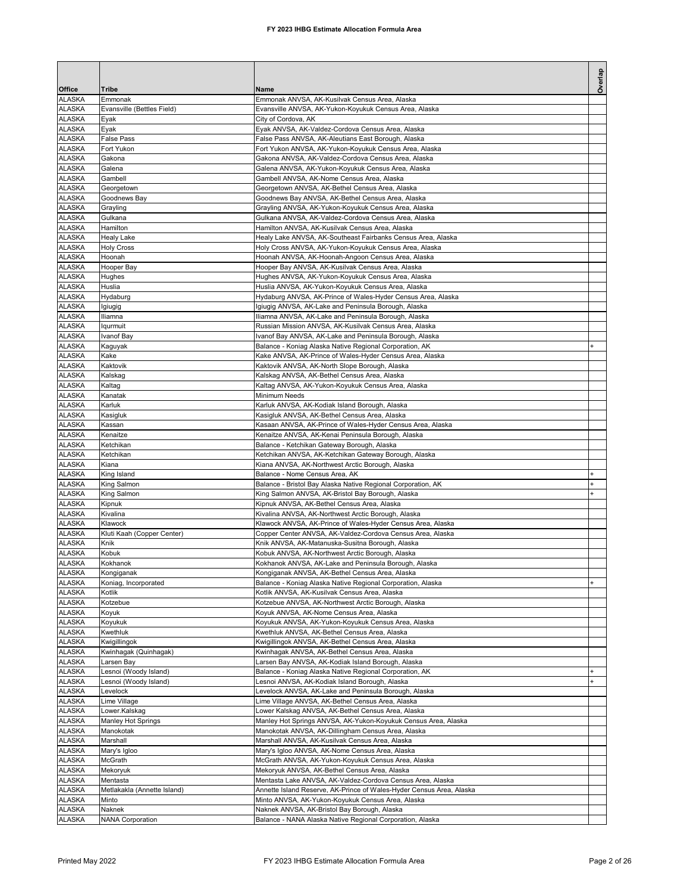# FY 2023 IHBG Estimate Allocation Formula Area

| Office | Tribe | Name | Overlap |
|---|---|---|---|
| ALASKA | Emmonak | Emmonak ANVSA, AK-Kusilvak Census Area, Alaska | |
| ALASKA | Evansville (Bettles Field) | Evansville ANVSA, AK-Yukon-Koyukuk Census Area, Alaska | |
| ALASKA | Eyak | City of Cordova, AK | |
| ALASKA | Eyak | Eyak ANVSA, AK-Valdez-Cordova Census Area, Alaska | |
| ALASKA | False Pass | False Pass ANVSA, AK-Aleutians East Borough, Alaska | |
| ALASKA | Fort Yukon | Fort Yukon ANVSA, AK-Yukon-Koyukuk Census Area, Alaska | |
| ALASKA | Gakona | Gakona ANVSA, AK-Valdez-Cordova Census Area, Alaska | |
| ALASKA | Galena | Galena ANVSA, AK-Yukon-Koyukuk Census Area, Alaska | |
| ALASKA | Gambell | Gambell ANVSA, AK-Nome Census Area, Alaska | |
| ALASKA | Georgetown | Georgetown ANVSA, AK-Bethel Census Area, Alaska | |
| ALASKA | Goodnews Bay | Goodnews Bay ANVSA, AK-Bethel Census Area, Alaska | |
| ALASKA | Grayling | Grayling ANVSA, AK-Yukon-Koyukuk Census Area, Alaska | |
| ALASKA | Gulkana | Gulkana ANVSA, AK-Valdez-Cordova Census Area, Alaska | |
| ALASKA | Hamilton | Hamilton ANVSA, AK-Kusilvak Census Area, Alaska | |
| ALASKA | Healy Lake | Healy Lake ANVSA, AK-Southeast Fairbanks Census Area, Alaska | |
| ALASKA | Holy Cross | Holy Cross ANVSA, AK-Yukon-Koyukuk Census Area, Alaska | |
| ALASKA | Hoonah | Hoonah ANVSA, AK-Hoonah-Angoon Census Area, Alaska | |
| ALASKA | Hooper Bay | Hooper Bay ANVSA, AK-Kusilvak Census Area, Alaska | |
| ALASKA | Hughes | Hughes ANVSA, AK-Yukon-Koyukuk Census Area, Alaska | |
| ALASKA | Huslia | Huslia ANVSA, AK-Yukon-Koyukuk Census Area, Alaska | |
| ALASKA | Hydaburg | Hydaburg ANVSA, AK-Prince of Wales-Hyder Census Area, Alaska | |
| ALASKA | Igiugig | Igiugig ANVSA, AK-Lake and Peninsula Borough, Alaska | |
| ALASKA | Iliamna | Iliamna ANVSA, AK-Lake and Peninsula Borough, Alaska | |
| ALASKA | Iqurmuit | Russian Mission ANVSA, AK-Kusilvak Census Area, Alaska | |
| ALASKA | Ivanof Bay | Ivanof Bay ANVSA, AK-Lake and Peninsula Borough, Alaska | |
| ALASKA | Kaguyak | Balance - Koniag Alaska Native Regional Corporation, AK | + |
| ALASKA | Kake | Kake ANVSA, AK-Prince of Wales-Hyder Census Area, Alaska | |
| ALASKA | Kaktovik | Kaktovik ANVSA, AK-North Slope Borough, Alaska | |
| ALASKA | Kalskag | Kalskag ANVSA, AK-Bethel Census Area, Alaska | |
| ALASKA | Kaltag | Kaltag ANVSA, AK-Yukon-Koyukuk Census Area, Alaska | |
| ALASKA | Kanatak | Minimum Needs | |
| ALASKA | Karluk | Karluk ANVSA, AK-Kodiak Island Borough, Alaska | |
| ALASKA | Kasigluk | Kasigluk ANVSA, AK-Bethel Census Area, Alaska | |
| ALASKA | Kassan | Kasaan ANVSA, AK-Prince of Wales-Hyder Census Area, Alaska | |
| ALASKA | Kenaitze | Kenaitze ANVSA, AK-Kenai Peninsula Borough, Alaska | |
| ALASKA | Ketchikan | Balance - Ketchikan Gateway Borough, Alaska | |
| ALASKA | Ketchikan | Ketchikan ANVSA, AK-Ketchikan Gateway Borough, Alaska | |
| ALASKA | Kiana | Kiana ANVSA, AK-Northwest Arctic Borough, Alaska | |
| ALASKA | King Island | Balance - Nome Census Area, AK | + |
| ALASKA | King Salmon | Balance - Bristol Bay Alaska Native Regional Corporation, AK | + |
| ALASKA | King Salmon | King Salmon ANVSA, AK-Bristol Bay Borough, Alaska | + |
| ALASKA | Kipnuk | Kipnuk ANVSA, AK-Bethel Census Area, Alaska | |
| ALASKA | Kivalina | Kivalina ANVSA, AK-Northwest Arctic Borough, Alaska | |
| ALASKA | Klawock | Klawock ANVSA, AK-Prince of Wales-Hyder Census Area, Alaska | |
| ALASKA | Kluti Kaah (Copper Center) | Copper Center ANVSA, AK-Valdez-Cordova Census Area, Alaska | |
| ALASKA | Knik | Knik ANVSA, AK-Matanuska-Susitna Borough, Alaska | |
| ALASKA | Kobuk | Kobuk ANVSA, AK-Northwest Arctic Borough, Alaska | |
| ALASKA | Kokhanok | Kokhanok ANVSA, AK-Lake and Peninsula Borough, Alaska | |
| ALASKA | Kongiganak | Kongiganak ANVSA, AK-Bethel Census Area, Alaska | |
| ALASKA | Koniag, Incorporated | Balance - Koniag Alaska Native Regional Corporation, Alaska | + |
| ALASKA | Kotlik | Kotlik ANVSA, AK-Kusilvak Census Area, Alaska | |
| ALASKA | Kotzebue | Kotzebue ANVSA, AK-Northwest Arctic Borough, Alaska | |
| ALASKA | Koyuk | Koyuk ANVSA, AK-Nome Census Area, Alaska | |
| ALASKA | Koyukuk | Koyukuk ANVSA, AK-Yukon-Koyukuk Census Area, Alaska | |
| ALASKA | Kwethluk | Kwethluk ANVSA, AK-Bethel Census Area, Alaska | |
| ALASKA | Kwigillingok | Kwigillingok ANVSA, AK-Bethel Census Area, Alaska | |
| ALASKA | Kwinhagak (Quinhagak) | Kwinhagak ANVSA, AK-Bethel Census Area, Alaska | |
| ALASKA | Larsen Bay | Larsen Bay ANVSA, AK-Kodiak Island Borough, Alaska | |
| ALASKA | Lesnoi (Woody Island) | Balance - Koniag Alaska Native Regional Corporation, AK | + |
| ALASKA | Lesnoi (Woody Island) | Lesnoi ANVSA, AK-Kodiak Island Borough, Alaska | + |
| ALASKA | Levelock | Levelock ANVSA, AK-Lake and Peninsula Borough, Alaska | |
| ALASKA | Lime Village | Lime Village ANVSA, AK-Bethel Census Area, Alaska | |
| ALASKA | Lower.Kalskag | Lower Kalskag ANVSA, AK-Bethel Census Area, Alaska | |
| ALASKA | Manley Hot Springs | Manley Hot Springs ANVSA, AK-Yukon-Koyukuk Census Area, Alaska | |
| ALASKA | Manokotak | Manokotak ANVSA, AK-Dillingham Census Area, Alaska | |
| ALASKA | Marshall | Marshall ANVSA, AK-Kusilvak Census Area, Alaska | |
| ALASKA | Mary's Igloo | Mary's Igloo ANVSA, AK-Nome Census Area, Alaska | |
| ALASKA | McGrath | McGrath ANVSA, AK-Yukon-Koyukuk Census Area, Alaska | |
| ALASKA | Mekoryuk | Mekoryuk ANVSA, AK-Bethel Census Area, Alaska | |
| ALASKA | Mentasta | Mentasta Lake ANVSA, AK-Valdez-Cordova Census Area, Alaska | |
| ALASKA | Metlakakla (Annette Island) | Annette Island Reserve, AK-Prince of Wales-Hyder Census Area, Alaska | |
| ALASKA | Minto | Minto ANVSA, AK-Yukon-Koyukuk Census Area, Alaska | |
| ALASKA | Naknek | Naknek ANVSA, AK-Bristol Bay Borough, Alaska | |
| ALASKA | NANA Corporation | Balance - NANA Alaska Native Regional Corporation, Alaska | |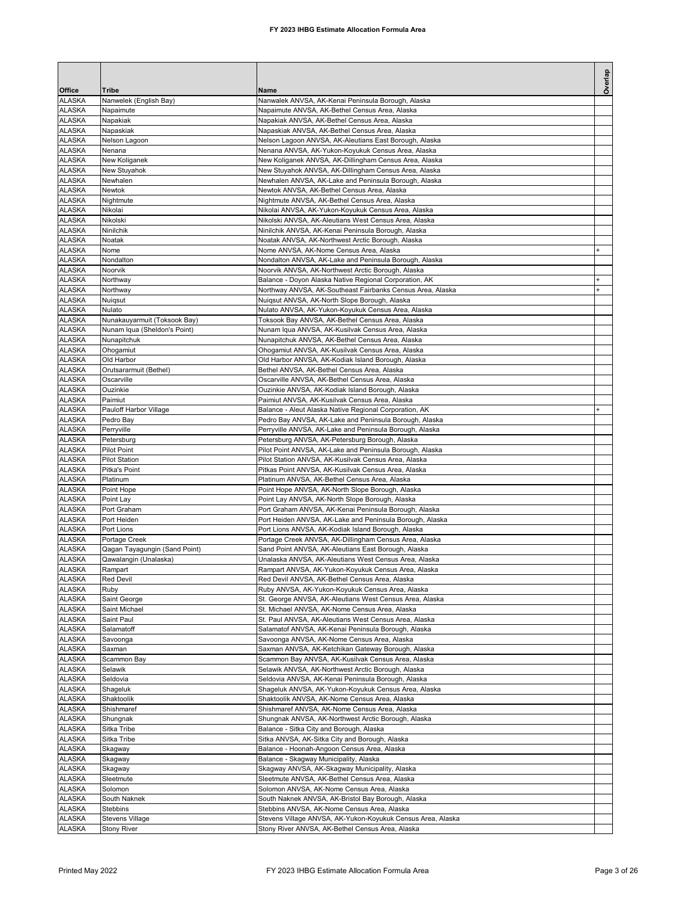# FY 2023 IHBG Estimate Allocation Formula Area

| Office | Tribe | Name | Overlap |
|---|---|---|---|
| ALASKA | Nanwelek (English Bay) | Nanwalek ANVSA, AK-Kenai Peninsula Borough, Alaska | |
| ALASKA | Napaimute | Napaimute ANVSA, AK-Bethel Census Area, Alaska | |
| ALASKA | Napakiak | Napakiak ANVSA, AK-Bethel Census Area, Alaska | |
| ALASKA | Napaskiak | Napaskiak ANVSA, AK-Bethel Census Area, Alaska | |
| ALASKA | Nelson Lagoon | Nelson Lagoon ANVSA, AK-Aleutians East Borough, Alaska | |
| ALASKA | Nenana | Nenana ANVSA, AK-Yukon-Koyukuk Census Area, Alaska | |
| ALASKA | New Koliganek | New Koliganek ANVSA, AK-Dillingham Census Area, Alaska | |
| ALASKA | New Stuyahok | New Stuyahok ANVSA, AK-Dillingham Census Area, Alaska | |
| ALASKA | Newhalen | Newhalen ANVSA, AK-Lake and Peninsula Borough, Alaska | |
| ALASKA | Newtok | Newtok ANVSA, AK-Bethel Census Area, Alaska | |
| ALASKA | Nightmute | Nightmute ANVSA, AK-Bethel Census Area, Alaska | |
| ALASKA | Nikolai | Nikolai ANVSA, AK-Yukon-Koyukuk Census Area, Alaska | |
| ALASKA | Nikolski | Nikolski ANVSA, AK-Aleutians West Census Area, Alaska | |
| ALASKA | Ninilchik | Ninilchik ANVSA, AK-Kenai Peninsula Borough, Alaska | |
| ALASKA | Noatak | Noatak ANVSA, AK-Northwest Arctic Borough, Alaska | |
| ALASKA | Nome | Nome ANVSA, AK-Nome Census Area, Alaska | + |
| ALASKA | Nondalton | Nondalton ANVSA, AK-Lake and Peninsula Borough, Alaska | |
| ALASKA | Noorvik | Noorvik ANVSA, AK-Northwest Arctic Borough, Alaska | |
| ALASKA | Northway | Balance - Doyon Alaska Native Regional Corporation, AK | + |
| ALASKA | Northway | Northway ANVSA, AK-Southeast Fairbanks Census Area, Alaska | + |
| ALASKA | Nuiqsut | Nuiqsut ANVSA, AK-North Slope Borough, Alaska | |
| ALASKA | Nulato | Nulato ANVSA, AK-Yukon-Koyukuk Census Area, Alaska | |
| ALASKA | Nunakauyarmuit (Toksook Bay) | Toksook Bay ANVSA, AK-Bethel Census Area, Alaska | |
| ALASKA | Nunam Iqua (Sheldon's Point) | Nunam Iqua ANVSA, AK-Kusilvak Census Area, Alaska | |
| ALASKA | Nunapitchuk | Nunapitchuk ANVSA, AK-Bethel Census Area, Alaska | |
| ALASKA | Ohogamiut | Ohogamiut ANVSA, AK-Kusilvak Census Area, Alaska | |
| ALASKA | Old Harbor | Old Harbor ANVSA, AK-Kodiak Island Borough, Alaska | |
| ALASKA | Orutsararmuit (Bethel) | Bethel ANVSA, AK-Bethel Census Area, Alaska | |
| ALASKA | Oscarville | Oscarville ANVSA, AK-Bethel Census Area, Alaska | |
| ALASKA | Ouzinkie | Ouzinkie ANVSA, AK-Kodiak Island Borough, Alaska | |
| ALASKA | Paimiut | Paimiut ANVSA, AK-Kusilvak Census Area, Alaska | |
| ALASKA | Pauloff Harbor Village | Balance - Aleut Alaska Native Regional Corporation, AK | + |
| ALASKA | Pedro Bay | Pedro Bay ANVSA, AK-Lake and Peninsula Borough, Alaska | |
| ALASKA | Perryville | Perryville ANVSA, AK-Lake and Peninsula Borough, Alaska | |
| ALASKA | Petersburg | Petersburg ANVSA, AK-Petersburg Borough, Alaska | |
| ALASKA | Pilot Point | Pilot Point ANVSA, AK-Lake and Peninsula Borough, Alaska | |
| ALASKA | Pilot Station | Pilot Station ANVSA, AK-Kusilvak Census Area, Alaska | |
| ALASKA | Pitka's Point | Pitkas Point ANVSA, AK-Kusilvak Census Area, Alaska | |
| ALASKA | Platinum | Platinum ANVSA, AK-Bethel Census Area, Alaska | |
| ALASKA | Point Hope | Point Hope ANVSA, AK-North Slope Borough, Alaska | |
| ALASKA | Point Lay | Point Lay ANVSA, AK-North Slope Borough, Alaska | |
| ALASKA | Port Graham | Port Graham ANVSA, AK-Kenai Peninsula Borough, Alaska | |
| ALASKA | Port Heiden | Port Heiden ANVSA, AK-Lake and Peninsula Borough, Alaska | |
| ALASKA | Port Lions | Port Lions ANVSA, AK-Kodiak Island Borough, Alaska | |
| ALASKA | Portage Creek | Portage Creek ANVSA, AK-Dillingham Census Area, Alaska | |
| ALASKA | Qagan Tayagungin (Sand Point) | Sand Point ANVSA, AK-Aleutians East Borough, Alaska | |
| ALASKA | Qawalangin (Unalaska) | Unalaska ANVSA, AK-Aleutians West Census Area, Alaska | |
| ALASKA | Rampart | Rampart ANVSA, AK-Yukon-Koyukuk Census Area, Alaska | |
| ALASKA | Red Devil | Red Devil ANVSA, AK-Bethel Census Area, Alaska | |
| ALASKA | Ruby | Ruby ANVSA, AK-Yukon-Koyukuk Census Area, Alaska | |
| ALASKA | Saint George | St. George ANVSA, AK-Aleutians West Census Area, Alaska | |
| ALASKA | Saint Michael | St. Michael ANVSA, AK-Nome Census Area, Alaska | |
| ALASKA | Saint Paul | St. Paul ANVSA, AK-Aleutians West Census Area, Alaska | |
| ALASKA | Salamatoff | Salamatoff ANVSA, AK-Kenai Peninsula Borough, Alaska | |
| ALASKA | Savoonga | Savoonga ANVSA, AK-Nome Census Area, Alaska | |
| ALASKA | Saxman | Saxman ANVSA, AK-Ketchikan Gateway Borough, Alaska | |
| ALASKA | Scammon Bay | Scammon Bay ANVSA, AK-Kusilvak Census Area, Alaska | |
| ALASKA | Selawik | Selawik ANVSA, AK-Northwest Arctic Borough, Alaska | |
| ALASKA | Seldovia | Seldovia ANVSA, AK-Kenai Peninsula Borough, Alaska | |
| ALASKA | Shageluk | Shageluk ANVSA, AK-Yukon-Koyukuk Census Area, Alaska | |
| ALASKA | Shaktoolik | Shaktoolik ANVSA, AK-Nome Census Area, Alaska | |
| ALASKA | Shishmaref | Shishmaref ANVSA, AK-Nome Census Area, Alaska | |
| ALASKA | Shungnak | Shungnak ANVSA, AK-Northwest Arctic Borough, Alaska | |
| ALASKA | Sitka Tribe | Balance - Sitka City and Borough, Alaska | |
| ALASKA | Sitka Tribe | Sitka ANVSA, AK-Sitka City and Borough, Alaska | |
| ALASKA | Skagway | Balance - Hoonah-Angoon Census Area, Alaska | |
| ALASKA | Skagway | Balance - Skagway Municipality, Alaska | |
| ALASKA | Skagway | Skagway ANVSA, AK-Skagway Municipality, Alaska | |
| ALASKA | Sleetmute | Sleetmute ANVSA, AK-Bethel Census Area, Alaska | |
| ALASKA | Solomon | Solomon ANVSA, AK-Nome Census Area, Alaska | |
| ALASKA | South Naknek | South Naknek ANVSA, AK-Bristol Bay Borough, Alaska | |
| ALASKA | Stebbins | Stebbins ANVSA, AK-Nome Census Area, Alaska | |
| ALASKA | Stevens Village | Stevens Village ANVSA, AK-Yukon-Koyukuk Census Area, Alaska | |
| ALASKA | Stony River | Stony River ANVSA, AK-Bethel Census Area, Alaska | |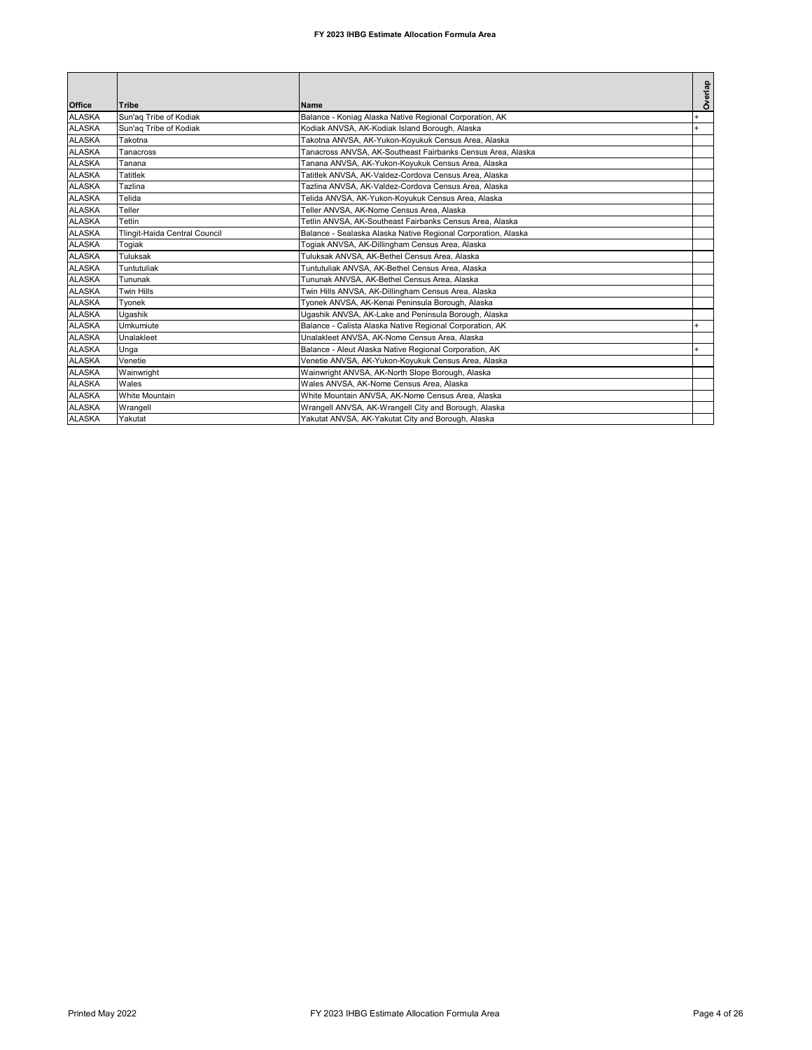| Office | Tribe | Name | Overlap |
|---|---|---|---|
| ALASKA | Sun'aq Tribe of Kodiak | Balance - Koniag Alaska Native Regional Corporation, AK | + |
| ALASKA | Sun'aq Tribe of Kodiak | Kodiak ANVSA, AK-Kodiak Island Borough, Alaska | + |
| ALASKA | Takotna | Takotna ANVSA, AK-Yukon-Koyukuk Census Area, Alaska | |
| ALASKA | Tanacross | Tanacross ANVSA, AK-Southeast Fairbanks Census Area, Alaska | |
| ALASKA | Tanana | Tanana ANVSA, AK-Yukon-Koyukuk Census Area, Alaska | |
| ALASKA | Tatitlek | Tatitlek ANVSA, AK-Valdez-Cordova Census Area, Alaska | |
| ALASKA | Tazlina | Tazlina ANVSA, AK-Valdez-Cordova Census Area, Alaska | |
| ALASKA | Telida | Telida ANVSA, AK-Yukon-Koyukuk Census Area, Alaska | |
| ALASKA | Teller | Teller ANVSA, AK-Nome Census Area, Alaska | |
| ALASKA | Tetlin | Tetlin ANVSA, AK-Southeast Fairbanks Census Area, Alaska | |
| ALASKA | Tlingit-Haida Central Council | Balance - Sealaska Alaska Native Regional Corporation, Alaska | |
| ALASKA | Togiak | Togiak ANVSA, AK-Dillingham Census Area, Alaska | |
| ALASKA | Tuluksak | Tuluksak ANVSA, AK-Bethel Census Area, Alaska | |
| ALASKA | Tuntutuliak | Tuntutuliak ANVSA, AK-Bethel Census Area, Alaska | |
| ALASKA | Tununak | Tununak ANVSA, AK-Bethel Census Area, Alaska | |
| ALASKA | Twin Hills | Twin Hills ANVSA, AK-Dillingham Census Area, Alaska | |
| ALASKA | Tyonek | Tyonek ANVSA, AK-Kenai Peninsula Borough, Alaska | |
| ALASKA | Ugashik | Ugashik ANVSA, AK-Lake and Peninsula Borough, Alaska | |
| ALASKA | Umkumiute | Balance - Calista Alaska Native Regional Corporation, AK | + |
| ALASKA | Unalakleet | Unalakleet ANVSA, AK-Nome Census Area, Alaska | |
| ALASKA | Unga | Balance - Aleut Alaska Native Regional Corporation, AK | + |
| ALASKA | Venetie | Venetie ANVSA, AK-Yukon-Koyukuk Census Area, Alaska | |
| ALASKA | Wainwright | Wainwright ANVSA, AK-North Slope Borough, Alaska | |
| ALASKA | Wales | Wales ANVSA, AK-Nome Census Area, Alaska | |
| ALASKA | White Mountain | White Mountain ANVSA, AK-Nome Census Area, Alaska | |
| ALASKA | Wrangell | Wrangell ANVSA, AK-Wrangell City and Borough, Alaska | |
| ALASKA | Yakutat | Yakutat ANVSA, AK-Yakutat City and Borough, Alaska | |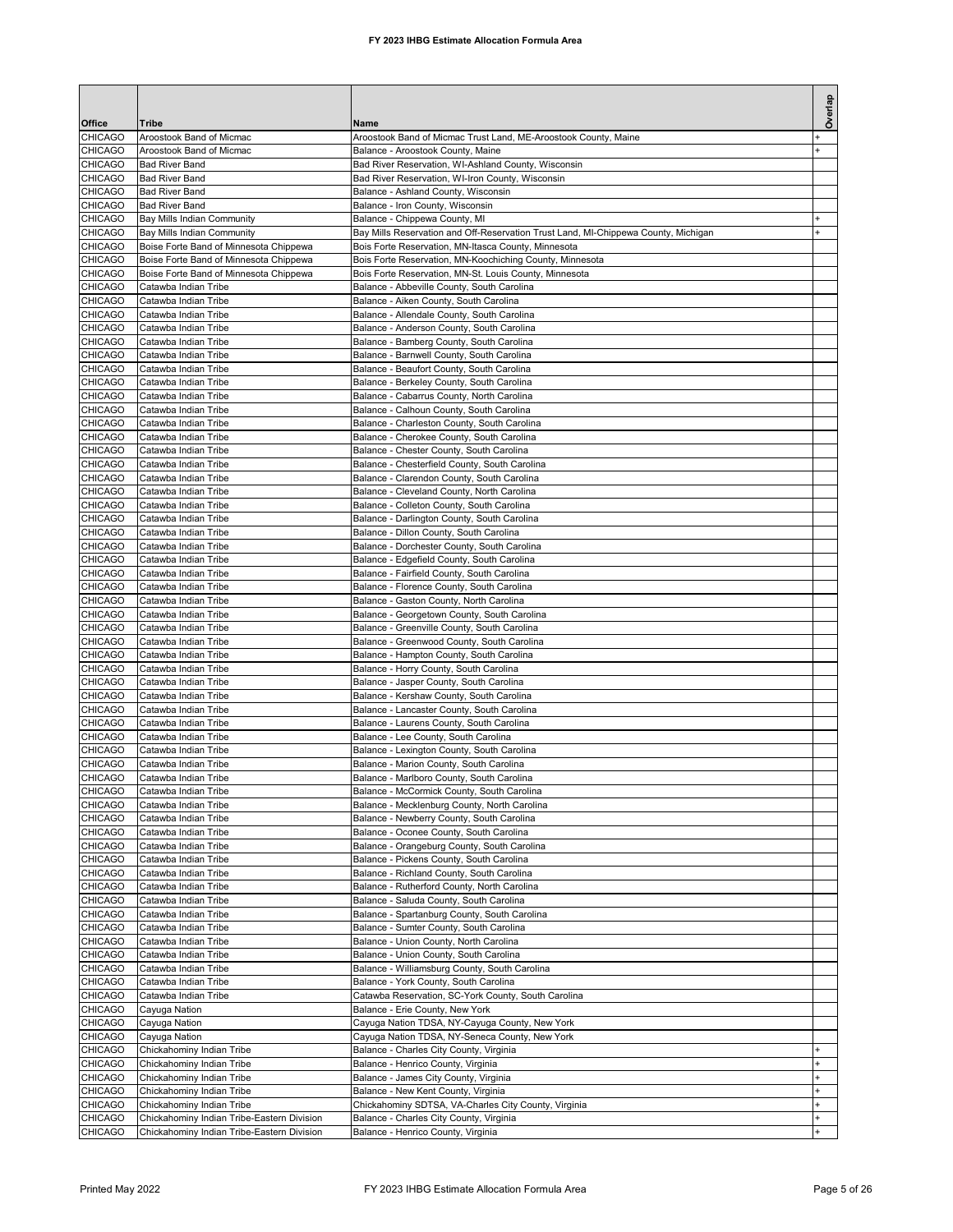# FY 2023 IHBG Estimate Allocation Formula Area

| Office | Tribe | Name | Overlap |
|---|---|---|---|
| CHICAGO | Aroostook Band of Micmac | Aroostook Band of Micmac Trust Land, ME-Aroostook County, Maine | + |
| CHICAGO | Aroostook Band of Micmac | Balance - Aroostook County, Maine | + |
| CHICAGO | Bad River Band | Bad River Reservation, WI-Ashland County, Wisconsin | |
| CHICAGO | Bad River Band | Bad River Reservation, WI-Iron County, Wisconsin | |
| CHICAGO | Bad River Band | Balance - Ashland County, Wisconsin | |
| CHICAGO | Bad River Band | Balance - Iron County, Wisconsin | |
| CHICAGO | Bay Mills Indian Community | Balance - Chippewa County, MI | + |
| CHICAGO | Bay Mills Indian Community | Bay Mills Reservation and Off-Reservation Trust Land, MI-Chippewa County, Michigan | + |
| CHICAGO | Boise Forte Band of Minnesota Chippewa | Bois Forte Reservation, MN-Itasca County, Minnesota | |
| CHICAGO | Boise Forte Band of Minnesota Chippewa | Bois Forte Reservation, MN-Koochiching County, Minnesota | |
| CHICAGO | Boise Forte Band of Minnesota Chippewa | Bois Forte Reservation, MN-St. Louis County, Minnesota | |
| CHICAGO | Catawba Indian Tribe | Balance - Abbeville County, South Carolina | |
| CHICAGO | Catawba Indian Tribe | Balance - Aiken County, South Carolina | |
| CHICAGO | Catawba Indian Tribe | Balance - Allendale County, South Carolina | |
| CHICAGO | Catawba Indian Tribe | Balance - Anderson County, South Carolina | |
| CHICAGO | Catawba Indian Tribe | Balance - Bamberg County, South Carolina | |
| CHICAGO | Catawba Indian Tribe | Balance - Barnwell County, South Carolina | |
| CHICAGO | Catawba Indian Tribe | Balance - Beaufort County, South Carolina | |
| CHICAGO | Catawba Indian Tribe | Balance - Berkeley County, South Carolina | |
| CHICAGO | Catawba Indian Tribe | Balance - Cabarrus County, North Carolina | |
| CHICAGO | Catawba Indian Tribe | Balance - Calhoun County, South Carolina | |
| CHICAGO | Catawba Indian Tribe | Balance - Charleston County, South Carolina | |
| CHICAGO | Catawba Indian Tribe | Balance - Cherokee County, South Carolina | |
| CHICAGO | Catawba Indian Tribe | Balance - Chester County, South Carolina | |
| CHICAGO | Catawba Indian Tribe | Balance - Chesterfield County, South Carolina | |
| CHICAGO | Catawba Indian Tribe | Balance - Clarendon County, South Carolina | |
| CHICAGO | Catawba Indian Tribe | Balance - Cleveland County, North Carolina | |
| CHICAGO | Catawba Indian Tribe | Balance - Colleton County, South Carolina | |
| CHICAGO | Catawba Indian Tribe | Balance - Darlington County, South Carolina | |
| CHICAGO | Catawba Indian Tribe | Balance - Dillon County, South Carolina | |
| CHICAGO | Catawba Indian Tribe | Balance - Dorchester County, South Carolina | |
| CHICAGO | Catawba Indian Tribe | Balance - Edgefield County, South Carolina | |
| CHICAGO | Catawba Indian Tribe | Balance - Fairfield County, South Carolina | |
| CHICAGO | Catawba Indian Tribe | Balance - Florence County, South Carolina | |
| CHICAGO | Catawba Indian Tribe | Balance - Gaston County, North Carolina | |
| CHICAGO | Catawba Indian Tribe | Balance - Georgetown County, South Carolina | |
| CHICAGO | Catawba Indian Tribe | Balance - Greenville County, South Carolina | |
| CHICAGO | Catawba Indian Tribe | Balance - Greenwood County, South Carolina | |
| CHICAGO | Catawba Indian Tribe | Balance - Hampton County, South Carolina | |
| CHICAGO | Catawba Indian Tribe | Balance - Horry County, South Carolina | |
| CHICAGO | Catawba Indian Tribe | Balance - Jasper County, South Carolina | |
| CHICAGO | Catawba Indian Tribe | Balance - Kershaw County, South Carolina | |
| CHICAGO | Catawba Indian Tribe | Balance - Lancaster County, South Carolina | |
| CHICAGO | Catawba Indian Tribe | Balance - Laurens County, South Carolina | |
| CHICAGO | Catawba Indian Tribe | Balance - Lee County, South Carolina | |
| CHICAGO | Catawba Indian Tribe | Balance - Lexington County, South Carolina | |
| CHICAGO | Catawba Indian Tribe | Balance - Marion County, South Carolina | |
| CHICAGO | Catawba Indian Tribe | Balance - Marlboro County, South Carolina | |
| CHICAGO | Catawba Indian Tribe | Balance - McCormick County, South Carolina | |
| CHICAGO | Catawba Indian Tribe | Balance - Mecklenburg County, North Carolina | |
| CHICAGO | Catawba Indian Tribe | Balance - Newberry County, South Carolina | |
| CHICAGO | Catawba Indian Tribe | Balance - Oconee County, South Carolina | |
| CHICAGO | Catawba Indian Tribe | Balance - Orangeburg County, South Carolina | |
| CHICAGO | Catawba Indian Tribe | Balance - Pickens County, South Carolina | |
| CHICAGO | Catawba Indian Tribe | Balance - Richland County, South Carolina | |
| CHICAGO | Catawba Indian Tribe | Balance - Rutherford County, North Carolina | |
| CHICAGO | Catawba Indian Tribe | Balance - Saluda County, South Carolina | |
| CHICAGO | Catawba Indian Tribe | Balance - Spartanburg County, South Carolina | |
| CHICAGO | Catawba Indian Tribe | Balance - Sumter County, South Carolina | |
| CHICAGO | Catawba Indian Tribe | Balance - Union County, North Carolina | |
| CHICAGO | Catawba Indian Tribe | Balance - Union County, South Carolina | |
| CHICAGO | Catawba Indian Tribe | Balance - Williamsburg County, South Carolina | |
| CHICAGO | Catawba Indian Tribe | Balance - York County, South Carolina | |
| CHICAGO | Catawba Indian Tribe | Catawba Reservation, SC-York County, South Carolina | |
| CHICAGO | Cayuga Nation | Balance - Erie County, New York | |
| CHICAGO | Cayuga Nation | Cayuga Nation TDSA, NY-Cayuga County, New York | |
| CHICAGO | Cayuga Nation | Cayuga Nation TDSA, NY-Seneca County, New York | |
| CHICAGO | Chickahominy Indian Tribe | Balance - Charles City County, Virginia | + |
| CHICAGO | Chickahominy Indian Tribe | Balance - Henrico County, Virginia | + |
| CHICAGO | Chickahominy Indian Tribe | Balance - James City County, Virginia | + |
| CHICAGO | Chickahominy Indian Tribe | Balance - New Kent County, Virginia | + |
| CHICAGO | Chickahominy Indian Tribe | Chickahominy SDTSA, VA-Charles City County, Virginia | + |
| CHICAGO | Chickahominy Indian Tribe-Eastern Division | Balance - Charles City County, Virginia | + |
| CHICAGO | Chickahominy Indian Tribe-Eastern Division | Balance - Henrico County, Virginia | + |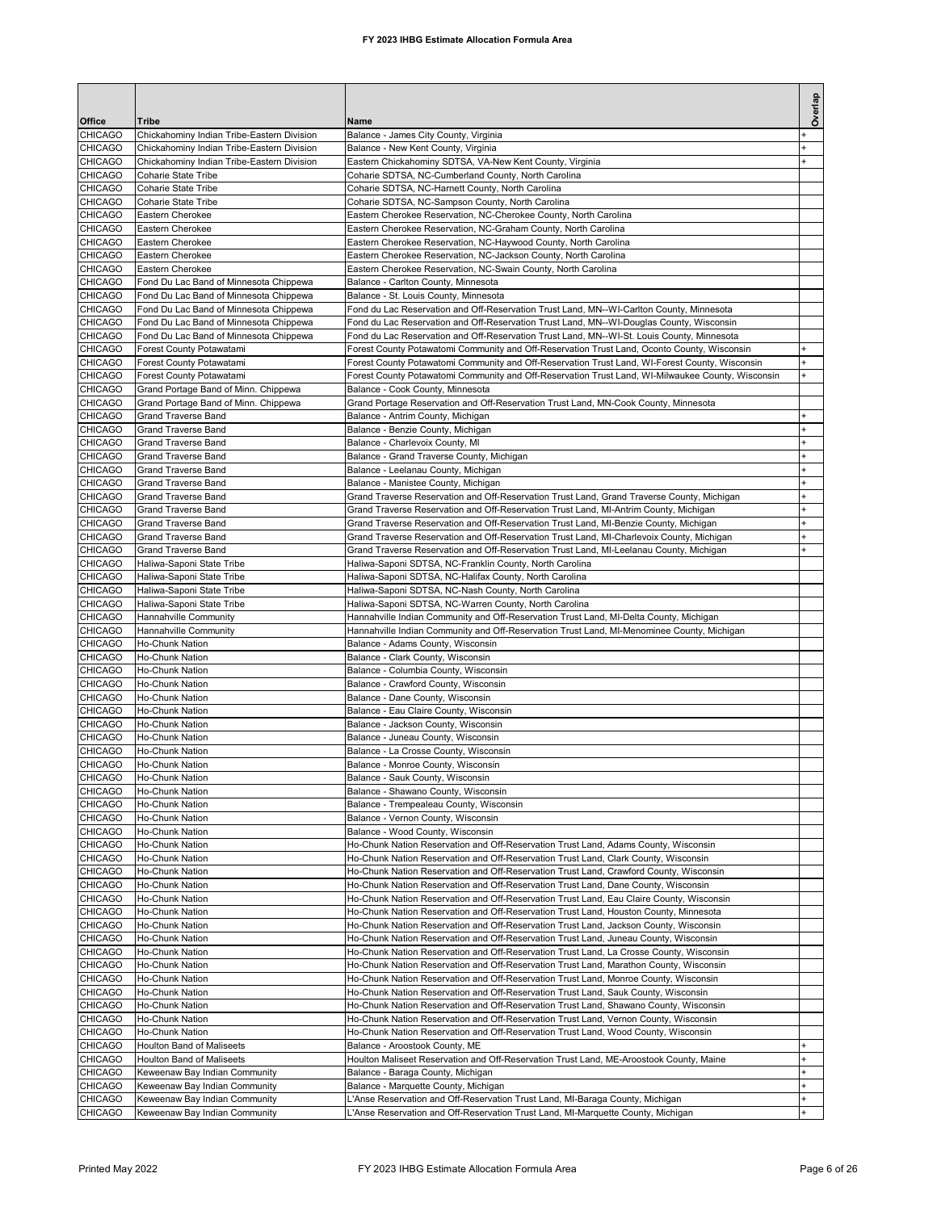| Office | Tribe | Name | Overlap |
|---|---|---|---|
| CHICAGO | Chickahominy Indian Tribe-Eastern Division | Balance - James City County, Virginia | + |
| CHICAGO | Chickahominy Indian Tribe-Eastern Division | Balance - New Kent County, Virginia | + |
| CHICAGO | Chickahominy Indian Tribe-Eastern Division | Eastern Chickahominy SDTSA, VA-New Kent County, Virginia | + |
| CHICAGO | Coharie State Tribe | Coharie SDTSA, NC-Cumberland County, North Carolina | |
| CHICAGO | Coharie State Tribe | Coharie SDTSA, NC-Harnett County, North Carolina | |
| CHICAGO | Coharie State Tribe | Coharie SDTSA, NC-Sampson County, North Carolina | |
| CHICAGO | Eastern Cherokee | Eastern Cherokee Reservation, NC-Cherokee County, North Carolina | |
| CHICAGO | Eastern Cherokee | Eastern Cherokee Reservation, NC-Graham County, North Carolina | |
| CHICAGO | Eastern Cherokee | Eastern Cherokee Reservation, NC-Haywood County, North Carolina | |
| CHICAGO | Eastern Cherokee | Eastern Cherokee Reservation, NC-Jackson County, North Carolina | |
| CHICAGO | Eastern Cherokee | Eastern Cherokee Reservation, NC-Swain County, North Carolina | |
| CHICAGO | Fond Du Lac Band of Minnesota Chippewa | Balance - Carlton County, Minnesota | |
| CHICAGO | Fond Du Lac Band of Minnesota Chippewa | Balance - St. Louis County, Minnesota | |
| CHICAGO | Fond Du Lac Band of Minnesota Chippewa | Fond du Lac Reservation and Off-Reservation Trust Land, MN--WI-Carlton County, Minnesota | |
| CHICAGO | Fond Du Lac Band of Minnesota Chippewa | Fond du Lac Reservation and Off-Reservation Trust Land, MN--WI-Douglas County, Wisconsin | |
| CHICAGO | Fond Du Lac Band of Minnesota Chippewa | Fond du Lac Reservation and Off-Reservation Trust Land, MN--WI-St. Louis County, Minnesota | |
| CHICAGO | Forest County Potawatami | Forest County Potawatomi Community and Off-Reservation Trust Land, Oconto County, Wisconsin | + |
| CHICAGO | Forest County Potawatami | Forest County Potawatomi Community and Off-Reservation Trust Land, WI-Forest County, Wisconsin | + |
| CHICAGO | Forest County Potawatami | Forest County Potawatomi Community and Off-Reservation Trust Land, WI-Milwaukee County, Wisconsin | + |
| CHICAGO | Grand Portage Band of Minn. Chippewa | Balance - Cook County, Minnesota | |
| CHICAGO | Grand Portage Band of Minn. Chippewa | Grand Portage Reservation and Off-Reservation Trust Land, MN-Cook County, Minnesota | |
| CHICAGO | Grand Traverse Band | Balance - Antrim County, Michigan | + |
| CHICAGO | Grand Traverse Band | Balance - Benzie County, Michigan | + |
| CHICAGO | Grand Traverse Band | Balance - Charlevoix County, MI | + |
| CHICAGO | Grand Traverse Band | Balance - Grand Traverse County, Michigan | + |
| CHICAGO | Grand Traverse Band | Balance - Leelanau County, Michigan | + |
| CHICAGO | Grand Traverse Band | Balance - Manistee County, Michigan | + |
| CHICAGO | Grand Traverse Band | Grand Traverse Reservation and Off-Reservation Trust Land, Grand Traverse County, Michigan | + |
| CHICAGO | Grand Traverse Band | Grand Traverse Reservation and Off-Reservation Trust Land, MI-Antrim County, Michigan | + |
| CHICAGO | Grand Traverse Band | Grand Traverse Reservation and Off-Reservation Trust Land, MI-Benzie County, Michigan | + |
| CHICAGO | Grand Traverse Band | Grand Traverse Reservation and Off-Reservation Trust Land, MI-Charlevoix County, Michigan | + |
| CHICAGO | Grand Traverse Band | Grand Traverse Reservation and Off-Reservation Trust Land, MI-Leelanau County, Michigan | + |
| CHICAGO | Haliwa-Saponi State Tribe | Haliwa-Saponi SDTSA, NC-Franklin County, North Carolina | |
| CHICAGO | Haliwa-Saponi State Tribe | Haliwa-Saponi SDTSA, NC-Halifax County, North Carolina | |
| CHICAGO | Haliwa-Saponi State Tribe | Haliwa-Saponi SDTSA, NC-Nash County, North Carolina | |
| CHICAGO | Haliwa-Saponi State Tribe | Haliwa-Saponi SDTSA, NC-Warren County, North Carolina | |
| CHICAGO | Hannahville Community | Hannahville Indian Community and Off-Reservation Trust Land, MI-Delta County, Michigan | |
| CHICAGO | Hannahville Community | Hannahville Indian Community and Off-Reservation Trust Land, MI-Menominee County, Michigan | |
| CHICAGO | Ho-Chunk Nation | Balance - Adams County, Wisconsin | |
| CHICAGO | Ho-Chunk Nation | Balance - Clark County, Wisconsin | |
| CHICAGO | Ho-Chunk Nation | Balance - Columbia County, Wisconsin | |
| CHICAGO | Ho-Chunk Nation | Balance - Crawford County, Wisconsin | |
| CHICAGO | Ho-Chunk Nation | Balance - Dane County, Wisconsin | |
| CHICAGO | Ho-Chunk Nation | Balance - Eau Claire County, Wisconsin | |
| CHICAGO | Ho-Chunk Nation | Balance - Jackson County, Wisconsin | |
| CHICAGO | Ho-Chunk Nation | Balance - Juneau County, Wisconsin | |
| CHICAGO | Ho-Chunk Nation | Balance - La Crosse County, Wisconsin | |
| CHICAGO | Ho-Chunk Nation | Balance - Monroe County, Wisconsin | |
| CHICAGO | Ho-Chunk Nation | Balance - Sauk County, Wisconsin | |
| CHICAGO | Ho-Chunk Nation | Balance - Shawano County, Wisconsin | |
| CHICAGO | Ho-Chunk Nation | Balance - Trempealeau County, Wisconsin | |
| CHICAGO | Ho-Chunk Nation | Balance - Vernon County, Wisconsin | |
| CHICAGO | Ho-Chunk Nation | Balance - Wood County, Wisconsin | |
| CHICAGO | Ho-Chunk Nation | Ho-Chunk Nation Reservation and Off-Reservation Trust Land, Adams County, Wisconsin | |
| CHICAGO | Ho-Chunk Nation | Ho-Chunk Nation Reservation and Off-Reservation Trust Land, Clark County, Wisconsin | |
| CHICAGO | Ho-Chunk Nation | Ho-Chunk Nation Reservation and Off-Reservation Trust Land, Crawford County, Wisconsin | |
| CHICAGO | Ho-Chunk Nation | Ho-Chunk Nation Reservation and Off-Reservation Trust Land, Dane County, Wisconsin | |
| CHICAGO | Ho-Chunk Nation | Ho-Chunk Nation Reservation and Off-Reservation Trust Land, Eau Claire County, Wisconsin | |
| CHICAGO | Ho-Chunk Nation | Ho-Chunk Nation Reservation and Off-Reservation Trust Land, Houston County, Minnesota | |
| CHICAGO | Ho-Chunk Nation | Ho-Chunk Nation Reservation and Off-Reservation Trust Land, Jackson County, Wisconsin | |
| CHICAGO | Ho-Chunk Nation | Ho-Chunk Nation Reservation and Off-Reservation Trust Land, Juneau County, Wisconsin | |
| CHICAGO | Ho-Chunk Nation | Ho-Chunk Nation Reservation and Off-Reservation Trust Land, La Crosse County, Wisconsin | |
| CHICAGO | Ho-Chunk Nation | Ho-Chunk Nation Reservation and Off-Reservation Trust Land, Marathon County, Wisconsin | |
| CHICAGO | Ho-Chunk Nation | Ho-Chunk Nation Reservation and Off-Reservation Trust Land, Monroe County, Wisconsin | |
| CHICAGO | Ho-Chunk Nation | Ho-Chunk Nation Reservation and Off-Reservation Trust Land, Sauk County, Wisconsin | |
| CHICAGO | Ho-Chunk Nation | Ho-Chunk Nation Reservation and Off-Reservation Trust Land, Shawano County, Wisconsin | |
| CHICAGO | Ho-Chunk Nation | Ho-Chunk Nation Reservation and Off-Reservation Trust Land, Vernon County, Wisconsin | |
| CHICAGO | Ho-Chunk Nation | Ho-Chunk Nation Reservation and Off-Reservation Trust Land, Wood County, Wisconsin | |
| CHICAGO | Houlton Band of Maliseets | Balance - Aroostook County, ME | + |
| CHICAGO | Houlton Band of Maliseets | Houlton Maliseet Reservation and Off-Reservation Trust Land, ME-Aroostook County, Maine | + |
| CHICAGO | Keweenaw Bay Indian Community | Balance - Baraga County, Michigan | + |
| CHICAGO | Keweenaw Bay Indian Community | Balance - Marquette County, Michigan | + |
| CHICAGO | Keweenaw Bay Indian Community | L'Anse Reservation and Off-Reservation Trust Land, MI-Baraga County, Michigan | + |
| CHICAGO | Keweenaw Bay Indian Community | L'Anse Reservation and Off-Reservation Trust Land, MI-Marquette County, Michigan | + |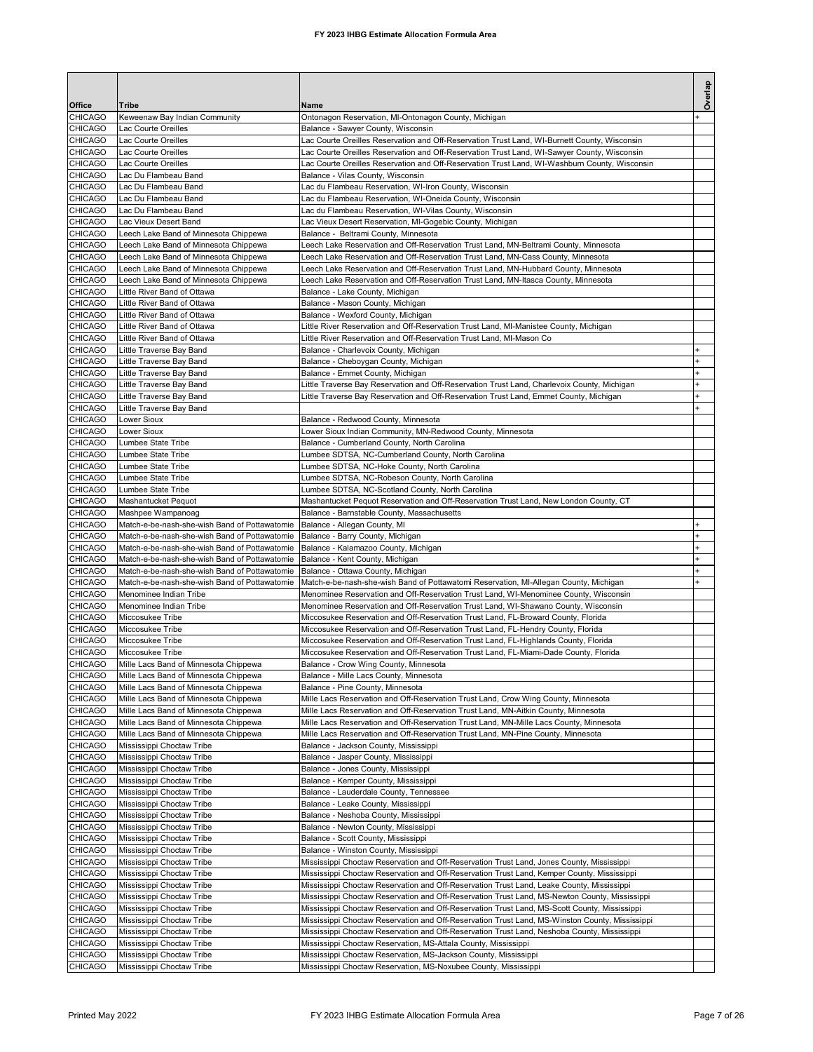# FY 2023 IHBG Estimate Allocation Formula Area

| Office | Tribe | Name | Overlap |
|---|---|---|---|
| CHICAGO | Keweenaw Bay Indian Community | Ontonagon Reservation, MI-Ontonagon County, Michigan | + |
| CHICAGO | Lac Courte Oreilles | Balance - Sawyer County, Wisconsin | |
| CHICAGO | Lac Courte Oreilles | Lac Courte Oreilles Reservation and Off-Reservation Trust Land, WI-Burnett County, Wisconsin | |
| CHICAGO | Lac Courte Oreilles | Lac Courte Oreilles Reservation and Off-Reservation Trust Land, WI-Sawyer County, Wisconsin | |
| CHICAGO | Lac Courte Oreilles | Lac Courte Oreilles Reservation and Off-Reservation Trust Land, WI-Washburn County, Wisconsin | |
| CHICAGO | Lac Du Flambeau Band | Balance - Vilas County, Wisconsin | |
| CHICAGO | Lac Du Flambeau Band | Lac du Flambeau Reservation, WI-Iron County, Wisconsin | |
| CHICAGO | Lac Du Flambeau Band | Lac du Flambeau Reservation, WI-Oneida County, Wisconsin | |
| CHICAGO | Lac Du Flambeau Band | Lac du Flambeau Reservation, WI-Vilas County, Wisconsin | |
| CHICAGO | Lac Vieux Desert Band | Lac Vieux Desert Reservation, MI-Gogebic County, Michigan | |
| CHICAGO | Leech Lake Band of Minnesota Chippewa | Balance -  Beltrami County, Minnesota | |
| CHICAGO | Leech Lake Band of Minnesota Chippewa | Leech Lake Reservation and Off-Reservation Trust Land, MN-Beltrami County, Minnesota | |
| CHICAGO | Leech Lake Band of Minnesota Chippewa | Leech Lake Reservation and Off-Reservation Trust Land, MN-Cass County, Minnesota | |
| CHICAGO | Leech Lake Band of Minnesota Chippewa | Leech Lake Reservation and Off-Reservation Trust Land, MN-Hubbard County, Minnesota | |
| CHICAGO | Leech Lake Band of Minnesota Chippewa | Leech Lake Reservation and Off-Reservation Trust Land, MN-Itasca County, Minnesota | |
| CHICAGO | Little River Band of Ottawa | Balance - Lake County, Michigan | |
| CHICAGO | Little River Band of Ottawa | Balance - Mason County, Michigan | |
| CHICAGO | Little River Band of Ottawa | Balance - Wexford County, Michigan | |
| CHICAGO | Little River Band of Ottawa | Little River Reservation and Off-Reservation Trust Land, MI-Manistee County, Michigan | |
| CHICAGO | Little River Band of Ottawa | Little River Reservation and Off-Reservation Trust Land, MI-Mason Co | |
| CHICAGO | Little Traverse Bay Band | Balance - Charlevoix County, Michigan | + |
| CHICAGO | Little Traverse Bay Band | Balance - Cheboygan County, Michigan | + |
| CHICAGO | Little Traverse Bay Band | Balance - Emmet County, Michigan | + |
| CHICAGO | Little Traverse Bay Band | Little Traverse Bay Reservation and Off-Reservation Trust Land, Charlevoix County, Michigan | + |
| CHICAGO | Little Traverse Bay Band | Little Traverse Bay Reservation and Off-Reservation Trust Land, Emmet County, Michigan | + |
| CHICAGO | Little Traverse Bay Band | | + |
| CHICAGO | Lower Sioux | Balance - Redwood County, Minnesota | |
| CHICAGO | Lower Sioux | Lower Sioux Indian Community, MN-Redwood County, Minnesota | |
| CHICAGO | Lumbee State Tribe | Balance - Cumberland County, North Carolina | |
| CHICAGO | Lumbee State Tribe | Lumbee SDTSA, NC-Cumberland County, North Carolina | |
| CHICAGO | Lumbee State Tribe | Lumbee SDTSA, NC-Hoke County, North Carolina | |
| CHICAGO | Lumbee State Tribe | Lumbee SDTSA, NC-Robeson County, North Carolina | |
| CHICAGO | Lumbee State Tribe | Lumbee SDTSA, NC-Scotland County, North Carolina | |
| CHICAGO | Mashantucket Pequot | Mashantucket Pequot Reservation and Off-Reservation Trust Land, New London County, CT | |
| CHICAGO | Mashpee Wampanoag | Balance - Barnstable County, Massachusetts | |
| CHICAGO | Match-e-be-nash-she-wish Band of Pottawatomie | Balance - Allegan County, MI | + |
| CHICAGO | Match-e-be-nash-she-wish Band of Pottawatomie | Balance - Barry County, Michigan | + |
| CHICAGO | Match-e-be-nash-she-wish Band of Pottawatomie | Balance - Kalamazoo County, Michigan | + |
| CHICAGO | Match-e-be-nash-she-wish Band of Pottawatomie | Balance - Kent County, Michigan | + |
| CHICAGO | Match-e-be-nash-she-wish Band of Pottawatomie | Balance - Ottawa County, Michigan | + |
| CHICAGO | Match-e-be-nash-she-wish Band of Pottawatomie | Match-e-be-nash-she-wish Band of Pottawatomi Reservation, MI-Allegan County, Michigan | + |
| CHICAGO | Menominee Indian Tribe | Menominee Reservation and Off-Reservation Trust Land, WI-Menominee County, Wisconsin | |
| CHICAGO | Menominee Indian Tribe | Menominee Reservation and Off-Reservation Trust Land, WI-Shawano County, Wisconsin | |
| CHICAGO | Miccosukee Tribe | Miccosukee Reservation and Off-Reservation Trust Land, FL-Broward County, Florida | |
| CHICAGO | Miccosukee Tribe | Miccosukee Reservation and Off-Reservation Trust Land, FL-Hendry County, Florida | |
| CHICAGO | Miccosukee Tribe | Miccosukee Reservation and Off-Reservation Trust Land, FL-Highlands County, Florida | |
| CHICAGO | Miccosukee Tribe | Miccosukee Reservation and Off-Reservation Trust Land, FL-Miami-Dade County, Florida | |
| CHICAGO | Mille Lacs Band of Minnesota Chippewa | Balance - Crow Wing County, Minnesota | |
| CHICAGO | Mille Lacs Band of Minnesota Chippewa | Balance - Mille Lacs County, Minnesota | |
| CHICAGO | Mille Lacs Band of Minnesota Chippewa | Balance - Pine County, Minnesota | |
| CHICAGO | Mille Lacs Band of Minnesota Chippewa | Mille Lacs Reservation and Off-Reservation Trust Land, Crow Wing County, Minnesota | |
| CHICAGO | Mille Lacs Band of Minnesota Chippewa | Mille Lacs Reservation and Off-Reservation Trust Land, MN-Aitkin County, Minnesota | |
| CHICAGO | Mille Lacs Band of Minnesota Chippewa | Mille Lacs Reservation and Off-Reservation Trust Land, MN-Mille Lacs County, Minnesota | |
| CHICAGO | Mille Lacs Band of Minnesota Chippewa | Mille Lacs Reservation and Off-Reservation Trust Land, MN-Pine County, Minnesota | |
| CHICAGO | Mississippi Choctaw Tribe | Balance - Jackson County, Mississippi | |
| CHICAGO | Mississippi Choctaw Tribe | Balance - Jasper County, Mississippi | |
| CHICAGO | Mississippi Choctaw Tribe | Balance - Jones County, Mississippi | |
| CHICAGO | Mississippi Choctaw Tribe | Balance - Kemper County, Mississippi | |
| CHICAGO | Mississippi Choctaw Tribe | Balance - Lauderdale County, Tennessee | |
| CHICAGO | Mississippi Choctaw Tribe | Balance - Leake County, Mississippi | |
| CHICAGO | Mississippi Choctaw Tribe | Balance - Neshoba County, Mississippi | |
| CHICAGO | Mississippi Choctaw Tribe | Balance - Newton County, Mississippi | |
| CHICAGO | Mississippi Choctaw Tribe | Balance - Scott County, Mississippi | |
| CHICAGO | Mississippi Choctaw Tribe | Balance - Winston County, Mississippi | |
| CHICAGO | Mississippi Choctaw Tribe | Mississippi Choctaw Reservation and Off-Reservation Trust Land, Jones County, Mississippi | |
| CHICAGO | Mississippi Choctaw Tribe | Mississippi Choctaw Reservation and Off-Reservation Trust Land, Kemper County, Mississippi | |
| CHICAGO | Mississippi Choctaw Tribe | Mississippi Choctaw Reservation and Off-Reservation Trust Land, Leake County, Mississippi | |
| CHICAGO | Mississippi Choctaw Tribe | Mississippi Choctaw Reservation and Off-Reservation Trust Land, MS-Newton County, Mississippi | |
| CHICAGO | Mississippi Choctaw Tribe | Mississippi Choctaw Reservation and Off-Reservation Trust Land, MS-Scott County, Mississippi | |
| CHICAGO | Mississippi Choctaw Tribe | Mississippi Choctaw Reservation and Off-Reservation Trust Land, MS-Winston County, Mississippi | |
| CHICAGO | Mississippi Choctaw Tribe | Mississippi Choctaw Reservation and Off-Reservation Trust Land, Neshoba County, Mississippi | |
| CHICAGO | Mississippi Choctaw Tribe | Mississippi Choctaw Reservation, MS-Attala County, Mississippi | |
| CHICAGO | Mississippi Choctaw Tribe | Mississippi Choctaw Reservation, MS-Jackson County, Mississippi | |
| CHICAGO | Mississippi Choctaw Tribe | Mississippi Choctaw Reservation, MS-Noxubee County, Mississippi | |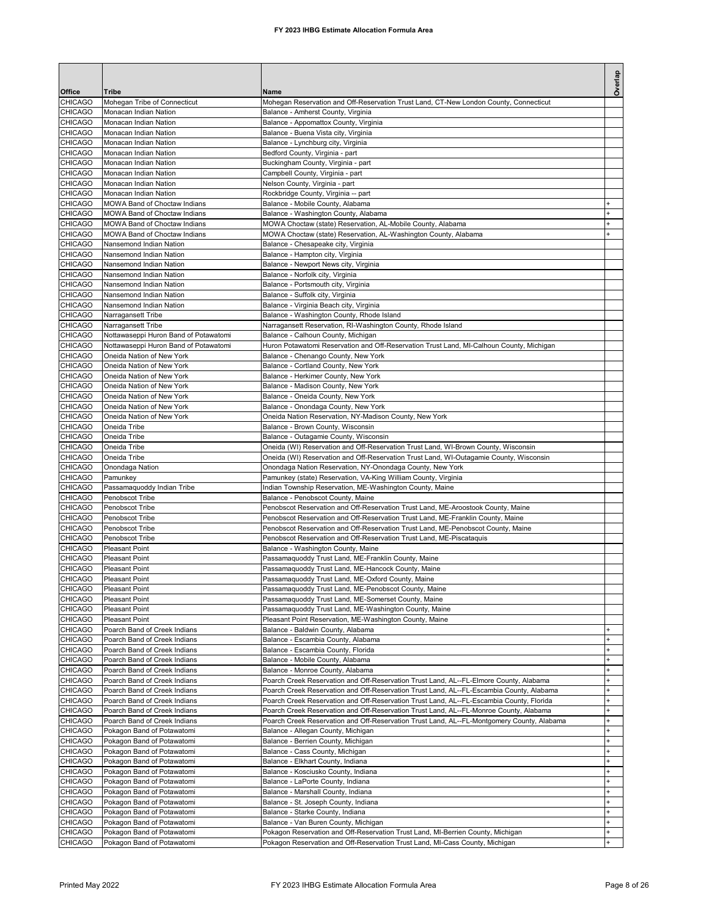# FY 2023 IHBG Estimate Allocation Formula Area

| Office | Tribe | Name | Overlap |
|---|---|---|---|
| CHICAGO | Mohegan Tribe of Connecticut | Mohegan Reservation and Off-Reservation Trust Land, CT-New London County, Connecticut | |
| CHICAGO | Monacan Indian Nation | Balance - Amherst County, Virginia | |
| CHICAGO | Monacan Indian Nation | Balance - Appomattox County, Virginia | |
| CHICAGO | Monacan Indian Nation | Balance - Buena Vista city, Virginia | |
| CHICAGO | Monacan Indian Nation | Balance - Lynchburg city, Virginia | |
| CHICAGO | Monacan Indian Nation | Bedford County, Virginia - part | |
| CHICAGO | Monacan Indian Nation | Buckingham County, Virginia - part | |
| CHICAGO | Monacan Indian Nation | Campbell County, Virginia - part | |
| CHICAGO | Monacan Indian Nation | Nelson County, Virginia - part | |
| CHICAGO | Monacan Indian Nation | Rockbridge County, Virginia -- part | |
| CHICAGO | MOWA Band of Choctaw Indians | Balance - Mobile County, Alabama | + |
| CHICAGO | MOWA Band of Choctaw Indians | Balance - Washington County, Alabama | + |
| CHICAGO | MOWA Band of Choctaw Indians | MOWA Choctaw (state) Reservation, AL-Mobile County, Alabama | + |
| CHICAGO | MOWA Band of Choctaw Indians | MOWA Choctaw (state) Reservation, AL-Washington County, Alabama | + |
| CHICAGO | Nansemond Indian Nation | Balance - Chesapeake city, Virginia | |
| CHICAGO | Nansemond Indian Nation | Balance - Hampton city, Virginia | |
| CHICAGO | Nansemond Indian Nation | Balance - Newport News city, Virginia | |
| CHICAGO | Nansemond Indian Nation | Balance - Norfolk city, Virginia | |
| CHICAGO | Nansemond Indian Nation | Balance - Portsmouth city, Virginia | |
| CHICAGO | Nansemond Indian Nation | Balance - Suffolk city, Virginia | |
| CHICAGO | Nansemond Indian Nation | Balance - Virginia Beach city, Virginia | |
| CHICAGO | Narragansett Tribe | Balance - Washington County, Rhode Island | |
| CHICAGO | Narragansett Tribe | Narragansett Reservation, RI-Washington County, Rhode Island | |
| CHICAGO | Nottawaseppi Huron Band of Potawatomi | Balance - Calhoun County, Michigan | |
| CHICAGO | Nottawaseppi Huron Band of Potawatomi | Huron Potawatomi Reservation and Off-Reservation Trust Land, MI-Calhoun County, Michigan | |
| CHICAGO | Oneida Nation of New York | Balance - Chenango County, New York | |
| CHICAGO | Oneida Nation of New York | Balance - Cortland County, New York | |
| CHICAGO | Oneida Nation of New York | Balance - Herkimer County, New York | |
| CHICAGO | Oneida Nation of New York | Balance - Madison County, New York | |
| CHICAGO | Oneida Nation of New York | Balance - Oneida County, New York | |
| CHICAGO | Oneida Nation of New York | Balance - Onondaga County, New York | |
| CHICAGO | Oneida Nation of New York | Oneida Nation Reservation, NY-Madison County, New York | |
| CHICAGO | Oneida Tribe | Balance - Brown County, Wisconsin | |
| CHICAGO | Oneida Tribe | Balance - Outagamie County, Wisconsin | |
| CHICAGO | Oneida Tribe | Oneida (WI) Reservation and Off-Reservation Trust Land, WI-Brown County, Wisconsin | |
| CHICAGO | Oneida Tribe | Oneida (WI) Reservation and Off-Reservation Trust Land, WI-Outagamie County, Wisconsin | |
| CHICAGO | Onondaga Nation | Onondaga Nation Reservation, NY-Onondaga County, New York | |
| CHICAGO | Pamunkey | Pamunkey (state) Reservation, VA-King William County, Virginia | |
| CHICAGO | Passamaquoddy Indian Tribe | Indian Township Reservation, ME-Washington County, Maine | |
| CHICAGO | Penobscot Tribe | Balance - Penobscot County, Maine | |
| CHICAGO | Penobscot Tribe | Penobscot Reservation and Off-Reservation Trust Land, ME-Aroostook County, Maine | |
| CHICAGO | Penobscot Tribe | Penobscot Reservation and Off-Reservation Trust Land, ME-Franklin County, Maine | |
| CHICAGO | Penobscot Tribe | Penobscot Reservation and Off-Reservation Trust Land, ME-Penobscot County, Maine | |
| CHICAGO | Penobscot Tribe | Penobscot Reservation and Off-Reservation Trust Land, ME-Piscataquis | |
| CHICAGO | Pleasant Point | Balance - Washington County, Maine | |
| CHICAGO | Pleasant Point | Passamaquoddy Trust Land, ME-Franklin County, Maine | |
| CHICAGO | Pleasant Point | Passamaquoddy Trust Land, ME-Hancock County, Maine | |
| CHICAGO | Pleasant Point | Passamaquoddy Trust Land, ME-Oxford County, Maine | |
| CHICAGO | Pleasant Point | Passamaquoddy Trust Land, ME-Penobscot County, Maine | |
| CHICAGO | Pleasant Point | Passamaquoddy Trust Land, ME-Somerset County, Maine | |
| CHICAGO | Pleasant Point | Passamaquoddy Trust Land, ME-Washington County, Maine | |
| CHICAGO | Pleasant Point | Pleasant Point Reservation, ME-Washington County, Maine | |
| CHICAGO | Poarch Band of Creek Indians | Balance - Baldwin County, Alabama | + |
| CHICAGO | Poarch Band of Creek Indians | Balance - Escambia County, Alabama | + |
| CHICAGO | Poarch Band of Creek Indians | Balance - Escambia County, Florida | + |
| CHICAGO | Poarch Band of Creek Indians | Balance - Mobile County, Alabama | + |
| CHICAGO | Poarch Band of Creek Indians | Balance - Monroe County, Alabama | + |
| CHICAGO | Poarch Band of Creek Indians | Poarch Creek Reservation and Off-Reservation Trust Land, AL--FL-Elmore County, Alabama | + |
| CHICAGO | Poarch Band of Creek Indians | Poarch Creek Reservation and Off-Reservation Trust Land, AL--FL-Escambia County, Alabama | + |
| CHICAGO | Poarch Band of Creek Indians | Poarch Creek Reservation and Off-Reservation Trust Land, AL--FL-Escambia County, Florida | + |
| CHICAGO | Poarch Band of Creek Indians | Poarch Creek Reservation and Off-Reservation Trust Land, AL--FL-Monroe County, Alabama | + |
| CHICAGO | Poarch Band of Creek Indians | Poarch Creek Reservation and Off-Reservation Trust Land, AL--FL-Montgomery County, Alabama | + |
| CHICAGO | Pokagon Band of Potawatomi | Balance - Allegan County, Michigan | + |
| CHICAGO | Pokagon Band of Potawatomi | Balance - Berrien County, Michigan | + |
| CHICAGO | Pokagon Band of Potawatomi | Balance - Cass County, Michigan | + |
| CHICAGO | Pokagon Band of Potawatomi | Balance - Elkhart County, Indiana | + |
| CHICAGO | Pokagon Band of Potawatomi | Balance - Kosciusko County, Indiana | + |
| CHICAGO | Pokagon Band of Potawatomi | Balance - LaPorte County, Indiana | + |
| CHICAGO | Pokagon Band of Potawatomi | Balance - Marshall County, Indiana | + |
| CHICAGO | Pokagon Band of Potawatomi | Balance - St. Joseph County, Indiana | + |
| CHICAGO | Pokagon Band of Potawatomi | Balance - Starke County, Indiana | + |
| CHICAGO | Pokagon Band of Potawatomi | Balance - Van Buren County, Michigan | + |
| CHICAGO | Pokagon Band of Potawatomi | Pokagon Reservation and Off-Reservation Trust Land, MI-Berrien County, Michigan | + |
| CHICAGO | Pokagon Band of Potawatomi | Pokagon Reservation and Off-Reservation Trust Land, MI-Cass County, Michigan | + |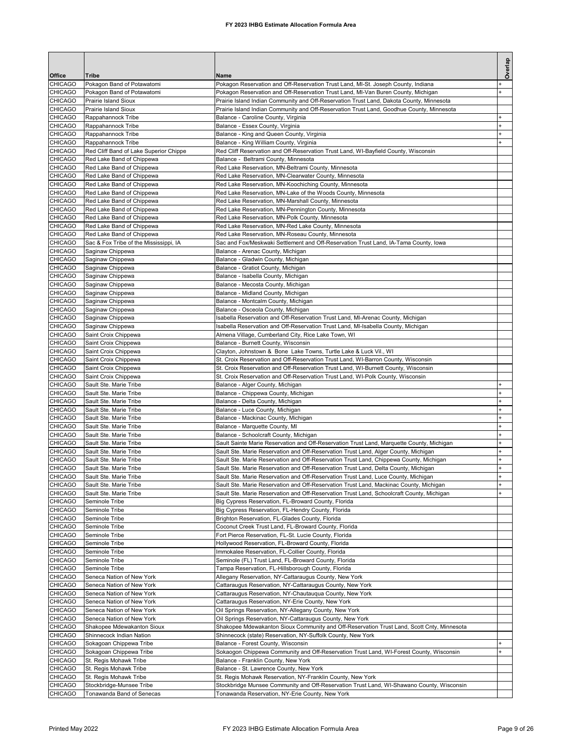# FY 2023 IHBG Estimate Allocation Formula Area

| Office | Tribe | Name | Overlap |
|---|---|---|---|
| CHICAGO | Pokagon Band of Potawatomi | Pokagon Reservation and Off-Reservation Trust Land, MI-St. Joseph County, Indiana | + |
| CHICAGO | Pokagon Band of Potawatomi | Pokagon Reservation and Off-Reservation Trust Land, MI-Van Buren County, Michigan | + |
| CHICAGO | Prairie Island Sioux | Prairie Island Indian Community and Off-Reservation Trust Land, Dakota County, Minnesota | |
| CHICAGO | Prairie Island Sioux | Prairie Island Indian Community and Off-Reservation Trust Land, Goodhue County, Minnesota | |
| CHICAGO | Rappahannock Tribe | Balance - Caroline County, Virginia | + |
| CHICAGO | Rappahannock Tribe | Balance - Essex County, Virginia | + |
| CHICAGO | Rappahannock Tribe | Balance - King and Queen County, Virginia | + |
| CHICAGO | Rappahannock Tribe | Balance - King William County, Virginia | + |
| CHICAGO | Red Cliff Band of Lake Superior Chippe | Red Cliff Reservation and Off-Reservation Trust Land, WI-Bayfield County, Wisconsin | |
| CHICAGO | Red Lake Band of Chippewa | Balance - Beltrami County, Minnesota | |
| CHICAGO | Red Lake Band of Chippewa | Red Lake Reservation, MN-Beltrami County, Minnesota | |
| CHICAGO | Red Lake Band of Chippewa | Red Lake Reservation, MN-Clearwater County, Minnesota | |
| CHICAGO | Red Lake Band of Chippewa | Red Lake Reservation, MN-Koochiching County, Minnesota | |
| CHICAGO | Red Lake Band of Chippewa | Red Lake Reservation, MN-Lake of the Woods County, Minnesota | |
| CHICAGO | Red Lake Band of Chippewa | Red Lake Reservation, MN-Marshall County, Minnesota | |
| CHICAGO | Red Lake Band of Chippewa | Red Lake Reservation, MN-Pennington County, Minnesota | |
| CHICAGO | Red Lake Band of Chippewa | Red Lake Reservation, MN-Polk County, Minnesota | |
| CHICAGO | Red Lake Band of Chippewa | Red Lake Reservation, MN-Red Lake County, Minnesota | |
| CHICAGO | Red Lake Band of Chippewa | Red Lake Reservation, MN-Roseau County, Minnesota | |
| CHICAGO | Sac & Fox Tribe of the Mississippi, IA | Sac and Fox/Meskwaki Settlement and Off-Reservation Trust Land, IA-Tama County, Iowa | |
| CHICAGO | Saginaw Chippewa | Balance - Arenac County, Michigan | |
| CHICAGO | Saginaw Chippewa | Balance - Gladwin County, Michigan | |
| CHICAGO | Saginaw Chippewa | Balance - Gratiot County, Michigan | |
| CHICAGO | Saginaw Chippewa | Balance - Isabella County, Michigan | |
| CHICAGO | Saginaw Chippewa | Balance - Mecosta County, Michigan | |
| CHICAGO | Saginaw Chippewa | Balance - Midland County, Michigan | |
| CHICAGO | Saginaw Chippewa | Balance - Montcalm County, Michigan | |
| CHICAGO | Saginaw Chippewa | Balance - Osceola County, Michigan | |
| CHICAGO | Saginaw Chippewa | Isabella Reservation and Off-Reservation Trust Land, MI-Arenac County, Michigan | |
| CHICAGO | Saginaw Chippewa | Isabella Reservation and Off-Reservation Trust Land, MI-Isabella County, Michigan | |
| CHICAGO | Saint Croix Chippewa | Almena Village, Cumberland City, Rice Lake Town, WI | |
| CHICAGO | Saint Croix Chippewa | Balance - Burnett County, Wisconsin | |
| CHICAGO | Saint Croix Chippewa | Clayton, Johnstown & Bone Lake Towns, Turtle Lake & Luck Vil., WI | |
| CHICAGO | Saint Croix Chippewa | St. Croix Reservation and Off-Reservation Trust Land, WI-Barron County, Wisconsin | |
| CHICAGO | Saint Croix Chippewa | St. Croix Reservation and Off-Reservation Trust Land, WI-Burnett County, Wisconsin | |
| CHICAGO | Saint Croix Chippewa | St. Croix Reservation and Off-Reservation Trust Land, WI-Polk County, Wisconsin | |
| CHICAGO | Sault Ste. Marie Tribe | Balance - Alger County, Michigan | + |
| CHICAGO | Sault Ste. Marie Tribe | Balance - Chippewa County, Michigan | + |
| CHICAGO | Sault Ste. Marie Tribe | Balance - Delta County, Michigan | + |
| CHICAGO | Sault Ste. Marie Tribe | Balance - Luce County, Michigan | + |
| CHICAGO | Sault Ste. Marie Tribe | Balance - Mackinac County, Michigan | + |
| CHICAGO | Sault Ste. Marie Tribe | Balance - Marquette County, MI | + |
| CHICAGO | Sault Ste. Marie Tribe | Balance - Schoolcraft County, Michigan | + |
| CHICAGO | Sault Ste. Marie Tribe | Sault Sainte Marie Reservation and Off-Reservation Trust Land, Marquette County, Michigan | + |
| CHICAGO | Sault Ste. Marie Tribe | Sault Ste. Marie Reservation and Off-Reservation Trust Land, Alger County, Michigan | + |
| CHICAGO | Sault Ste. Marie Tribe | Sault Ste. Marie Reservation and Off-Reservation Trust Land, Chippewa County, Michigan | + |
| CHICAGO | Sault Ste. Marie Tribe | Sault Ste. Marie Reservation and Off-Reservation Trust Land, Delta County, Michigan | + |
| CHICAGO | Sault Ste. Marie Tribe | Sault Ste. Marie Reservation and Off-Reservation Trust Land, Luce County, Michigan | + |
| CHICAGO | Sault Ste. Marie Tribe | Sault Ste. Marie Reservation and Off-Reservation Trust Land, Mackinac County, Michigan | + |
| CHICAGO | Sault Ste. Marie Tribe | Sault Ste. Marie Reservation and Off-Reservation Trust Land, Schoolcraft County, Michigan | + |
| CHICAGO | Seminole Tribe | Big Cypress Reservation, FL-Broward County, Florida | |
| CHICAGO | Seminole Tribe | Big Cypress Reservation, FL-Hendry County, Florida | |
| CHICAGO | Seminole Tribe | Brighton Reservation, FL-Glades County, Florida | |
| CHICAGO | Seminole Tribe | Coconut Creek Trust Land, FL-Broward County, Florida | |
| CHICAGO | Seminole Tribe | Fort Pierce Reservation, FL-St. Lucie County, Florida | |
| CHICAGO | Seminole Tribe | Hollywood Reservation, FL-Broward County, Florida | |
| CHICAGO | Seminole Tribe | Immokalee Reservation, FL-Collier County, Florida | |
| CHICAGO | Seminole Tribe | Seminole (FL) Trust Land, FL-Broward County, Florida | |
| CHICAGO | Seminole Tribe | Tampa Reservation, FL-Hillsborough County, Florida | |
| CHICAGO | Seneca Nation of New York | Allegany Reservation, NY-Cattaraugus County, New York | |
| CHICAGO | Seneca Nation of New York | Cattaraugus Reservation, NY-Cattaraugus County, New York | |
| CHICAGO | Seneca Nation of New York | Cattaraugus Reservation, NY-Chautauqua County, New York | |
| CHICAGO | Seneca Nation of New York | Cattaraugus Reservation, NY-Erie County, New York | |
| CHICAGO | Seneca Nation of New York | Oil Springs Reservation, NY-Allegany County, New York | |
| CHICAGO | Seneca Nation of New York | Oil Springs Reservation, NY-Cattaraugus County, New York | |
| CHICAGO | Shakopee Mdewakanton Sioux | Shakopee Mdewakanton Sioux Community and Off-Reservation Trust Land, Scott Cnty, Minnesota | |
| CHICAGO | Shinnecock Indian Nation | Shinnecock (state) Reservation, NY-Suffolk County, New York | |
| CHICAGO | Sokagoan Chippewa Tribe | Balance - Forest County, Wisconsin | + |
| CHICAGO | Sokagoan Chippewa Tribe | Sokaogon Chippewa Community and Off-Reservation Trust Land, WI-Forest County, Wisconsin | + |
| CHICAGO | St. Regis Mohawk Tribe | Balance - Franklin County, New York | |
| CHICAGO | St. Regis Mohawk Tribe | Balance - St. Lawrence County, New York | |
| CHICAGO | St. Regis Mohawk Tribe | St. Regis Mohawk Reservation, NY-Franklin County, New York | |
| CHICAGO | Stockbridge-Munsee Tribe | Stockbridge Munsee Community and Off-Reservation Trust Land, WI-Shawano County, Wisconsin | |
| CHICAGO | Tonawanda Band of Senecas | Tonawanda Reservation, NY-Erie County, New York | |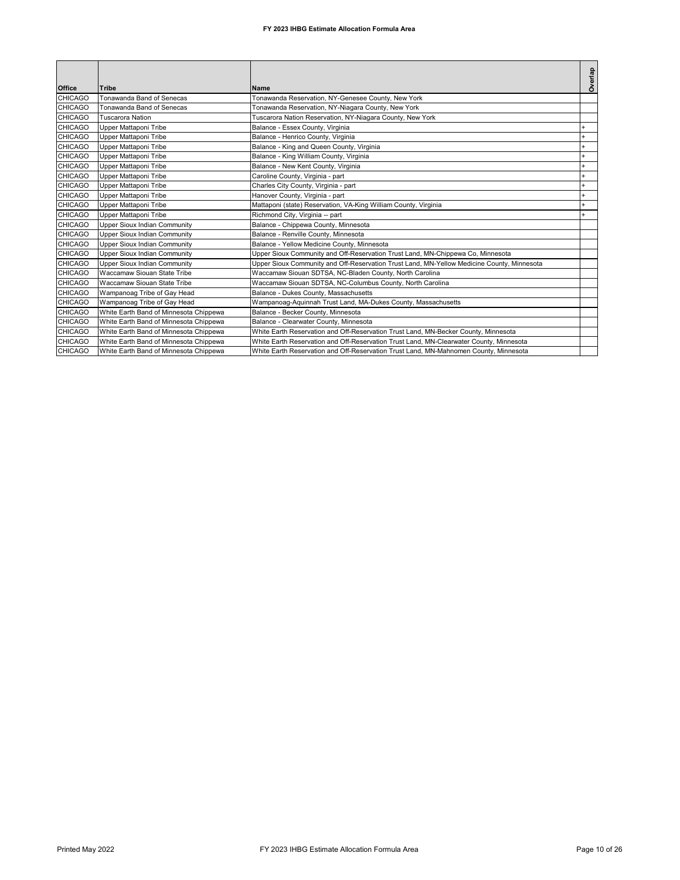# FY 2023 IHBG Estimate Allocation Formula Area

| Office | Tribe | Name | Overlap |
|---|---|---|---|
| CHICAGO | Tonawanda Band of Senecas | Tonawanda Reservation, NY-Genesee County, New York | |
| CHICAGO | Tonawanda Band of Senecas | Tonawanda Reservation, NY-Niagara County, New York | |
| CHICAGO | Tuscarora Nation | Tuscarora Nation Reservation, NY-Niagara County, New York | |
| CHICAGO | Upper Mattaponi Tribe | Balance - Essex County, Virginia | + |
| CHICAGO | Upper Mattaponi Tribe | Balance - Henrico County, Virginia | + |
| CHICAGO | Upper Mattaponi Tribe | Balance - King and Queen County, Virginia | + |
| CHICAGO | Upper Mattaponi Tribe | Balance - King William County, Virginia | + |
| CHICAGO | Upper Mattaponi Tribe | Balance - New Kent County, Virginia | + |
| CHICAGO | Upper Mattaponi Tribe | Caroline County, Virginia - part | + |
| CHICAGO | Upper Mattaponi Tribe | Charles City County, Virginia - part | + |
| CHICAGO | Upper Mattaponi Tribe | Hanover County, Virginia - part | + |
| CHICAGO | Upper Mattaponi Tribe | Mattaponi (state) Reservation, VA-King William County, Virginia | + |
| CHICAGO | Upper Mattaponi Tribe | Richmond City, Virginia -- part | + |
| CHICAGO | Upper Sioux Indian Community | Balance - Chippewa County, Minnesota | |
| CHICAGO | Upper Sioux Indian Community | Balance - Renville County, Minnesota | |
| CHICAGO | Upper Sioux Indian Community | Balance - Yellow Medicine County, Minnesota | |
| CHICAGO | Upper Sioux Indian Community | Upper Sioux Community and Off-Reservation Trust Land, MN-Chippewa Co, Minnesota | |
| CHICAGO | Upper Sioux Indian Community | Upper Sioux Community and Off-Reservation Trust Land, MN-Yellow Medicine County, Minnesota | |
| CHICAGO | Waccamaw Siouan State Tribe | Waccamaw Siouan SDTSA, NC-Bladen County, North Carolina | |
| CHICAGO | Waccamaw Siouan State Tribe | Waccamaw Siouan SDTSA, NC-Columbus County, North Carolina | |
| CHICAGO | Wampanoag Tribe of Gay Head | Balance - Dukes County, Massachusetts | |
| CHICAGO | Wampanoag Tribe of Gay Head | Wampanoag-Aquinnah Trust Land, MA-Dukes County, Massachusetts | |
| CHICAGO | White Earth Band of Minnesota Chippewa | Balance - Becker County, Minnesota | |
| CHICAGO | White Earth Band of Minnesota Chippewa | Balance - Clearwater County, Minnesota | |
| CHICAGO | White Earth Band of Minnesota Chippewa | White Earth Reservation and Off-Reservation Trust Land, MN-Becker County, Minnesota | |
| CHICAGO | White Earth Band of Minnesota Chippewa | White Earth Reservation and Off-Reservation Trust Land, MN-Clearwater County, Minnesota | |
| CHICAGO | White Earth Band of Minnesota Chippewa | White Earth Reservation and Off-Reservation Trust Land, MN-Mahnomen County, Minnesota | |

Printed May 2022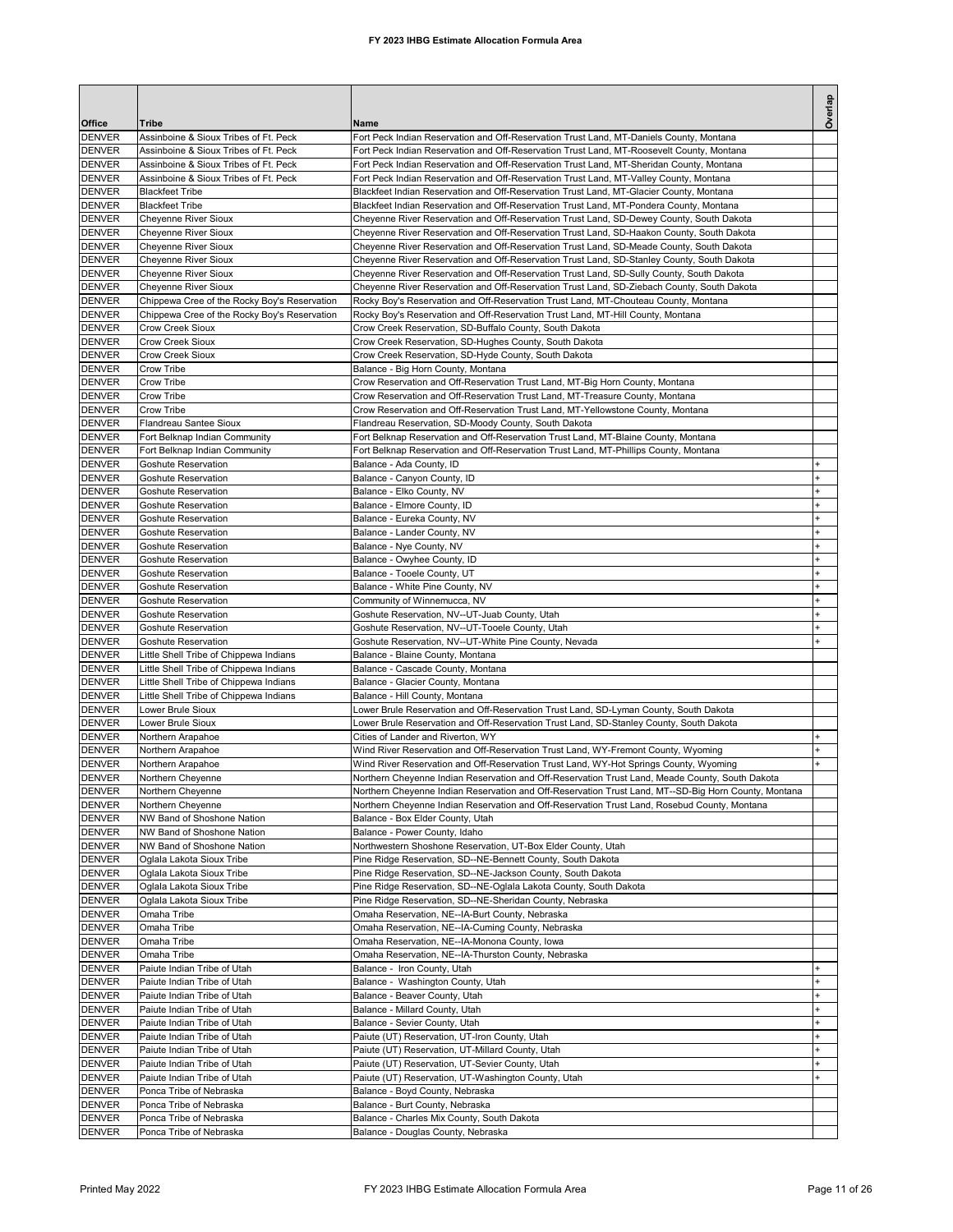# FY 2023 IHBG Estimate Allocation Formula Area

| Office | Tribe | Name | Overlap |
|---|---|---|---|
| DENVER | Assinboine & Sioux Tribes of Ft. Peck | Fort Peck Indian Reservation and Off-Reservation Trust Land, MT-Daniels County, Montana | |
| DENVER | Assinboine & Sioux Tribes of Ft. Peck | Fort Peck Indian Reservation and Off-Reservation Trust Land, MT-Roosevelt County, Montana | |
| DENVER | Assinboine & Sioux Tribes of Ft. Peck | Fort Peck Indian Reservation and Off-Reservation Trust Land, MT-Sheridan County, Montana | |
| DENVER | Assinboine & Sioux Tribes of Ft. Peck | Fort Peck Indian Reservation and Off-Reservation Trust Land, MT-Valley County, Montana | |
| DENVER | Blackfeet Tribe | Blackfeet Indian Reservation and Off-Reservation Trust Land, MT-Glacier County, Montana | |
| DENVER | Blackfeet Tribe | Blackfeet Indian Reservation and Off-Reservation Trust Land, MT-Pondera County, Montana | |
| DENVER | Cheyenne River Sioux | Cheyenne River Reservation and Off-Reservation Trust Land, SD-Dewey County, South Dakota | |
| DENVER | Cheyenne River Sioux | Cheyenne River Reservation and Off-Reservation Trust Land, SD-Haakon County, South Dakota | |
| DENVER | Cheyenne River Sioux | Cheyenne River Reservation and Off-Reservation Trust Land, SD-Meade County, South Dakota | |
| DENVER | Cheyenne River Sioux | Cheyenne River Reservation and Off-Reservation Trust Land, SD-Stanley County, South Dakota | |
| DENVER | Cheyenne River Sioux | Cheyenne River Reservation and Off-Reservation Trust Land, SD-Sully County, South Dakota | |
| DENVER | Cheyenne River Sioux | Cheyenne River Reservation and Off-Reservation Trust Land, SD-Ziebach County, South Dakota | |
| DENVER | Chippewa Cree of the Rocky Boy's Reservation | Rocky Boy's Reservation and Off-Reservation Trust Land, MT-Chouteau County, Montana | |
| DENVER | Chippewa Cree of the Rocky Boy's Reservation | Rocky Boy's Reservation and Off-Reservation Trust Land, MT-Hill County, Montana | |
| DENVER | Crow Creek Sioux | Crow Creek Reservation, SD-Buffalo County, South Dakota | |
| DENVER | Crow Creek Sioux | Crow Creek Reservation, SD-Hughes County, South Dakota | |
| DENVER | Crow Creek Sioux | Crow Creek Reservation, SD-Hyde County, South Dakota | |
| DENVER | Crow Tribe | Balance - Big Horn County, Montana | |
| DENVER | Crow Tribe | Crow Reservation and Off-Reservation Trust Land, MT-Big Horn County, Montana | |
| DENVER | Crow Tribe | Crow Reservation and Off-Reservation Trust Land, MT-Treasure County, Montana | |
| DENVER | Crow Tribe | Crow Reservation and Off-Reservation Trust Land, MT-Yellowstone County, Montana | |
| DENVER | Flandreau Santee Sioux | Flandreau Reservation, SD-Moody County, South Dakota | |
| DENVER | Fort Belknap Indian Community | Fort Belknap Reservation and Off-Reservation Trust Land, MT-Blaine County, Montana | |
| DENVER | Fort Belknap Indian Community | Fort Belknap Reservation and Off-Reservation Trust Land, MT-Phillips County, Montana | |
| DENVER | Goshute Reservation | Balance - Ada County, ID | + |
| DENVER | Goshute Reservation | Balance - Canyon County, ID | + |
| DENVER | Goshute Reservation | Balance - Elko County, NV | + |
| DENVER | Goshute Reservation | Balance - Elmore County, ID | + |
| DENVER | Goshute Reservation | Balance - Eureka County, NV | + |
| DENVER | Goshute Reservation | Balance - Lander County, NV | + |
| DENVER | Goshute Reservation | Balance - Nye County, NV | + |
| DENVER | Goshute Reservation | Balance - Owyhee County, ID | + |
| DENVER | Goshute Reservation | Balance - Tooele County, UT | + |
| DENVER | Goshute Reservation | Balance - White Pine County, NV | + |
| DENVER | Goshute Reservation | Community of Winnemucca, NV | + |
| DENVER | Goshute Reservation | Goshute Reservation, NV--UT-Juab County, Utah | + |
| DENVER | Goshute Reservation | Goshute Reservation, NV--UT-Tooele County, Utah | + |
| DENVER | Goshute Reservation | Goshute Reservation, NV--UT-White Pine County, Nevada | + |
| DENVER | Little Shell Tribe of Chippewa Indians | Balance - Blaine County, Montana | |
| DENVER | Little Shell Tribe of Chippewa Indians | Balance - Cascade County, Montana | |
| DENVER | Little Shell Tribe of Chippewa Indians | Balance - Glacier County, Montana | |
| DENVER | Little Shell Tribe of Chippewa Indians | Balance - Hill County, Montana | |
| DENVER | Lower Brule Sioux | Lower Brule Reservation and Off-Reservation Trust Land, SD-Lyman County, South Dakota | |
| DENVER | Lower Brule Sioux | Lower Brule Reservation and Off-Reservation Trust Land, SD-Stanley County, South Dakota | |
| DENVER | Northern Arapahoe | Cities of Lander and Riverton, WY | + |
| DENVER | Northern Arapahoe | Wind River Reservation and Off-Reservation Trust Land, WY-Fremont County, Wyoming | + |
| DENVER | Northern Arapahoe | Wind River Reservation and Off-Reservation Trust Land, WY-Hot Springs County, Wyoming | + |
| DENVER | Northern Cheyenne | Northern Cheyenne Indian Reservation and Off-Reservation Trust Land, Meade County, South Dakota | |
| DENVER | Northern Cheyenne | Northern Cheyenne Indian Reservation and Off-Reservation Trust Land, MT--SD-Big Horn County, Montana | |
| DENVER | Northern Cheyenne | Northern Cheyenne Indian Reservation and Off-Reservation Trust Land, Rosebud County, Montana | |
| DENVER | NW Band of Shoshone Nation | Balance - Box Elder County, Utah | |
| DENVER | NW Band of Shoshone Nation | Balance - Power County, Idaho | |
| DENVER | NW Band of Shoshone Nation | Northwestern Shoshone Reservation, UT-Box Elder County, Utah | |
| DENVER | Oglala Lakota Sioux Tribe | Pine Ridge Reservation, SD--NE-Bennett County, South Dakota | |
| DENVER | Oglala Lakota Sioux Tribe | Pine Ridge Reservation, SD--NE-Jackson County, South Dakota | |
| DENVER | Oglala Lakota Sioux Tribe | Pine Ridge Reservation, SD--NE-Oglala Lakota County, South Dakota | |
| DENVER | Oglala Lakota Sioux Tribe | Pine Ridge Reservation, SD--NE-Sheridan County, Nebraska | |
| DENVER | Omaha Tribe | Omaha Reservation, NE--IA-Burt County, Nebraska | |
| DENVER | Omaha Tribe | Omaha Reservation, NE--IA-Cuming County, Nebraska | |
| DENVER | Omaha Tribe | Omaha Reservation, NE--IA-Monona County, Iowa | |
| DENVER | Omaha Tribe | Omaha Reservation, NE--IA-Thurston County, Nebraska | |
| DENVER | Paiute Indian Tribe of Utah | Balance - Iron County, Utah | + |
| DENVER | Paiute Indian Tribe of Utah | Balance - Washington County, Utah | + |
| DENVER | Paiute Indian Tribe of Utah | Balance - Beaver County, Utah | + |
| DENVER | Paiute Indian Tribe of Utah | Balance - Millard County, Utah | + |
| DENVER | Paiute Indian Tribe of Utah | Balance - Sevier County, Utah | + |
| DENVER | Paiute Indian Tribe of Utah | Paiute (UT) Reservation, UT-Iron County, Utah | + |
| DENVER | Paiute Indian Tribe of Utah | Paiute (UT) Reservation, UT-Millard County, Utah | + |
| DENVER | Paiute Indian Tribe of Utah | Paiute (UT) Reservation, UT-Sevier County, Utah | + |
| DENVER | Paiute Indian Tribe of Utah | Paiute (UT) Reservation, UT-Washington County, Utah | + |
| DENVER | Ponca Tribe of Nebraska | Balance - Boyd County, Nebraska | |
| DENVER | Ponca Tribe of Nebraska | Balance - Burt County, Nebraska | |
| DENVER | Ponca Tribe of Nebraska | Balance - Charles Mix County, South Dakota | |
| DENVER | Ponca Tribe of Nebraska | Balance - Douglas County, Nebraska | |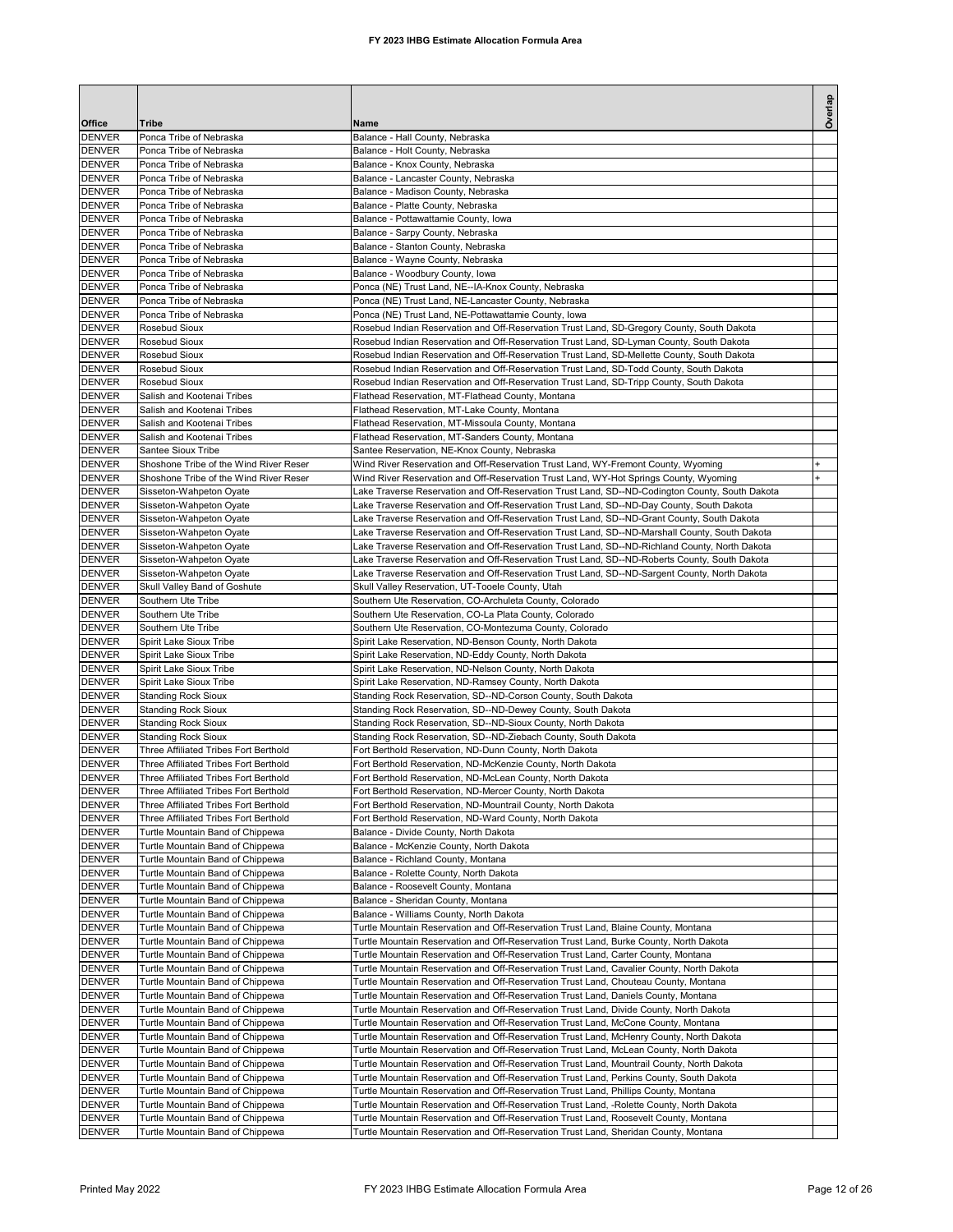# FY 2023 IHBG Estimate Allocation Formula Area

| Office | Tribe | Name | Overlap |
|---|---|---|---|
| DENVER | Ponca Tribe of Nebraska | Balance - Hall County, Nebraska | |
| DENVER | Ponca Tribe of Nebraska | Balance - Holt County, Nebraska | |
| DENVER | Ponca Tribe of Nebraska | Balance - Knox County, Nebraska | |
| DENVER | Ponca Tribe of Nebraska | Balance - Lancaster County, Nebraska | |
| DENVER | Ponca Tribe of Nebraska | Balance - Madison County, Nebraska | |
| DENVER | Ponca Tribe of Nebraska | Balance - Platte County, Nebraska | |
| DENVER | Ponca Tribe of Nebraska | Balance - Pottawattamie County, Iowa | |
| DENVER | Ponca Tribe of Nebraska | Balance - Sarpy County, Nebraska | |
| DENVER | Ponca Tribe of Nebraska | Balance - Stanton County, Nebraska | |
| DENVER | Ponca Tribe of Nebraska | Balance - Wayne County, Nebraska | |
| DENVER | Ponca Tribe of Nebraska | Balance - Woodbury County, Iowa | |
| DENVER | Ponca Tribe of Nebraska | Ponca (NE) Trust Land, NE--IA-Knox County, Nebraska | |
| DENVER | Ponca Tribe of Nebraska | Ponca (NE) Trust Land, NE-Lancaster County, Nebraska | |
| DENVER | Ponca Tribe of Nebraska | Ponca (NE) Trust Land, NE-Pottawattamie County, Iowa | |
| DENVER | Rosebud Sioux | Rosebud Indian Reservation and Off-Reservation Trust Land, SD-Gregory County, South Dakota | |
| DENVER | Rosebud Sioux | Rosebud Indian Reservation and Off-Reservation Trust Land, SD-Lyman County, South Dakota | |
| DENVER | Rosebud Sioux | Rosebud Indian Reservation and Off-Reservation Trust Land, SD-Mellette County, South Dakota | |
| DENVER | Rosebud Sioux | Rosebud Indian Reservation and Off-Reservation Trust Land, SD-Todd County, South Dakota | |
| DENVER | Rosebud Sioux | Rosebud Indian Reservation and Off-Reservation Trust Land, SD-Tripp County, South Dakota | |
| DENVER | Salish and Kootenai Tribes | Flathead Reservation, MT-Flathead County, Montana | |
| DENVER | Salish and Kootenai Tribes | Flathead Reservation, MT-Lake County, Montana | |
| DENVER | Salish and Kootenai Tribes | Flathead Reservation, MT-Missoula County, Montana | |
| DENVER | Salish and Kootenai Tribes | Flathead Reservation, MT-Sanders County, Montana | |
| DENVER | Santee Sioux Tribe | Santee Reservation, NE-Knox County, Nebraska | |
| DENVER | Shoshone Tribe of the Wind River Reser | Wind River Reservation and Off-Reservation Trust Land, WY-Fremont County, Wyoming | + |
| DENVER | Shoshone Tribe of the Wind River Reser | Wind River Reservation and Off-Reservation Trust Land, WY-Hot Springs County, Wyoming | + |
| DENVER | Sisseton-Wahpeton Oyate | Lake Traverse Reservation and Off-Reservation Trust Land, SD--ND-Codington County, South Dakota | |
| DENVER | Sisseton-Wahpeton Oyate | Lake Traverse Reservation and Off-Reservation Trust Land, SD--ND-Day County, South Dakota | |
| DENVER | Sisseton-Wahpeton Oyate | Lake Traverse Reservation and Off-Reservation Trust Land, SD--ND-Grant County, South Dakota | |
| DENVER | Sisseton-Wahpeton Oyate | Lake Traverse Reservation and Off-Reservation Trust Land, SD--ND-Marshall County, South Dakota | |
| DENVER | Sisseton-Wahpeton Oyate | Lake Traverse Reservation and Off-Reservation Trust Land, SD--ND-Richland County, North Dakota | |
| DENVER | Sisseton-Wahpeton Oyate | Lake Traverse Reservation and Off-Reservation Trust Land, SD--ND-Roberts County, South Dakota | |
| DENVER | Sisseton-Wahpeton Oyate | Lake Traverse Reservation and Off-Reservation Trust Land, SD--ND-Sargent County, North Dakota | |
| DENVER | Skull Valley Band of Goshute | Skull Valley Reservation, UT-Tooele County, Utah | |
| DENVER | Southern Ute Tribe | Southern Ute Reservation, CO-Archuleta County, Colorado | |
| DENVER | Southern Ute Tribe | Southern Ute Reservation, CO-La Plata County, Colorado | |
| DENVER | Southern Ute Tribe | Southern Ute Reservation, CO-Montezuma County, Colorado | |
| DENVER | Spirit Lake Sioux Tribe | Spirit Lake Reservation, ND-Benson County, North Dakota | |
| DENVER | Spirit Lake Sioux Tribe | Spirit Lake Reservation, ND-Eddy County, North Dakota | |
| DENVER | Spirit Lake Sioux Tribe | Spirit Lake Reservation, ND-Nelson County, North Dakota | |
| DENVER | Spirit Lake Sioux Tribe | Spirit Lake Reservation, ND-Ramsey County, North Dakota | |
| DENVER | Standing Rock Sioux | Standing Rock Reservation, SD--ND-Corson County, South Dakota | |
| DENVER | Standing Rock Sioux | Standing Rock Reservation, SD--ND-Dewey County, South Dakota | |
| DENVER | Standing Rock Sioux | Standing Rock Reservation, SD--ND-Sioux County, North Dakota | |
| DENVER | Standing Rock Sioux | Standing Rock Reservation, SD--ND-Ziebach County, South Dakota | |
| DENVER | Three Affiliated Tribes Fort Berthold | Fort Berthold Reservation, ND-Dunn County, North Dakota | |
| DENVER | Three Affiliated Tribes Fort Berthold | Fort Berthold Reservation, ND-McKenzie County, North Dakota | |
| DENVER | Three Affiliated Tribes Fort Berthold | Fort Berthold Reservation, ND-McLean County, North Dakota | |
| DENVER | Three Affiliated Tribes Fort Berthold | Fort Berthold Reservation, ND-Mercer County, North Dakota | |
| DENVER | Three Affiliated Tribes Fort Berthold | Fort Berthold Reservation, ND-Mountrail County, North Dakota | |
| DENVER | Three Affiliated Tribes Fort Berthold | Fort Berthold Reservation, ND-Ward County, North Dakota | |
| DENVER | Turtle Mountain Band of Chippewa | Balance - Divide County, North Dakota | |
| DENVER | Turtle Mountain Band of Chippewa | Balance - McKenzie County, North Dakota | |
| DENVER | Turtle Mountain Band of Chippewa | Balance - Richland County, Montana | |
| DENVER | Turtle Mountain Band of Chippewa | Balance - Rolette County, North Dakota | |
| DENVER | Turtle Mountain Band of Chippewa | Balance - Roosevelt County, Montana | |
| DENVER | Turtle Mountain Band of Chippewa | Balance - Sheridan County, Montana | |
| DENVER | Turtle Mountain Band of Chippewa | Balance - Williams County, North Dakota | |
| DENVER | Turtle Mountain Band of Chippewa | Turtle Mountain Reservation and Off-Reservation Trust Land, Blaine County, Montana | |
| DENVER | Turtle Mountain Band of Chippewa | Turtle Mountain Reservation and Off-Reservation Trust Land, Burke County, North Dakota | |
| DENVER | Turtle Mountain Band of Chippewa | Turtle Mountain Reservation and Off-Reservation Trust Land, Carter County, Montana | |
| DENVER | Turtle Mountain Band of Chippewa | Turtle Mountain Reservation and Off-Reservation Trust Land, Cavalier County, North Dakota | |
| DENVER | Turtle Mountain Band of Chippewa | Turtle Mountain Reservation and Off-Reservation Trust Land, Chouteau County, Montana | |
| DENVER | Turtle Mountain Band of Chippewa | Turtle Mountain Reservation and Off-Reservation Trust Land, Daniels County, Montana | |
| DENVER | Turtle Mountain Band of Chippewa | Turtle Mountain Reservation and Off-Reservation Trust Land, Divide County, North Dakota | |
| DENVER | Turtle Mountain Band of Chippewa | Turtle Mountain Reservation and Off-Reservation Trust Land, McCone County, Montana | |
| DENVER | Turtle Mountain Band of Chippewa | Turtle Mountain Reservation and Off-Reservation Trust Land, McHenry County, North Dakota | |
| DENVER | Turtle Mountain Band of Chippewa | Turtle Mountain Reservation and Off-Reservation Trust Land, McLean County, North Dakota | |
| DENVER | Turtle Mountain Band of Chippewa | Turtle Mountain Reservation and Off-Reservation Trust Land, Mountrail County, North Dakota | |
| DENVER | Turtle Mountain Band of Chippewa | Turtle Mountain Reservation and Off-Reservation Trust Land, Perkins County, South Dakota | |
| DENVER | Turtle Mountain Band of Chippewa | Turtle Mountain Reservation and Off-Reservation Trust Land, Phillips County, Montana | |
| DENVER | Turtle Mountain Band of Chippewa | Turtle Mountain Reservation and Off-Reservation Trust Land, -Rolette County, North Dakota | |
| DENVER | Turtle Mountain Band of Chippewa | Turtle Mountain Reservation and Off-Reservation Trust Land, Roosevelt County, Montana | |
| DENVER | Turtle Mountain Band of Chippewa | Turtle Mountain Reservation and Off-Reservation Trust Land, Sheridan County, Montana | |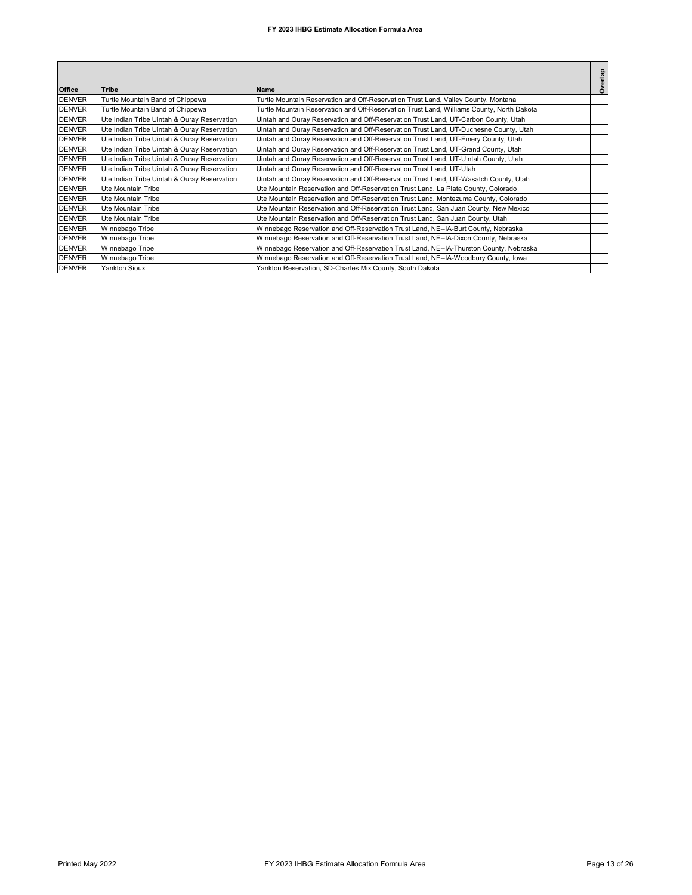# FY 2023 IHBG Estimate Allocation Formula Area

| Office | Tribe | Name | Overlap |
|---|---|---|---|
| DENVER | Turtle Mountain Band of Chippewa | Turtle Mountain Reservation and Off-Reservation Trust Land, Valley County, Montana | |
| DENVER | Turtle Mountain Band of Chippewa | Turtle Mountain Reservation and Off-Reservation Trust Land, Williams County, North Dakota | |
| DENVER | Ute Indian Tribe Uintah & Ouray Reservation | Uintah and Ouray Reservation and Off-Reservation Trust Land, UT-Carbon County, Utah | |
| DENVER | Ute Indian Tribe Uintah & Ouray Reservation | Uintah and Ouray Reservation and Off-Reservation Trust Land, UT-Duchesne County, Utah | |
| DENVER | Ute Indian Tribe Uintah & Ouray Reservation | Uintah and Ouray Reservation and Off-Reservation Trust Land, UT-Emery County, Utah | |
| DENVER | Ute Indian Tribe Uintah & Ouray Reservation | Uintah and Ouray Reservation and Off-Reservation Trust Land, UT-Grand County, Utah | |
| DENVER | Ute Indian Tribe Uintah & Ouray Reservation | Uintah and Ouray Reservation and Off-Reservation Trust Land, UT-Uintah County, Utah | |
| DENVER | Ute Indian Tribe Uintah & Ouray Reservation | Uintah and Ouray Reservation and Off-Reservation Trust Land, UT-Utah | |
| DENVER | Ute Indian Tribe Uintah & Ouray Reservation | Uintah and Ouray Reservation and Off-Reservation Trust Land, UT-Wasatch County, Utah | |
| DENVER | Ute Mountain Tribe | Ute Mountain Reservation and Off-Reservation Trust Land, La Plata County, Colorado | |
| DENVER | Ute Mountain Tribe | Ute Mountain Reservation and Off-Reservation Trust Land, Montezuma County, Colorado | |
| DENVER | Ute Mountain Tribe | Ute Mountain Reservation and Off-Reservation Trust Land, San Juan County, New Mexico | |
| DENVER | Ute Mountain Tribe | Ute Mountain Reservation and Off-Reservation Trust Land, San Juan County, Utah | |
| DENVER | Winnebago Tribe | Winnebago Reservation and Off-Reservation Trust Land, NE--IA-Burt County, Nebraska | |
| DENVER | Winnebago Tribe | Winnebago Reservation and Off-Reservation Trust Land, NE--IA-Dixon County, Nebraska | |
| DENVER | Winnebago Tribe | Winnebago Reservation and Off-Reservation Trust Land, NE--IA-Thurston County, Nebraska | |
| DENVER | Winnebago Tribe | Winnebago Reservation and Off-Reservation Trust Land, NE--IA-Woodbury County, Iowa | |
| DENVER | Yankton Sioux | Yankton Reservation, SD-Charles Mix County, South Dakota | |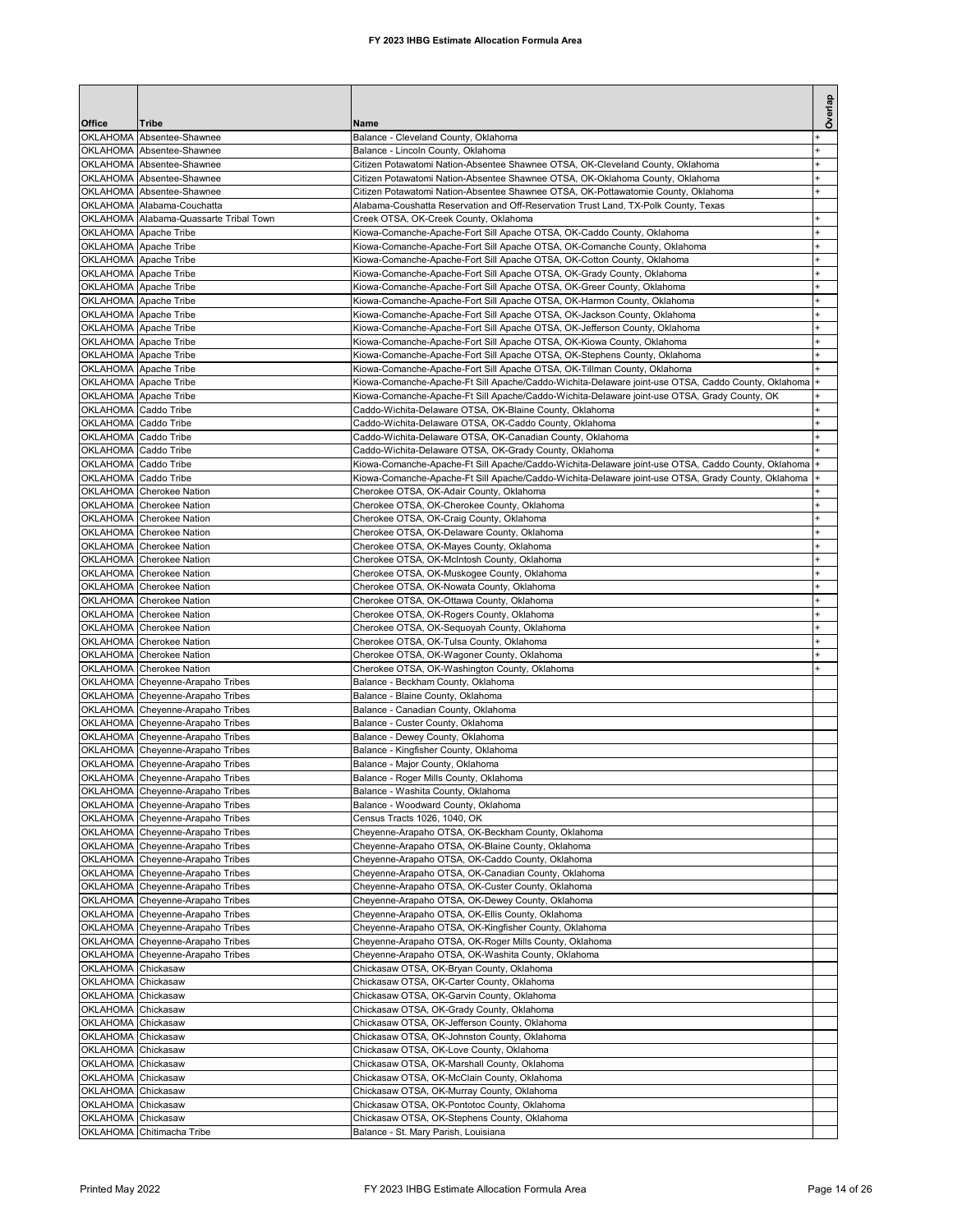# FY 2023 IHBG Estimate Allocation Formula Area

| Office | Tribe | Name | Overlap |
|---|---|---|---|
| OKLAHOMA | Absentee-Shawnee | Balance - Cleveland County, Oklahoma | + |
| OKLAHOMA | Absentee-Shawnee | Balance - Lincoln County, Oklahoma | + |
| OKLAHOMA | Absentee-Shawnee | Citizen Potawatomi Nation-Absentee Shawnee OTSA, OK-Cleveland County, Oklahoma | + |
| OKLAHOMA | Absentee-Shawnee | Citizen Potawatomi Nation-Absentee Shawnee OTSA, OK-Oklahoma County, Oklahoma | + |
| OKLAHOMA | Absentee-Shawnee | Citizen Potawatomi Nation-Absentee Shawnee OTSA, OK-Pottawatomie County, Oklahoma | + |
| OKLAHOMA | Alabama-Couchatta | Alabama-Coushatta Reservation and Off-Reservation Trust Land, TX-Polk County, Texas | |
| OKLAHOMA | Alabama-Quassarte Tribal Town | Creek OTSA, OK-Creek County, Oklahoma | + |
| OKLAHOMA | Apache Tribe | Kiowa-Comanche-Apache-Fort Sill Apache OTSA, OK-Caddo County, Oklahoma | + |
| OKLAHOMA | Apache Tribe | Kiowa-Comanche-Apache-Fort Sill Apache OTSA, OK-Comanche County, Oklahoma | + |
| OKLAHOMA | Apache Tribe | Kiowa-Comanche-Apache-Fort Sill Apache OTSA, OK-Cotton County, Oklahoma | + |
| OKLAHOMA | Apache Tribe | Kiowa-Comanche-Apache-Fort Sill Apache OTSA, OK-Grady County, Oklahoma | + |
| OKLAHOMA | Apache Tribe | Kiowa-Comanche-Apache-Fort Sill Apache OTSA, OK-Greer County, Oklahoma | + |
| OKLAHOMA | Apache Tribe | Kiowa-Comanche-Apache-Fort Sill Apache OTSA, OK-Harmon County, Oklahoma | + |
| OKLAHOMA | Apache Tribe | Kiowa-Comanche-Apache-Fort Sill Apache OTSA, OK-Jackson County, Oklahoma | + |
| OKLAHOMA | Apache Tribe | Kiowa-Comanche-Apache-Fort Sill Apache OTSA, OK-Jefferson County, Oklahoma | + |
| OKLAHOMA | Apache Tribe | Kiowa-Comanche-Apache-Fort Sill Apache OTSA, OK-Kiowa County, Oklahoma | + |
| OKLAHOMA | Apache Tribe | Kiowa-Comanche-Apache-Fort Sill Apache OTSA, OK-Stephens County, Oklahoma | + |
| OKLAHOMA | Apache Tribe | Kiowa-Comanche-Apache-Fort Sill Apache OTSA, OK-Tillman County, Oklahoma | + |
| OKLAHOMA | Apache Tribe | Kiowa-Comanche-Apache-Ft Sill Apache/Caddo-Wichita-Delaware joint-use OTSA, Caddo County, Oklahoma | + |
| OKLAHOMA | Apache Tribe | Kiowa-Comanche-Apache-Ft Sill Apache/Caddo-Wichita-Delaware joint-use OTSA, Grady County, OK | + |
| OKLAHOMA | Caddo Tribe | Caddo-Wichita-Delaware OTSA, OK-Blaine County, Oklahoma | + |
| OKLAHOMA | Caddo Tribe | Caddo-Wichita-Delaware OTSA, OK-Caddo County, Oklahoma | + |
| OKLAHOMA | Caddo Tribe | Caddo-Wichita-Delaware OTSA, OK-Canadian County, Oklahoma | + |
| OKLAHOMA | Caddo Tribe | Caddo-Wichita-Delaware OTSA, OK-Grady County, Oklahoma | + |
| OKLAHOMA | Caddo Tribe | Kiowa-Comanche-Apache-Ft Sill Apache/Caddo-Wichita-Delaware joint-use OTSA, Caddo County, Oklahoma | + |
| OKLAHOMA | Caddo Tribe | Kiowa-Comanche-Apache-Ft Sill Apache/Caddo-Wichita-Delaware joint-use OTSA, Grady County, Oklahoma | + |
| OKLAHOMA | Cherokee Nation | Cherokee OTSA, OK-Adair County, Oklahoma | + |
| OKLAHOMA | Cherokee Nation | Cherokee OTSA, OK-Cherokee County, Oklahoma | + |
| OKLAHOMA | Cherokee Nation | Cherokee OTSA, OK-Craig County, Oklahoma | + |
| OKLAHOMA | Cherokee Nation | Cherokee OTSA, OK-Delaware County, Oklahoma | + |
| OKLAHOMA | Cherokee Nation | Cherokee OTSA, OK-Mayes County, Oklahoma | + |
| OKLAHOMA | Cherokee Nation | Cherokee OTSA, OK-McIntosh County, Oklahoma | + |
| OKLAHOMA | Cherokee Nation | Cherokee OTSA, OK-Muskogee County, Oklahoma | + |
| OKLAHOMA | Cherokee Nation | Cherokee OTSA, OK-Nowata County, Oklahoma | + |
| OKLAHOMA | Cherokee Nation | Cherokee OTSA, OK-Ottawa County, Oklahoma | + |
| OKLAHOMA | Cherokee Nation | Cherokee OTSA, OK-Rogers County, Oklahoma | + |
| OKLAHOMA | Cherokee Nation | Cherokee OTSA, OK-Sequoyah County, Oklahoma | + |
| OKLAHOMA | Cherokee Nation | Cherokee OTSA, OK-Tulsa County, Oklahoma | + |
| OKLAHOMA | Cherokee Nation | Cherokee OTSA, OK-Wagoner County, Oklahoma | + |
| OKLAHOMA | Cherokee Nation | Cherokee OTSA, OK-Washington County, Oklahoma | + |
| OKLAHOMA | Cheyenne-Arapaho Tribes | Balance - Beckham County, Oklahoma | |
| OKLAHOMA | Cheyenne-Arapaho Tribes | Balance - Blaine County, Oklahoma | |
| OKLAHOMA | Cheyenne-Arapaho Tribes | Balance - Canadian County, Oklahoma | |
| OKLAHOMA | Cheyenne-Arapaho Tribes | Balance - Custer County, Oklahoma | |
| OKLAHOMA | Cheyenne-Arapaho Tribes | Balance - Dewey County, Oklahoma | |
| OKLAHOMA | Cheyenne-Arapaho Tribes | Balance - Kingfisher County, Oklahoma | |
| OKLAHOMA | Cheyenne-Arapaho Tribes | Balance - Major County, Oklahoma | |
| OKLAHOMA | Cheyenne-Arapaho Tribes | Balance - Roger Mills County, Oklahoma | |
| OKLAHOMA | Cheyenne-Arapaho Tribes | Balance - Washita County, Oklahoma | |
| OKLAHOMA | Cheyenne-Arapaho Tribes | Balance - Woodward County, Oklahoma | |
| OKLAHOMA | Cheyenne-Arapaho Tribes | Census Tracts 1026, 1040, OK | |
| OKLAHOMA | Cheyenne-Arapaho Tribes | Cheyenne-Arapaho OTSA, OK-Beckham County, Oklahoma | |
| OKLAHOMA | Cheyenne-Arapaho Tribes | Cheyenne-Arapaho OTSA, OK-Blaine County, Oklahoma | |
| OKLAHOMA | Cheyenne-Arapaho Tribes | Cheyenne-Arapaho OTSA, OK-Caddo County, Oklahoma | |
| OKLAHOMA | Cheyenne-Arapaho Tribes | Cheyenne-Arapaho OTSA, OK-Canadian County, Oklahoma | |
| OKLAHOMA | Cheyenne-Arapaho Tribes | Cheyenne-Arapaho OTSA, OK-Custer County, Oklahoma | |
| OKLAHOMA | Cheyenne-Arapaho Tribes | Cheyenne-Arapaho OTSA, OK-Dewey County, Oklahoma | |
| OKLAHOMA | Cheyenne-Arapaho Tribes | Cheyenne-Arapaho OTSA, OK-Ellis County, Oklahoma | |
| OKLAHOMA | Cheyenne-Arapaho Tribes | Cheyenne-Arapaho OTSA, OK-Kingfisher County, Oklahoma | |
| OKLAHOMA | Cheyenne-Arapaho Tribes | Cheyenne-Arapaho OTSA, OK-Roger Mills County, Oklahoma | |
| OKLAHOMA | Cheyenne-Arapaho Tribes | Cheyenne-Arapaho OTSA, OK-Washita County, Oklahoma | |
| OKLAHOMA | Chickasaw | Chickasaw OTSA, OK-Bryan County, Oklahoma | |
| OKLAHOMA | Chickasaw | Chickasaw OTSA, OK-Carter County, Oklahoma | |
| OKLAHOMA | Chickasaw | Chickasaw OTSA, OK-Garvin County, Oklahoma | |
| OKLAHOMA | Chickasaw | Chickasaw OTSA, OK-Grady County, Oklahoma | |
| OKLAHOMA | Chickasaw | Chickasaw OTSA, OK-Jefferson County, Oklahoma | |
| OKLAHOMA | Chickasaw | Chickasaw OTSA, OK-Johnston County, Oklahoma | |
| OKLAHOMA | Chickasaw | Chickasaw OTSA, OK-Love County, Oklahoma | |
| OKLAHOMA | Chickasaw | Chickasaw OTSA, OK-Marshall County, Oklahoma | |
| OKLAHOMA | Chickasaw | Chickasaw OTSA, OK-McClain County, Oklahoma | |
| OKLAHOMA | Chickasaw | Chickasaw OTSA, OK-Murray County, Oklahoma | |
| OKLAHOMA | Chickasaw | Chickasaw OTSA, OK-Pontotoc County, Oklahoma | |
| OKLAHOMA | Chickasaw | Chickasaw OTSA, OK-Stephens County, Oklahoma | |
| OKLAHOMA | Chitimacha Tribe | Balance - St. Mary Parish, Louisiana | |

Printed May 2022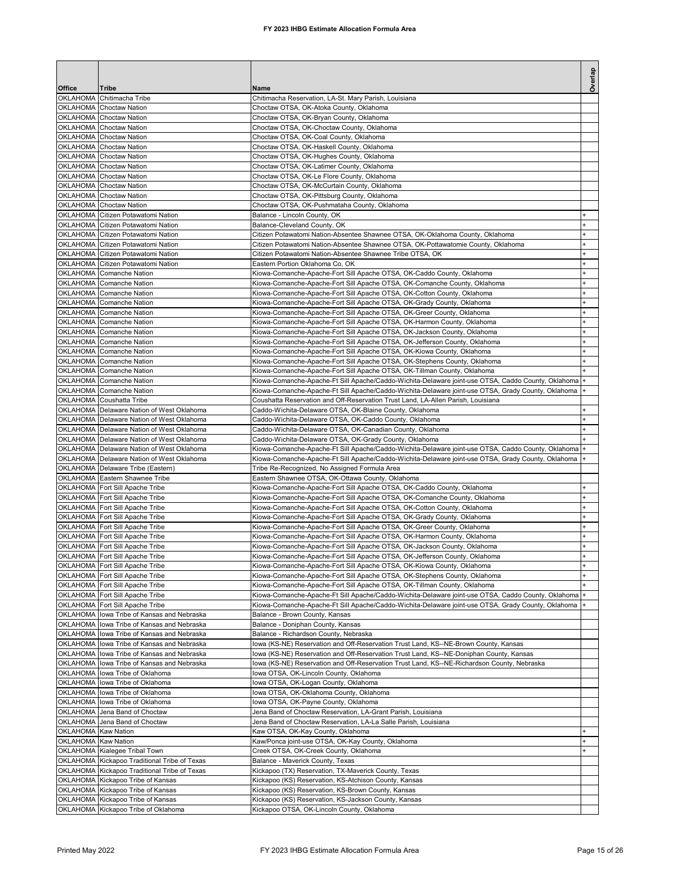# FY 2023 IHBG Estimate Allocation Formula Area

| Office | Tribe | Name | Overlap |
|---|---|---|---|
| OKLAHOMA | Chitimacha Tribe | Chitimacha Reservation, LA-St. Mary Parish, Louisiana | |
| OKLAHOMA | Choctaw Nation | Choctaw OTSA, OK-Atoka County, Oklahoma | |
| OKLAHOMA | Choctaw Nation | Choctaw OTSA, OK-Bryan County, Oklahoma | |
| OKLAHOMA | Choctaw Nation | Choctaw OTSA, OK-Choctaw County, Oklahoma | |
| OKLAHOMA | Choctaw Nation | Choctaw OTSA, OK-Coal County, Oklahoma | |
| OKLAHOMA | Choctaw Nation | Choctaw OTSA, OK-Haskell County, Oklahoma | |
| OKLAHOMA | Choctaw Nation | Choctaw OTSA, OK-Hughes County, Oklahoma | |
| OKLAHOMA | Choctaw Nation | Choctaw OTSA, OK-Latimer County, Oklahoma | |
| OKLAHOMA | Choctaw Nation | Choctaw OTSA, OK-Le Flore County, Oklahoma | |
| OKLAHOMA | Choctaw Nation | Choctaw OTSA, OK-McCurtain County, Oklahoma | |
| OKLAHOMA | Choctaw Nation | Choctaw OTSA, OK-Pittsburg County, Oklahoma | |
| OKLAHOMA | Choctaw Nation | Choctaw OTSA, OK-Pushmataha County, Oklahoma | |
| OKLAHOMA | Citizen Potawatomi Nation | Balance - Lincoln County, OK | + |
| OKLAHOMA | Citizen Potawatomi Nation | Balance-Cleveland County, OK | + |
| OKLAHOMA | Citizen Potawatomi Nation | Citizen Potawatomi Nation-Absentee Shawnee OTSA, OK-Oklahoma County, Oklahoma | + |
| OKLAHOMA | Citizen Potawatomi Nation | Citizen Potawatomi Nation-Absentee Shawnee OTSA, OK-Pottawatomie County, Oklahoma | + |
| OKLAHOMA | Citizen Potawatomi Nation | Citizen Potawatomi Nation-Absentee Shawnee Tribe OTSA, OK | + |
| OKLAHOMA | Citizen Potawatomi Nation | Eastern Portion Oklahoma Co, OK | + |
| OKLAHOMA | Comanche Nation | Kiowa-Comanche-Apache-Fort Sill Apache OTSA, OK-Caddo County, Oklahoma | + |
| OKLAHOMA | Comanche Nation | Kiowa-Comanche-Apache-Fort Sill Apache OTSA, OK-Comanche County, Oklahoma | + |
| OKLAHOMA | Comanche Nation | Kiowa-Comanche-Apache-Fort Sill Apache OTSA, OK-Cotton County, Oklahoma | + |
| OKLAHOMA | Comanche Nation | Kiowa-Comanche-Apache-Fort Sill Apache OTSA, OK-Grady County, Oklahoma | + |
| OKLAHOMA | Comanche Nation | Kiowa-Comanche-Apache-Fort Sill Apache OTSA, OK-Greer County, Oklahoma | + |
| OKLAHOMA | Comanche Nation | Kiowa-Comanche-Apache-Fort Sill Apache OTSA, OK-Harmon County, Oklahoma | + |
| OKLAHOMA | Comanche Nation | Kiowa-Comanche-Apache-Fort Sill Apache OTSA, OK-Jackson County, Oklahoma | + |
| OKLAHOMA | Comanche Nation | Kiowa-Comanche-Apache-Fort Sill Apache OTSA, OK-Jefferson County, Oklahoma | + |
| OKLAHOMA | Comanche Nation | Kiowa-Comanche-Apache-Fort Sill Apache OTSA, OK-Kiowa County, Oklahoma | + |
| OKLAHOMA | Comanche Nation | Kiowa-Comanche-Apache-Fort Sill Apache OTSA, OK-Stephens County, Oklahoma | + |
| OKLAHOMA | Comanche Nation | Kiowa-Comanche-Apache-Fort Sill Apache OTSA, OK-Tillman County, Oklahoma | + |
| OKLAHOMA | Comanche Nation | Kiowa-Comanche-Apache-Ft Sill Apache/Caddo-Wichita-Delaware joint-use OTSA, Caddo County, Oklahoma | + |
| OKLAHOMA | Comanche Nation | Kiowa-Comanche-Apache-Ft Sill Apache/Caddo-Wichita-Delaware joint-use OTSA, Grady County, Oklahoma | + |
| OKLAHOMA | Coushatta Tribe | Coushatta Reservation and Off-Reservation Trust Land, LA-Allen Parish, Louisiana | |
| OKLAHOMA | Delaware Nation of West Oklahoma | Caddo-Wichita-Delaware OTSA, OK-Blaine County, Oklahoma | + |
| OKLAHOMA | Delaware Nation of West Oklahoma | Caddo-Wichita-Delaware OTSA, OK-Caddo County, Oklahoma | + |
| OKLAHOMA | Delaware Nation of West Oklahoma | Caddo-Wichita-Delaware OTSA, OK-Canadian County, Oklahoma | + |
| OKLAHOMA | Delaware Nation of West Oklahoma | Caddo-Wichita-Delaware OTSA, OK-Grady County, Oklahoma | + |
| OKLAHOMA | Delaware Nation of West Oklahoma | Kiowa-Comanche-Apache-Ft Sill Apache/Caddo-Wichita-Delaware joint-use OTSA, Caddo County, Oklahoma | + |
| OKLAHOMA | Delaware Nation of West Oklahoma | Kiowa-Comanche-Apache-Ft Sill Apache/Caddo-Wichita-Delaware joint-use OTSA, Grady County, Oklahoma | + |
| OKLAHOMA | Delaware Tribe (Eastern) | Tribe Re-Recognized, No Assigned Formula Area | |
| OKLAHOMA | Eastern Shawnee Tribe | Eastern Shawnee OTSA, OK-Ottawa County, Oklahoma | |
| OKLAHOMA | Fort Sill Apache Tribe | Kiowa-Comanche-Apache-Fort Sill Apache OTSA, OK-Caddo County, Oklahoma | + |
| OKLAHOMA | Fort Sill Apache Tribe | Kiowa-Comanche-Apache-Fort Sill Apache OTSA, OK-Comanche County, Oklahoma | + |
| OKLAHOMA | Fort Sill Apache Tribe | Kiowa-Comanche-Apache-Fort Sill Apache OTSA, OK-Cotton County, Oklahoma | + |
| OKLAHOMA | Fort Sill Apache Tribe | Kiowa-Comanche-Apache-Fort Sill Apache OTSA, OK-Grady County, Oklahoma | + |
| OKLAHOMA | Fort Sill Apache Tribe | Kiowa-Comanche-Apache-Fort Sill Apache OTSA, OK-Greer County, Oklahoma | + |
| OKLAHOMA | Fort Sill Apache Tribe | Kiowa-Comanche-Apache-Fort Sill Apache OTSA, OK-Harmon County, Oklahoma | + |
| OKLAHOMA | Fort Sill Apache Tribe | Kiowa-Comanche-Apache-Fort Sill Apache OTSA, OK-Jackson County, Oklahoma | + |
| OKLAHOMA | Fort Sill Apache Tribe | Kiowa-Comanche-Apache-Fort Sill Apache OTSA, OK-Jefferson County, Oklahoma | + |
| OKLAHOMA | Fort Sill Apache Tribe | Kiowa-Comanche-Apache-Fort Sill Apache OTSA, OK-Kiowa County, Oklahoma | + |
| OKLAHOMA | Fort Sill Apache Tribe | Kiowa-Comanche-Apache-Fort Sill Apache OTSA, OK-Stephens County, Oklahoma | + |
| OKLAHOMA | Fort Sill Apache Tribe | Kiowa-Comanche-Apache-Fort Sill Apache OTSA, OK-Tillman County, Oklahoma | + |
| OKLAHOMA | Fort Sill Apache Tribe | Kiowa-Comanche-Apache-Ft Sill Apache/Caddo-Wichita-Delaware joint-use OTSA, Caddo County, Oklahoma | + |
| OKLAHOMA | Fort Sill Apache Tribe | Kiowa-Comanche-Apache-Ft Sill Apache/Caddo-Wichita-Delaware joint-use OTSA, Grady County, Oklahoma | + |
| OKLAHOMA | Iowa Tribe of Kansas and Nebraska | Balance - Brown County, Kansas | |
| OKLAHOMA | Iowa Tribe of Kansas and Nebraska | Balance - Doniphan County, Kansas | |
| OKLAHOMA | Iowa Tribe of Kansas and Nebraska | Balance - Richardson County, Nebraska | |
| OKLAHOMA | Iowa Tribe of Kansas and Nebraska | Iowa (KS-NE) Reservation and Off-Reservation Trust Land, KS--NE-Brown County, Kansas | |
| OKLAHOMA | Iowa Tribe of Kansas and Nebraska | Iowa (KS-NE) Reservation and Off-Reservation Trust Land, KS--NE-Doniphan County, Kansas | |
| OKLAHOMA | Iowa Tribe of Kansas and Nebraska | Iowa (KS-NE) Reservation and Off-Reservation Trust Land, KS--NE-Richardson County, Nebraska | |
| OKLAHOMA | Iowa Tribe of Oklahoma | Iowa OTSA, OK-Lincoln County, Oklahoma | |
| OKLAHOMA | Iowa Tribe of Oklahoma | Iowa OTSA, OK-Logan County, Oklahoma | |
| OKLAHOMA | Iowa Tribe of Oklahoma | Iowa OTSA, OK-Oklahoma County, Oklahoma | |
| OKLAHOMA | Iowa Tribe of Oklahoma | Iowa OTSA, OK-Payne County, Oklahoma | |
| OKLAHOMA | Jena Band of Choctaw | Jena Band of Choctaw Reservation, LA-Grant Parish, Louisiana | |
| OKLAHOMA | Jena Band of Choctaw | Jena Band of Choctaw Reservation, LA-La Salle Parish, Louisiana | |
| OKLAHOMA | Kaw Nation | Kaw OTSA, OK-Kay County, Oklahoma | + |
| OKLAHOMA | Kaw Nation | Kaw/Ponca joint-use OTSA, OK-Kay County, Oklahoma | + |
| OKLAHOMA | Kialegee Tribal Town | Creek OTSA, OK-Creek County, Oklahoma | + |
| OKLAHOMA | Kickapoo Traditional Tribe of Texas | Balance - Maverick County, Texas | |
| OKLAHOMA | Kickapoo Traditional Tribe of Texas | Kickapoo (TX) Reservation, TX-Maverick County, Texas | |
| OKLAHOMA | Kickapoo Tribe of Kansas | Kickapoo (KS) Reservation, KS-Atchison County, Kansas | |
| OKLAHOMA | Kickapoo Tribe of Kansas | Kickapoo (KS) Reservation, KS-Brown County, Kansas | |
| OKLAHOMA | Kickapoo Tribe of Kansas | Kickapoo (KS) Reservation, KS-Jackson County, Kansas | |
| OKLAHOMA | Kickapoo Tribe of Oklahoma | Kickapoo OTSA, OK-Lincoln County, Oklahoma | |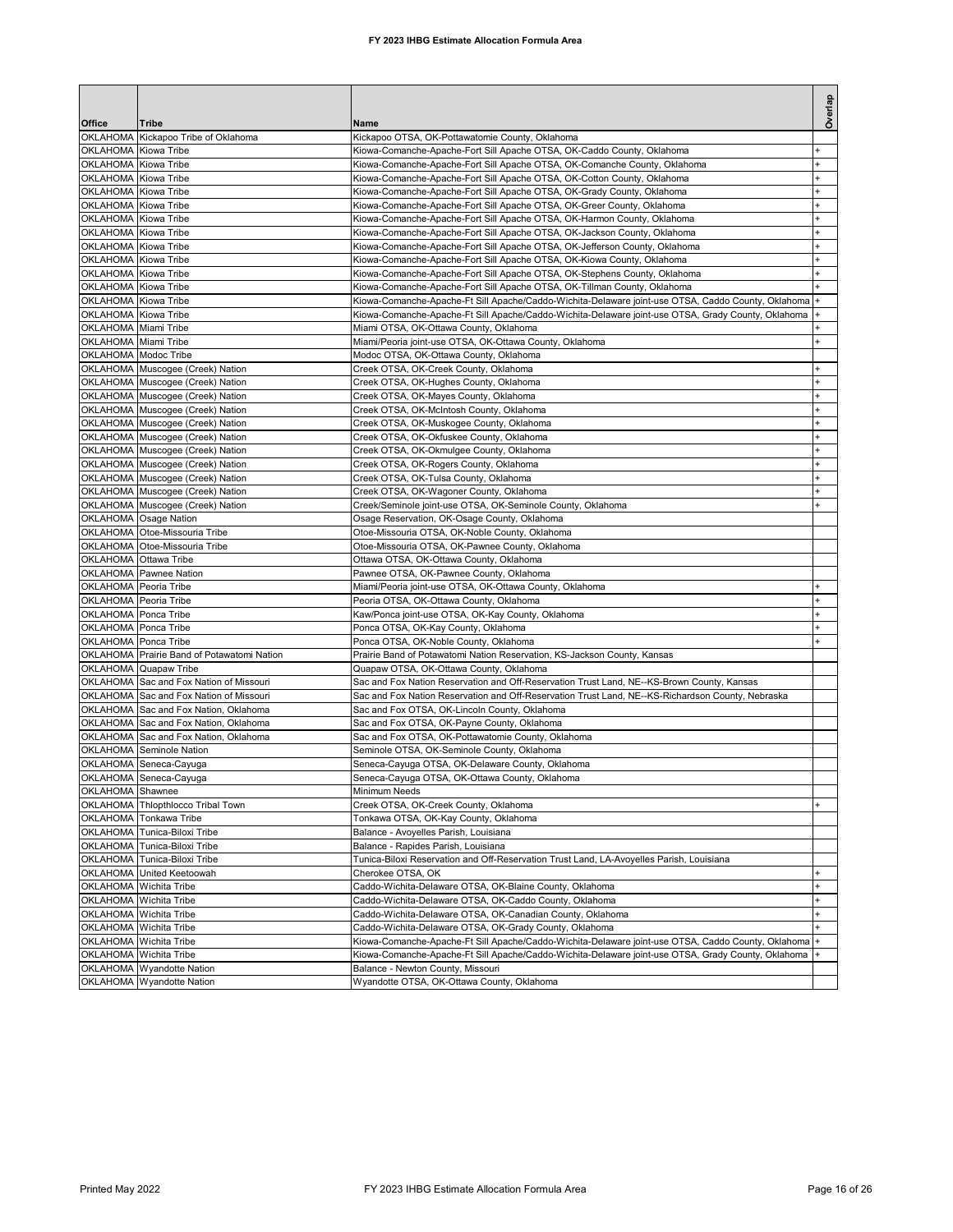# FY 2023 IHBG Estimate Allocation Formula Area

| Office | Tribe | Name | Overlap |
|---|---|---|---|
| OKLAHOMA | Kickapoo Tribe of Oklahoma | Kickapoo OTSA, OK-Pottawatomie County, Oklahoma | |
| OKLAHOMA | Kiowa Tribe | Kiowa-Comanche-Apache-Fort Sill Apache OTSA, OK-Caddo County, Oklahoma | + |
| OKLAHOMA | Kiowa Tribe | Kiowa-Comanche-Apache-Fort Sill Apache OTSA, OK-Comanche County, Oklahoma | + |
| OKLAHOMA | Kiowa Tribe | Kiowa-Comanche-Apache-Fort Sill Apache OTSA, OK-Cotton County, Oklahoma | + |
| OKLAHOMA | Kiowa Tribe | Kiowa-Comanche-Apache-Fort Sill Apache OTSA, OK-Grady County, Oklahoma | + |
| OKLAHOMA | Kiowa Tribe | Kiowa-Comanche-Apache-Fort Sill Apache OTSA, OK-Greer County, Oklahoma | + |
| OKLAHOMA | Kiowa Tribe | Kiowa-Comanche-Apache-Fort Sill Apache OTSA, OK-Harmon County, Oklahoma | + |
| OKLAHOMA | Kiowa Tribe | Kiowa-Comanche-Apache-Fort Sill Apache OTSA, OK-Jackson County, Oklahoma | + |
| OKLAHOMA | Kiowa Tribe | Kiowa-Comanche-Apache-Fort Sill Apache OTSA, OK-Jefferson County, Oklahoma | + |
| OKLAHOMA | Kiowa Tribe | Kiowa-Comanche-Apache-Fort Sill Apache OTSA, OK-Kiowa County, Oklahoma | + |
| OKLAHOMA | Kiowa Tribe | Kiowa-Comanche-Apache-Fort Sill Apache OTSA, OK-Stephens County, Oklahoma | + |
| OKLAHOMA | Kiowa Tribe | Kiowa-Comanche-Apache-Fort Sill Apache OTSA, OK-Tillman County, Oklahoma | + |
| OKLAHOMA | Kiowa Tribe | Kiowa-Comanche-Apache-Ft Sill Apache/Caddo-Wichita-Delaware joint-use OTSA, Caddo County, Oklahoma | + |
| OKLAHOMA | Kiowa Tribe | Kiowa-Comanche-Apache-Ft Sill Apache/Caddo-Wichita-Delaware joint-use OTSA, Grady County, Oklahoma | + |
| OKLAHOMA | Miami Tribe | Miami OTSA, OK-Ottawa County, Oklahoma | + |
| OKLAHOMA | Miami Tribe | Miami/Peoria joint-use OTSA, OK-Ottawa County, Oklahoma | + |
| OKLAHOMA | Modoc Tribe | Modoc OTSA, OK-Ottawa County, Oklahoma | |
| OKLAHOMA | Muscogee (Creek) Nation | Creek OTSA, OK-Creek County, Oklahoma | + |
| OKLAHOMA | Muscogee (Creek) Nation | Creek OTSA, OK-Hughes County, Oklahoma | + |
| OKLAHOMA | Muscogee (Creek) Nation | Creek OTSA, OK-Mayes County, Oklahoma | + |
| OKLAHOMA | Muscogee (Creek) Nation | Creek OTSA, OK-McIntosh County, Oklahoma | + |
| OKLAHOMA | Muscogee (Creek) Nation | Creek OTSA, OK-Muskogee County, Oklahoma | + |
| OKLAHOMA | Muscogee (Creek) Nation | Creek OTSA, OK-Okfuskee County, Oklahoma | + |
| OKLAHOMA | Muscogee (Creek) Nation | Creek OTSA, OK-Okmulgee County, Oklahoma | + |
| OKLAHOMA | Muscogee (Creek) Nation | Creek OTSA, OK-Rogers County, Oklahoma | + |
| OKLAHOMA | Muscogee (Creek) Nation | Creek OTSA, OK-Tulsa County, Oklahoma | + |
| OKLAHOMA | Muscogee (Creek) Nation | Creek OTSA, OK-Wagoner County, Oklahoma | + |
| OKLAHOMA | Muscogee (Creek) Nation | Creek/Seminole joint-use OTSA, OK-Seminole County, Oklahoma | + |
| OKLAHOMA | Osage Nation | Osage Reservation, OK-Osage County, Oklahoma | |
| OKLAHOMA | Otoe-Missouria Tribe | Otoe-Missouria OTSA, OK-Noble County, Oklahoma | |
| OKLAHOMA | Otoe-Missouria Tribe | Otoe-Missouria OTSA, OK-Pawnee County, Oklahoma | |
| OKLAHOMA | Ottawa Tribe | Ottawa OTSA, OK-Ottawa County, Oklahoma | |
| OKLAHOMA | Pawnee Nation | Pawnee OTSA, OK-Pawnee County, Oklahoma | |
| OKLAHOMA | Peoria Tribe | Miami/Peoria joint-use OTSA, OK-Ottawa County, Oklahoma | + |
| OKLAHOMA | Peoria Tribe | Peoria OTSA, OK-Ottawa County, Oklahoma | + |
| OKLAHOMA | Ponca Tribe | Kaw/Ponca joint-use OTSA, OK-Kay County, Oklahoma | + |
| OKLAHOMA | Ponca Tribe | Ponca OTSA, OK-Kay County, Oklahoma | + |
| OKLAHOMA | Ponca Tribe | Ponca OTSA, OK-Noble County, Oklahoma | + |
| OKLAHOMA | Prairie Band of Potawatomi Nation | Prairie Band of Potawatomi Nation Reservation, KS-Jackson County, Kansas | |
| OKLAHOMA | Quapaw Tribe | Quapaw OTSA, OK-Ottawa County, Oklahoma | |
| OKLAHOMA | Sac and Fox Nation of Missouri | Sac and Fox Nation Reservation and Off-Reservation Trust Land, NE--KS-Brown County, Kansas | |
| OKLAHOMA | Sac and Fox Nation of Missouri | Sac and Fox Nation Reservation and Off-Reservation Trust Land, NE--KS-Richardson County, Nebraska | |
| OKLAHOMA | Sac and Fox Nation, Oklahoma | Sac and Fox OTSA, OK-Lincoln County, Oklahoma | |
| OKLAHOMA | Sac and Fox Nation, Oklahoma | Sac and Fox OTSA, OK-Payne County, Oklahoma | |
| OKLAHOMA | Sac and Fox Nation, Oklahoma | Sac and Fox OTSA, OK-Pottawatomie County, Oklahoma | |
| OKLAHOMA | Seminole Nation | Seminole OTSA, OK-Seminole County, Oklahoma | |
| OKLAHOMA | Seneca-Cayuga | Seneca-Cayuga OTSA, OK-Delaware County, Oklahoma | |
| OKLAHOMA | Seneca-Cayuga | Seneca-Cayuga OTSA, OK-Ottawa County, Oklahoma | |
| OKLAHOMA | Shawnee | Minimum Needs | |
| OKLAHOMA | Thlopthlocco Tribal Town | Creek OTSA, OK-Creek County, Oklahoma | + |
| OKLAHOMA | Tonkawa Tribe | Tonkawa OTSA, OK-Kay County, Oklahoma | |
| OKLAHOMA | Tunica-Biloxi Tribe | Balance - Avoyelles Parish, Louisiana | |
| OKLAHOMA | Tunica-Biloxi Tribe | Balance - Rapides Parish, Louisiana | |
| OKLAHOMA | Tunica-Biloxi Tribe | Tunica-Biloxi Reservation and Off-Reservation Trust Land, LA-Avoyelles Parish, Louisiana | |
| OKLAHOMA | United Keetoowah | Cherokee OTSA, OK | + |
| OKLAHOMA | Wichita Tribe | Caddo-Wichita-Delaware OTSA, OK-Blaine County, Oklahoma | + |
| OKLAHOMA | Wichita Tribe | Caddo-Wichita-Delaware OTSA, OK-Caddo County, Oklahoma | + |
| OKLAHOMA | Wichita Tribe | Caddo-Wichita-Delaware OTSA, OK-Canadian County, Oklahoma | + |
| OKLAHOMA | Wichita Tribe | Caddo-Wichita-Delaware OTSA, OK-Grady County, Oklahoma | + |
| OKLAHOMA | Wichita Tribe | Kiowa-Comanche-Apache-Ft Sill Apache/Caddo-Wichita-Delaware joint-use OTSA, Caddo County, Oklahoma | + |
| OKLAHOMA | Wichita Tribe | Kiowa-Comanche-Apache-Ft Sill Apache/Caddo-Wichita-Delaware joint-use OTSA, Grady County, Oklahoma | + |
| OKLAHOMA | Wyandotte Nation | Balance - Newton County, Missouri | |
| OKLAHOMA | Wyandotte Nation | Wyandotte OTSA, OK-Ottawa County, Oklahoma | |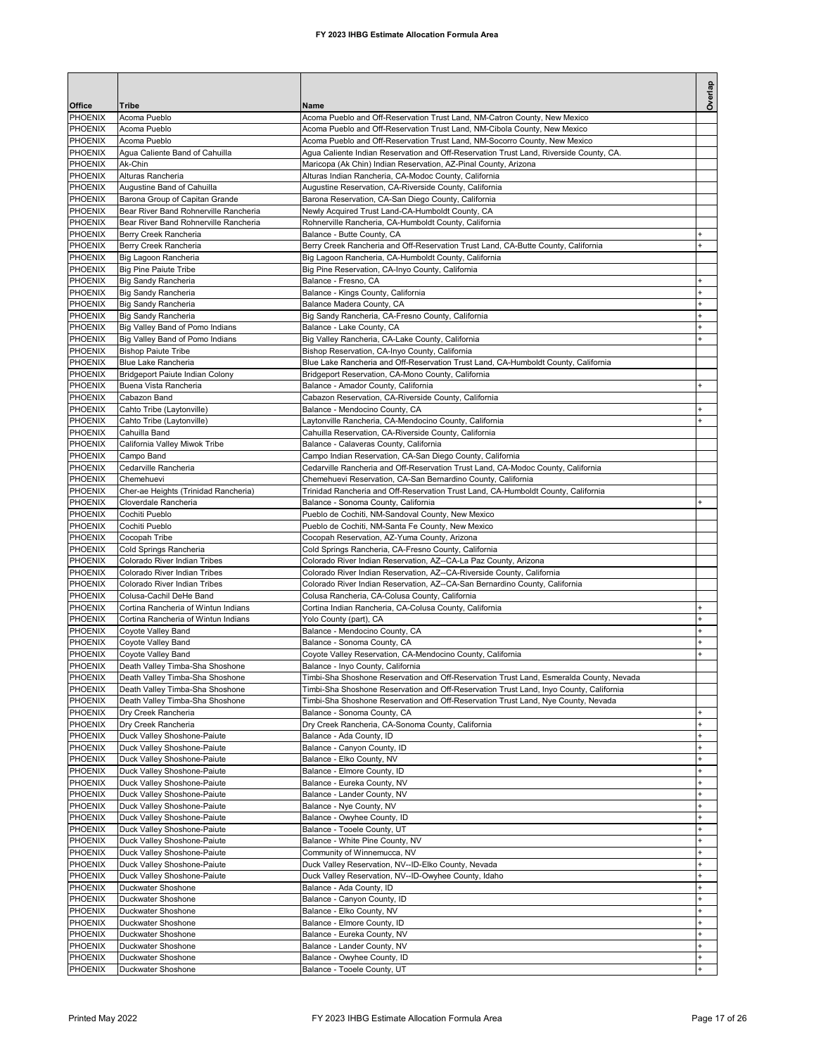# FY 2023 IHBG Estimate Allocation Formula Area

| Office | Tribe | Name | Overlap |
|---|---|---|---|
| PHOENIX | Acoma Pueblo | Acoma Pueblo and Off-Reservation Trust Land, NM-Catron County, New Mexico | |
| PHOENIX | Acoma Pueblo | Acoma Pueblo and Off-Reservation Trust Land, NM-Cibola County, New Mexico | |
| PHOENIX | Acoma Pueblo | Acoma Pueblo and Off-Reservation Trust Land, NM-Socorro County, New Mexico | |
| PHOENIX | Agua Caliente Band of Cahuilla | Agua Caliente Indian Reservation and Off-Reservation Trust Land, Riverside County, CA. | |
| PHOENIX | Ak-Chin | Maricopa (Ak Chin) Indian Reservation, AZ-Pinal County, Arizona | |
| PHOENIX | Alturas Rancheria | Alturas Indian Rancheria, CA-Modoc County, California | |
| PHOENIX | Augustine Band of Cahuilla | Augustine Reservation, CA-Riverside County, California | |
| PHOENIX | Barona Group of Capitan Grande | Barona Reservation, CA-San Diego County, California | |
| PHOENIX | Bear River Band Rohnerville Rancheria | Newly Acquired Trust Land-CA-Humboldt County, CA | |
| PHOENIX | Bear River Band Rohnerville Rancheria | Rohnerville Rancheria, CA-Humboldt County, California | |
| PHOENIX | Berry Creek Rancheria | Balance - Butte County, CA | + |
| PHOENIX | Berry Creek Rancheria | Berry Creek Rancheria and Off-Reservation Trust Land, CA-Butte County, California | + |
| PHOENIX | Big Lagoon Rancheria | Big Lagoon Rancheria, CA-Humboldt County, California | |
| PHOENIX | Big Pine Paiute Tribe | Big Pine Reservation, CA-Inyo County, California | |
| PHOENIX | Big Sandy Rancheria | Balance - Fresno, CA | + |
| PHOENIX | Big Sandy Rancheria | Balance - Kings County, California | + |
| PHOENIX | Big Sandy Rancheria | Balance Madera County, CA | + |
| PHOENIX | Big Sandy Rancheria | Big Sandy Rancheria, CA-Fresno County, California | + |
| PHOENIX | Big Valley Band of Pomo Indians | Balance - Lake County, CA | + |
| PHOENIX | Big Valley Band of Pomo Indians | Big Valley Rancheria, CA-Lake County, California | + |
| PHOENIX | Bishop Paiute Tribe | Bishop Reservation, CA-Inyo County, California | |
| PHOENIX | Blue Lake Rancheria | Blue Lake Rancheria and Off-Reservation Trust Land, CA-Humboldt County, California | |
| PHOENIX | Bridgeport Paiute Indian Colony | Bridgeport Reservation, CA-Mono County, California | |
| PHOENIX | Buena Vista Rancheria | Balance - Amador County, California | + |
| PHOENIX | Cabazon Band | Cabazon Reservation, CA-Riverside County, California | |
| PHOENIX | Cahto Tribe (Laytonville) | Balance - Mendocino County, CA | + |
| PHOENIX | Cahto Tribe (Laytonville) | Laytonville Rancheria, CA-Mendocino County, California | + |
| PHOENIX | Cahuilla Band | Cahuilla Reservation, CA-Riverside County, California | |
| PHOENIX | California Valley Miwok Tribe | Balance - Calaveras County, California | |
| PHOENIX | Campo Band | Campo Indian Reservation, CA-San Diego County, California | |
| PHOENIX | Cedarville Rancheria | Cedarville Rancheria and Off-Reservation Trust Land, CA-Modoc County, California | |
| PHOENIX | Chemehuevi | Chemehuevi Reservation, CA-San Bernardino County, California | |
| PHOENIX | Cher-ae Heights (Trinidad Rancheria) | Trinidad Rancheria and Off-Reservation Trust Land, CA-Humboldt County, California | |
| PHOENIX | Cloverdale Rancheria | Balance - Sonoma County, California | + |
| PHOENIX | Cochiti Pueblo | Pueblo de Cochiti, NM-Sandoval County, New Mexico | |
| PHOENIX | Cochiti Pueblo | Pueblo de Cochiti, NM-Santa Fe County, New Mexico | |
| PHOENIX | Cocopah Tribe | Cocopah Reservation, AZ-Yuma County, Arizona | |
| PHOENIX | Cold Springs Rancheria | Cold Springs Rancheria, CA-Fresno County, California | |
| PHOENIX | Colorado River Indian Tribes | Colorado River Indian Reservation, AZ--CA-La Paz County, Arizona | |
| PHOENIX | Colorado River Indian Tribes | Colorado River Indian Reservation, AZ--CA-Riverside County, California | |
| PHOENIX | Colorado River Indian Tribes | Colorado River Indian Reservation, AZ--CA-San Bernardino County, California | |
| PHOENIX | Colusa-Cachil DeHe Band | Colusa Rancheria, CA-Colusa County, California | |
| PHOENIX | Cortina Rancheria of Wintun Indians | Cortina Indian Rancheria, CA-Colusa County, California | + |
| PHOENIX | Cortina Rancheria of Wintun Indians | Yolo County (part), CA | + |
| PHOENIX | Coyote Valley Band | Balance - Mendocino County, CA | + |
| PHOENIX | Coyote Valley Band | Balance - Sonoma County, CA | + |
| PHOENIX | Coyote Valley Band | Coyote Valley Reservation, CA-Mendocino County, California | + |
| PHOENIX | Death Valley Timba-Sha Shoshone | Balance - Inyo County, California | |
| PHOENIX | Death Valley Timba-Sha Shoshone | Timbi-Sha Shoshone Reservation and Off-Reservation Trust Land, Esmeralda County, Nevada | |
| PHOENIX | Death Valley Timba-Sha Shoshone | Timbi-Sha Shoshone Reservation and Off-Reservation Trust Land, Inyo County, California | |
| PHOENIX | Death Valley Timba-Sha Shoshone | Timbi-Sha Shoshone Reservation and Off-Reservation Trust Land, Nye County, Nevada | |
| PHOENIX | Dry Creek Rancheria | Balance - Sonoma County, CA | + |
| PHOENIX | Dry Creek Rancheria | Dry Creek Rancheria, CA-Sonoma County, California | + |
| PHOENIX | Duck Valley Shoshone-Paiute | Balance - Ada County, ID | + |
| PHOENIX | Duck Valley Shoshone-Paiute | Balance - Canyon County, ID | + |
| PHOENIX | Duck Valley Shoshone-Paiute | Balance - Elko County, NV | + |
| PHOENIX | Duck Valley Shoshone-Paiute | Balance - Elmore County, ID | + |
| PHOENIX | Duck Valley Shoshone-Paiute | Balance - Eureka County, NV | + |
| PHOENIX | Duck Valley Shoshone-Paiute | Balance - Lander County, NV | + |
| PHOENIX | Duck Valley Shoshone-Paiute | Balance - Nye County, NV | + |
| PHOENIX | Duck Valley Shoshone-Paiute | Balance - Owyhee County, ID | + |
| PHOENIX | Duck Valley Shoshone-Paiute | Balance - Tooele County, UT | + |
| PHOENIX | Duck Valley Shoshone-Paiute | Balance - White Pine County, NV | + |
| PHOENIX | Duck Valley Shoshone-Paiute | Community of Winnemucca, NV | + |
| PHOENIX | Duck Valley Shoshone-Paiute | Duck Valley Reservation, NV--ID-Elko County, Nevada | + |
| PHOENIX | Duck Valley Shoshone-Paiute | Duck Valley Reservation, NV--ID-Owyhee County, Idaho | + |
| PHOENIX | Duckwater Shoshone | Balance - Ada County, ID | + |
| PHOENIX | Duckwater Shoshone | Balance - Canyon County, ID | + |
| PHOENIX | Duckwater Shoshone | Balance - Elko County, NV | + |
| PHOENIX | Duckwater Shoshone | Balance - Elmore County, ID | + |
| PHOENIX | Duckwater Shoshone | Balance - Eureka County, NV | + |
| PHOENIX | Duckwater Shoshone | Balance - Lander County, NV | + |
| PHOENIX | Duckwater Shoshone | Balance - Owyhee County, ID | + |
| PHOENIX | Duckwater Shoshone | Balance - Tooele County, UT | + |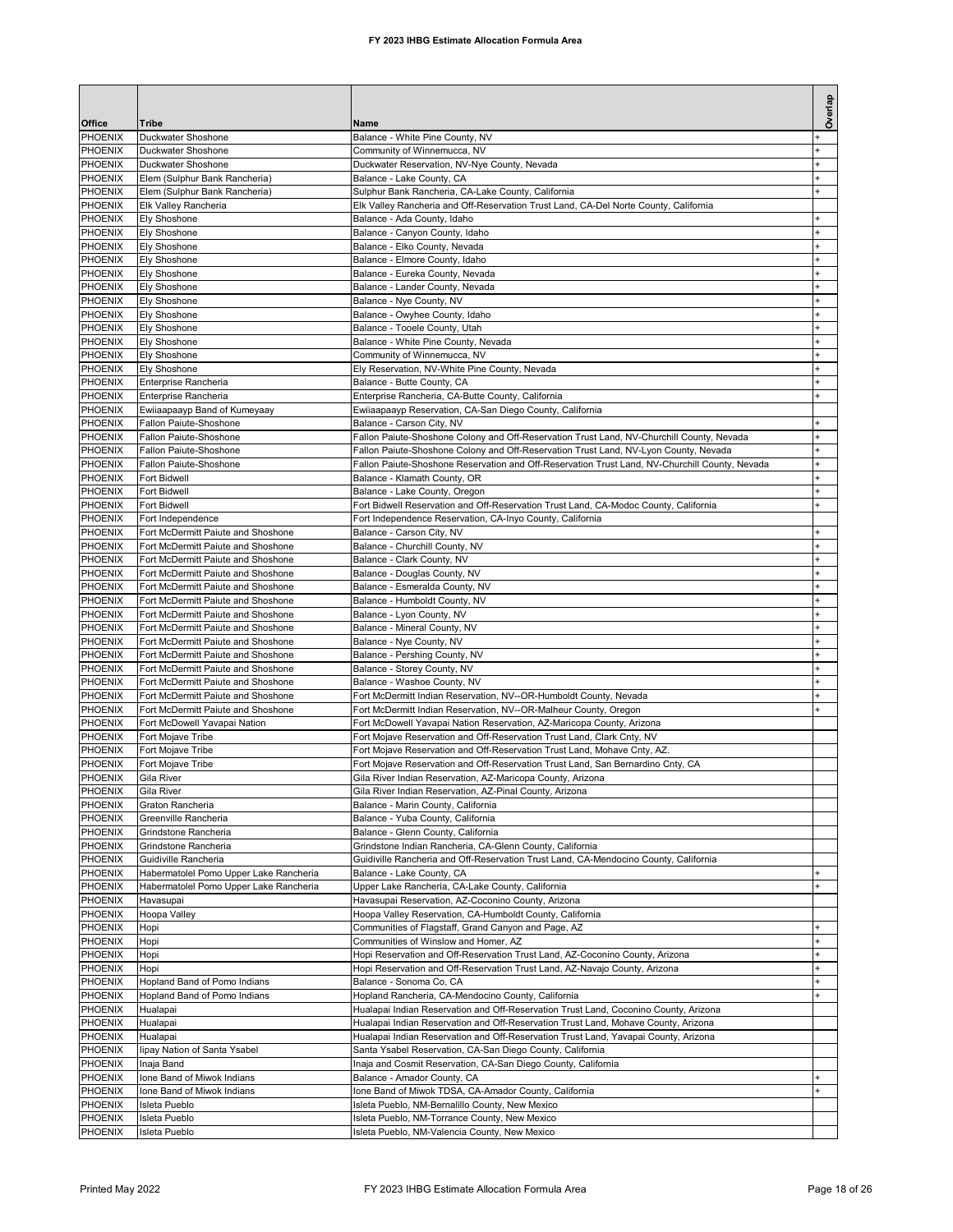# FY 2023 IHBG Estimate Allocation Formula Area

| Office | Tribe | Name | Overlap |
|---|---|---|---|
| PHOENIX | Duckwater Shoshone | Balance - White Pine County, NV | + |
| PHOENIX | Duckwater Shoshone | Community of Winnemucca, NV | + |
| PHOENIX | Duckwater Shoshone | Duckwater Reservation, NV-Nye County, Nevada | + |
| PHOENIX | Elem (Sulphur Bank Rancheria) | Balance - Lake County, CA | + |
| PHOENIX | Elem (Sulphur Bank Rancheria) | Sulphur Bank Rancheria, CA-Lake County, California | + |
| PHOENIX | Elk Valley Rancheria | Elk Valley Rancheria and Off-Reservation Trust Land, CA-Del Norte County, California | |
| PHOENIX | Ely Shoshone | Balance - Ada County, Idaho | + |
| PHOENIX | Ely Shoshone | Balance - Canyon County, Idaho | + |
| PHOENIX | Ely Shoshone | Balance - Elko County, Nevada | + |
| PHOENIX | Ely Shoshone | Balance - Elmore County, Idaho | + |
| PHOENIX | Ely Shoshone | Balance - Eureka County, Nevada | + |
| PHOENIX | Ely Shoshone | Balance - Lander County, Nevada | + |
| PHOENIX | Ely Shoshone | Balance - Nye County, NV | + |
| PHOENIX | Ely Shoshone | Balance - Owyhee County, Idaho | + |
| PHOENIX | Ely Shoshone | Balance - Tooele County, Utah | + |
| PHOENIX | Ely Shoshone | Balance - White Pine County, Nevada | + |
| PHOENIX | Ely Shoshone | Community of Winnemucca, NV | + |
| PHOENIX | Ely Shoshone | Ely Reservation, NV-White Pine County, Nevada | + |
| PHOENIX | Enterprise Rancheria | Balance - Butte County, CA | + |
| PHOENIX | Enterprise Rancheria | Enterprise Rancheria, CA-Butte County, California | + |
| PHOENIX | Ewiiaapaayp Band of Kumeyaay | Ewiiaapaayp Reservation, CA-San Diego County, California | |
| PHOENIX | Fallon Paiute-Shoshone | Balance - Carson City, NV | + |
| PHOENIX | Fallon Paiute-Shoshone | Fallon Paiute-Shoshone Colony and Off-Reservation Trust Land, NV-Churchill County, Nevada | + |
| PHOENIX | Fallon Paiute-Shoshone | Fallon Paiute-Shoshone Colony and Off-Reservation Trust Land, NV-Lyon County, Nevada | + |
| PHOENIX | Fallon Paiute-Shoshone | Fallon Paiute-Shoshone Reservation and Off-Reservation Trust Land, NV-Churchill County, Nevada | + |
| PHOENIX | Fort Bidwell | Balance - Klamath County, OR | + |
| PHOENIX | Fort Bidwell | Balance - Lake County, Oregon | + |
| PHOENIX | Fort Bidwell | Fort Bidwell Reservation and Off-Reservation Trust Land, CA-Modoc County, California | + |
| PHOENIX | Fort Independence | Fort Independence Reservation, CA-Inyo County, California | |
| PHOENIX | Fort McDermitt Paiute and Shoshone | Balance - Carson City, NV | + |
| PHOENIX | Fort McDermitt Paiute and Shoshone | Balance - Churchill County, NV | + |
| PHOENIX | Fort McDermitt Paiute and Shoshone | Balance - Clark County, NV | + |
| PHOENIX | Fort McDermitt Paiute and Shoshone | Balance - Douglas County, NV | + |
| PHOENIX | Fort McDermitt Paiute and Shoshone | Balance - Esmeralda County, NV | + |
| PHOENIX | Fort McDermitt Paiute and Shoshone | Balance - Humboldt County, NV | + |
| PHOENIX | Fort McDermitt Paiute and Shoshone | Balance - Lyon County, NV | + |
| PHOENIX | Fort McDermitt Paiute and Shoshone | Balance - Mineral County, NV | + |
| PHOENIX | Fort McDermitt Paiute and Shoshone | Balance - Nye County, NV | + |
| PHOENIX | Fort McDermitt Paiute and Shoshone | Balance - Pershing County, NV | + |
| PHOENIX | Fort McDermitt Paiute and Shoshone | Balance - Storey County, NV | + |
| PHOENIX | Fort McDermitt Paiute and Shoshone | Balance - Washoe County, NV | + |
| PHOENIX | Fort McDermitt Paiute and Shoshone | Fort McDermitt Indian Reservation, NV--OR-Humboldt County, Nevada | + |
| PHOENIX | Fort McDermitt Paiute and Shoshone | Fort McDermitt Indian Reservation, NV--OR-Malheur County, Oregon | + |
| PHOENIX | Fort McDowell Yavapai Nation | Fort McDowell Yavapai Nation Reservation, AZ-Maricopa County, Arizona | |
| PHOENIX | Fort Mojave Tribe | Fort Mojave Reservation and Off-Reservation Trust Land, Clark Cnty, NV | |
| PHOENIX | Fort Mojave Tribe | Fort Mojave Reservation and Off-Reservation Trust Land, Mohave Cnty, AZ. | |
| PHOENIX | Fort Mojave Tribe | Fort Mojave Reservation and Off-Reservation Trust Land, San Bernardino Cnty, CA | |
| PHOENIX | Gila River | Gila River Indian Reservation, AZ-Maricopa County, Arizona | |
| PHOENIX | Gila River | Gila River Indian Reservation, AZ-Pinal County, Arizona | |
| PHOENIX | Graton Rancheria | Balance - Marin County, California | |
| PHOENIX | Greenville Rancheria | Balance - Yuba County, California | |
| PHOENIX | Grindstone Rancheria | Balance - Glenn County, California | |
| PHOENIX | Grindstone Rancheria | Grindstone Indian Rancheria, CA-Glenn County, California | |
| PHOENIX | Guidiville Rancheria | Guidiville Rancheria and Off-Reservation Trust Land, CA-Mendocino County, California | |
| PHOENIX | Habermatolel Pomo Upper Lake Rancheria | Balance - Lake County, CA | + |
| PHOENIX | Habermatolel Pomo Upper Lake Rancheria | Upper Lake Rancheria, CA-Lake County, California | + |
| PHOENIX | Havasupai | Havasupai Reservation, AZ-Coconino County, Arizona | |
| PHOENIX | Hoopa Valley | Hoopa Valley Reservation, CA-Humboldt County, California | |
| PHOENIX | Hopi | Communities of Flagstaff, Grand Canyon and Page, AZ | + |
| PHOENIX | Hopi | Communities of Winslow and Homer, AZ | + |
| PHOENIX | Hopi | Hopi Reservation and Off-Reservation Trust Land, AZ-Coconino County, Arizona | + |
| PHOENIX | Hopi | Hopi Reservation and Off-Reservation Trust Land, AZ-Navajo County, Arizona | + |
| PHOENIX | Hopland Band of Pomo Indians | Balance - Sonoma Co, CA | + |
| PHOENIX | Hopland Band of Pomo Indians | Hopland Rancheria, CA-Mendocino County, California | + |
| PHOENIX | Hualapai | Hualapai Indian Reservation and Off-Reservation Trust Land, Coconino County, Arizona | |
| PHOENIX | Hualapai | Hualapai Indian Reservation and Off-Reservation Trust Land, Mohave County, Arizona | |
| PHOENIX | Hualapai | Hualapai Indian Reservation and Off-Reservation Trust Land, Yavapai County, Arizona | |
| PHOENIX | Iipay Nation of Santa Ysabel | Santa Ysabel Reservation, CA-San Diego County, California | |
| PHOENIX | Inaja Band | Inaja and Cosmit Reservation, CA-San Diego County, California | |
| PHOENIX | Ione Band of Miwok Indians | Balance - Amador County, CA | + |
| PHOENIX | Ione Band of Miwok Indians | Ione Band of Miwok TDSA, CA-Amador County, California | + |
| PHOENIX | Isleta Pueblo | Isleta Pueblo, NM-Bernalillo County, New Mexico | |
| PHOENIX | Isleta Pueblo | Isleta Pueblo, NM-Torrance County, New Mexico | |
| PHOENIX | Isleta Pueblo | Isleta Pueblo, NM-Valencia County, New Mexico | |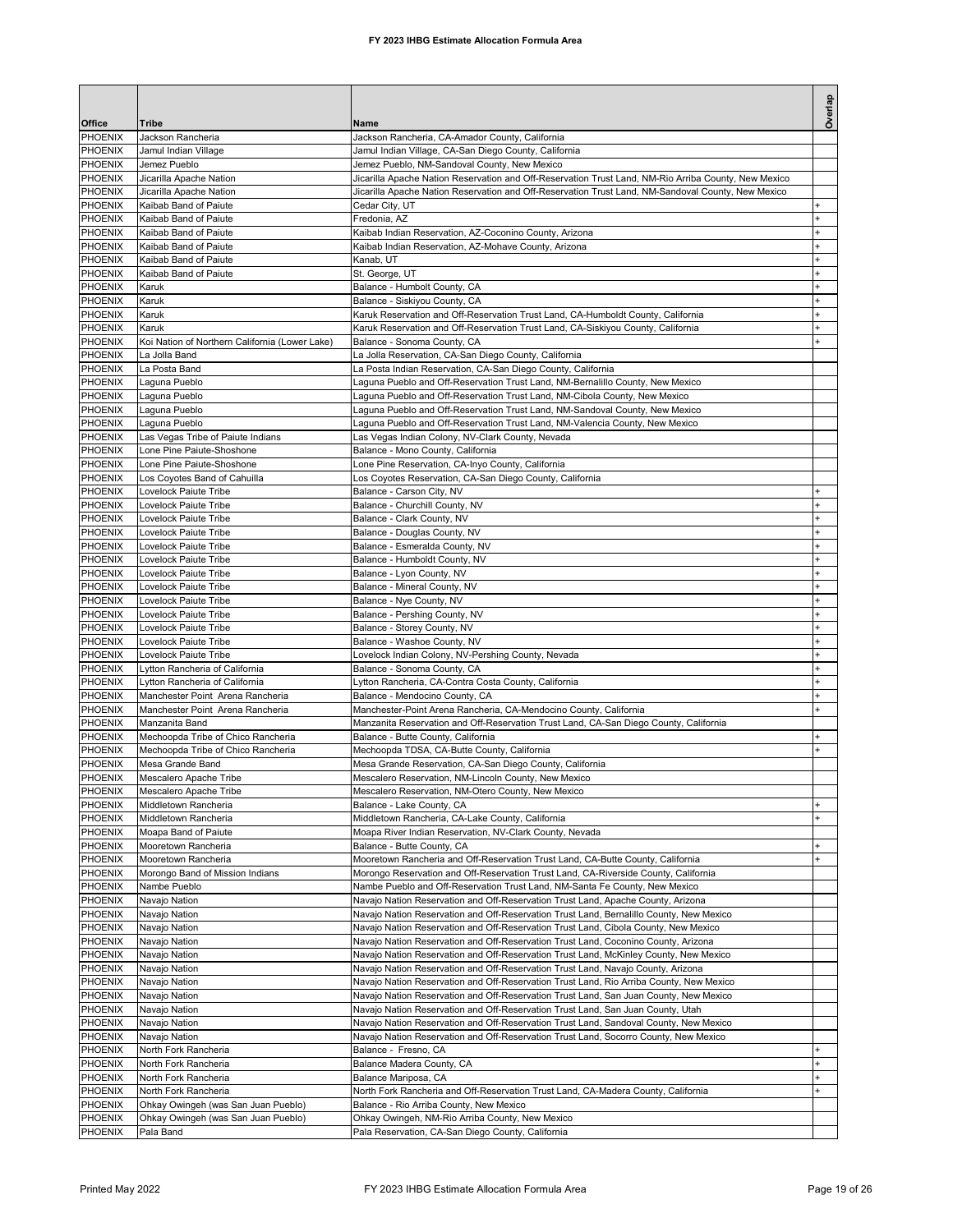# FY 2023 IHBG Estimate Allocation Formula Area

| Office | Tribe | Name | Overlap |
|---|---|---|---|
| PHOENIX | Jackson Rancheria | Jackson Rancheria, CA-Amador County, California | |
| PHOENIX | Jamul Indian Village | Jamul Indian Village, CA-San Diego County, California | |
| PHOENIX | Jemez Pueblo | Jemez Pueblo, NM-Sandoval County, New Mexico | |
| PHOENIX | Jicarilla Apache Nation | Jicarilla Apache Nation Reservation and Off-Reservation Trust Land, NM-Rio Arriba County, New Mexico | |
| PHOENIX | Jicarilla Apache Nation | Jicarilla Apache Nation Reservation and Off-Reservation Trust Land, NM-Sandoval County, New Mexico | |
| PHOENIX | Kaibab Band of Paiute | Cedar City, UT | + |
| PHOENIX | Kaibab Band of Paiute | Fredonia, AZ | + |
| PHOENIX | Kaibab Band of Paiute | Kaibab Indian Reservation, AZ-Coconino County, Arizona | + |
| PHOENIX | Kaibab Band of Paiute | Kaibab Indian Reservation, AZ-Mohave County, Arizona | + |
| PHOENIX | Kaibab Band of Paiute | Kanab, UT | + |
| PHOENIX | Kaibab Band of Paiute | St. George, UT | + |
| PHOENIX | Karuk | Balance - Humbolt County, CA | + |
| PHOENIX | Karuk | Balance - Siskiyou County, CA | + |
| PHOENIX | Karuk | Karuk Reservation and Off-Reservation Trust Land, CA-Humboldt County, California | + |
| PHOENIX | Karuk | Karuk Reservation and Off-Reservation Trust Land, CA-Siskiyou County, California | + |
| PHOENIX | Koi Nation of Northern California (Lower Lake) | Balance - Sonoma County, CA | + |
| PHOENIX | La Jolla Band | La Jolla Reservation, CA-San Diego County, California | |
| PHOENIX | La Posta Band | La Posta Indian Reservation, CA-San Diego County, California | |
| PHOENIX | Laguna Pueblo | Laguna Pueblo and Off-Reservation Trust Land, NM-Bernalillo County, New Mexico | |
| PHOENIX | Laguna Pueblo | Laguna Pueblo and Off-Reservation Trust Land, NM-Cibola County, New Mexico | |
| PHOENIX | Laguna Pueblo | Laguna Pueblo and Off-Reservation Trust Land, NM-Sandoval County, New Mexico | |
| PHOENIX | Laguna Pueblo | Laguna Pueblo and Off-Reservation Trust Land, NM-Valencia County, New Mexico | |
| PHOENIX | Las Vegas Tribe of Paiute Indians | Las Vegas Indian Colony, NV-Clark County, Nevada | |
| PHOENIX | Lone Pine Paiute-Shoshone | Balance - Mono County, California | |
| PHOENIX | Lone Pine Paiute-Shoshone | Lone Pine Reservation, CA-Inyo County, California | |
| PHOENIX | Los Coyotes Band of Cahuilla | Los Coyotes Reservation, CA-San Diego County, California | |
| PHOENIX | Lovelock Paiute Tribe | Balance - Carson City, NV | + |
| PHOENIX | Lovelock Paiute Tribe | Balance - Churchill County, NV | + |
| PHOENIX | Lovelock Paiute Tribe | Balance - Clark County, NV | + |
| PHOENIX | Lovelock Paiute Tribe | Balance - Douglas County, NV | + |
| PHOENIX | Lovelock Paiute Tribe | Balance - Esmeralda County, NV | + |
| PHOENIX | Lovelock Paiute Tribe | Balance - Humboldt County, NV | + |
| PHOENIX | Lovelock Paiute Tribe | Balance - Lyon County, NV | + |
| PHOENIX | Lovelock Paiute Tribe | Balance - Mineral County, NV | + |
| PHOENIX | Lovelock Paiute Tribe | Balance - Nye County, NV | + |
| PHOENIX | Lovelock Paiute Tribe | Balance - Pershing County, NV | + |
| PHOENIX | Lovelock Paiute Tribe | Balance - Storey County, NV | + |
| PHOENIX | Lovelock Paiute Tribe | Balance - Washoe County, NV | + |
| PHOENIX | Lovelock Paiute Tribe | Lovelock Indian Colony, NV-Pershing County, Nevada | + |
| PHOENIX | Lytton Rancheria of California | Balance - Sonoma County, CA | + |
| PHOENIX | Lytton Rancheria of California | Lytton Rancheria, CA-Contra Costa County, California | + |
| PHOENIX | Manchester Point Arena Rancheria | Balance - Mendocino County, CA | + |
| PHOENIX | Manchester Point Arena Rancheria | Manchester-Point Arena Rancheria, CA-Mendocino County, California | + |
| PHOENIX | Manzanita Band | Manzanita Reservation and Off-Reservation Trust Land, CA-San Diego County, California | |
| PHOENIX | Mechoopda Tribe of Chico Rancheria | Balance - Butte County, California | + |
| PHOENIX | Mechoopda Tribe of Chico Rancheria | Mechoopda TDSA, CA-Butte County, California | + |
| PHOENIX | Mesa Grande Band | Mesa Grande Reservation, CA-San Diego County, California | |
| PHOENIX | Mescalero Apache Tribe | Mescalero Reservation, NM-Lincoln County, New Mexico | |
| PHOENIX | Mescalero Apache Tribe | Mescalero Reservation, NM-Otero County, New Mexico | |
| PHOENIX | Middletown Rancheria | Balance - Lake County, CA | + |
| PHOENIX | Middletown Rancheria | Middletown Rancheria, CA-Lake County, California | + |
| PHOENIX | Moapa Band of Paiute | Moapa River Indian Reservation, NV-Clark County, Nevada | |
| PHOENIX | Mooretown Rancheria | Balance - Butte County, CA | + |
| PHOENIX | Mooretown Rancheria | Mooretown Rancheria and Off-Reservation Trust Land, CA-Butte County, California | + |
| PHOENIX | Morongo Band of Mission Indians | Morongo Reservation and Off-Reservation Trust Land, CA-Riverside County, California | |
| PHOENIX | Nambe Pueblo | Nambe Pueblo and Off-Reservation Trust Land, NM-Santa Fe County, New Mexico | |
| PHOENIX | Navajo Nation | Navajo Nation Reservation and Off-Reservation Trust Land, Apache County, Arizona | |
| PHOENIX | Navajo Nation | Navajo Nation Reservation and Off-Reservation Trust Land, Bernalillo County, New Mexico | |
| PHOENIX | Navajo Nation | Navajo Nation Reservation and Off-Reservation Trust Land, Cibola County, New Mexico | |
| PHOENIX | Navajo Nation | Navajo Nation Reservation and Off-Reservation Trust Land, Coconino County, Arizona | |
| PHOENIX | Navajo Nation | Navajo Nation Reservation and Off-Reservation Trust Land, McKinley County, New Mexico | |
| PHOENIX | Navajo Nation | Navajo Nation Reservation and Off-Reservation Trust Land, Navajo County, Arizona | |
| PHOENIX | Navajo Nation | Navajo Nation Reservation and Off-Reservation Trust Land, Rio Arriba County, New Mexico | |
| PHOENIX | Navajo Nation | Navajo Nation Reservation and Off-Reservation Trust Land, San Juan County, New Mexico | |
| PHOENIX | Navajo Nation | Navajo Nation Reservation and Off-Reservation Trust Land, San Juan County, Utah | |
| PHOENIX | Navajo Nation | Navajo Nation Reservation and Off-Reservation Trust Land, Sandoval County, New Mexico | |
| PHOENIX | Navajo Nation | Navajo Nation Reservation and Off-Reservation Trust Land, Socorro County, New Mexico | |
| PHOENIX | North Fork Rancheria | Balance - Fresno, CA | + |
| PHOENIX | North Fork Rancheria | Balance Madera County, CA | + |
| PHOENIX | North Fork Rancheria | Balance Mariposa, CA | + |
| PHOENIX | North Fork Rancheria | North Fork Rancheria and Off-Reservation Trust Land, CA-Madera County, California | + |
| PHOENIX | Ohkay Owingeh (was San Juan Pueblo) | Balance - Rio Arriba County, New Mexico | |
| PHOENIX | Ohkay Owingeh (was San Juan Pueblo) | Ohkay Owingeh, NM-Rio Arriba County, New Mexico | |
| PHOENIX | Pala Band | Pala Reservation, CA-San Diego County, California | |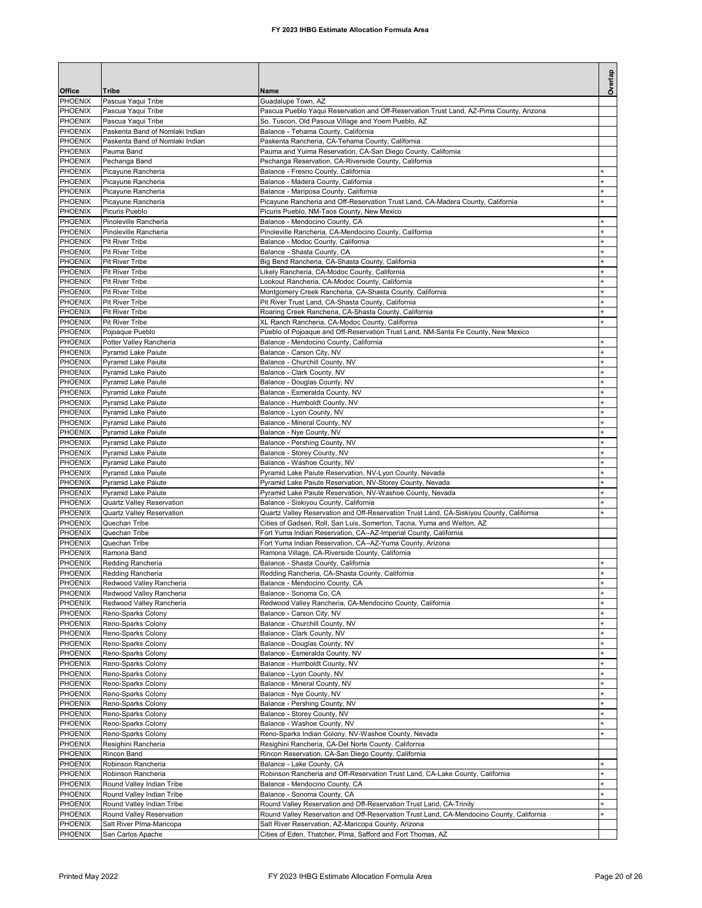# FY 2023 IHBG Estimate Allocation Formula Area

| Office | Tribe | Name | Overlap |
|---|---|---|---|
| PHOENIX | Pascua Yaqui Tribe | Guadalupe Town, AZ | |
| PHOENIX | Pascua Yaqui Tribe | Pascua Pueblo Yaqui Reservation and Off-Reservation Trust Land, AZ-Pima County, Arizona | |
| PHOENIX | Pascua Yaqui Tribe | So. Tuscon, Old Pascua Village and Yoem Pueblo, AZ | |
| PHOENIX | Paskenta Band of Nomlaki Indian | Balance - Tehama County, California | |
| PHOENIX | Paskenta Band of Nomlaki Indian | Paskenta Rancheria, CA-Tehama County, California | |
| PHOENIX | Pauma Band | Pauma and Yuima Reservation, CA-San Diego County, California | |
| PHOENIX | Pechanga Band | Pechanga Reservation, CA-Riverside County, California | |
| PHOENIX | Picayune Rancheria | Balance - Fresno County, California | + |
| PHOENIX | Picayune Rancheria | Balance - Madera County, California | + |
| PHOENIX | Picayune Rancheria | Balance - Mariposa County, California | + |
| PHOENIX | Picayune Rancheria | Picayune Rancheria and Off-Reservation Trust Land, CA-Madera County, California | + |
| PHOENIX | Picuris Pueblo | Picuris Pueblo, NM-Taos County, New Mexico | |
| PHOENIX | Pinoleville Rancheria | Balance - Mendocino County, CA | + |
| PHOENIX | Pinoleville Rancheria | Pinoleville Rancheria, CA-Mendocino County, California | + |
| PHOENIX | Pit River Tribe | Balance - Modoc County, California | + |
| PHOENIX | Pit River Tribe | Balance - Shasta County, CA | + |
| PHOENIX | Pit River Tribe | Big Bend Rancheria, CA-Shasta County, California | + |
| PHOENIX | Pit River Tribe | Likely Rancheria, CA-Modoc County, California | + |
| PHOENIX | Pit River Tribe | Lookout Rancheria, CA-Modoc County, California | + |
| PHOENIX | Pit River Tribe | Montgomery Creek Rancheria, CA-Shasta County, California | + |
| PHOENIX | Pit River Tribe | Pit River Trust Land, CA-Shasta County, California | + |
| PHOENIX | Pit River Tribe | Roaring Creek Rancheria, CA-Shasta County, California | + |
| PHOENIX | Pit River Tribe | XL Ranch Rancheria, CA-Modoc County, California | + |
| PHOENIX | Pojoaque Pueblo | Pueblo of Pojoaque and Off-Reservation Trust Land, NM-Santa Fe County, New Mexico | |
| PHOENIX | Potter Valley Rancheria | Balance - Mendocino County, California | + |
| PHOENIX | Pyramid Lake Paiute | Balance - Carson City, NV | + |
| PHOENIX | Pyramid Lake Paiute | Balance - Churchill County, NV | + |
| PHOENIX | Pyramid Lake Paiute | Balance - Clark County, NV | + |
| PHOENIX | Pyramid Lake Paiute | Balance - Douglas County, NV | + |
| PHOENIX | Pyramid Lake Paiute | Balance - Esmeralda County, NV | + |
| PHOENIX | Pyramid Lake Paiute | Balance - Humboldt County, NV | + |
| PHOENIX | Pyramid Lake Paiute | Balance - Lyon County, NV | + |
| PHOENIX | Pyramid Lake Paiute | Balance - Mineral County, NV | + |
| PHOENIX | Pyramid Lake Paiute | Balance - Nye County, NV | + |
| PHOENIX | Pyramid Lake Paiute | Balance - Pershing County, NV | + |
| PHOENIX | Pyramid Lake Paiute | Balance - Storey County, NV | + |
| PHOENIX | Pyramid Lake Paiute | Balance - Washoe County, NV | + |
| PHOENIX | Pyramid Lake Paiute | Pyramid Lake Paiute Reservation, NV-Lyon County, Nevada | + |
| PHOENIX | Pyramid Lake Paiute | Pyramid Lake Paiute Reservation, NV-Storey County, Nevada | + |
| PHOENIX | Pyramid Lake Paiute | Pyramid Lake Paiute Reservation, NV-Washoe County, Nevada | + |
| PHOENIX | Quartz Valley Reservation | Balance - Siskiyou County, California | + |
| PHOENIX | Quartz Valley Reservation | Quartz Valley Reservation and Off-Reservation Trust Land, CA-Siskiyou County, California | + |
| PHOENIX | Quechan Tribe | Cities of Gadsen, Roll, San Luis, Somerton, Tacna, Yuma and Welton, AZ | |
| PHOENIX | Quechan Tribe | Fort Yuma Indian Reservation, CA--AZ-Imperial County, California | |
| PHOENIX | Quechan Tribe | Fort Yuma Indian Reservation, CA--AZ-Yuma County, Arizona | |
| PHOENIX | Ramona Band | Ramona Village, CA-Riverside County, California | |
| PHOENIX | Redding Rancheria | Balance - Shasta County, California | + |
| PHOENIX | Redding Rancheria | Redding Rancheria, CA-Shasta County, California | + |
| PHOENIX | Redwood Valley Rancheria | Balance - Mendocino County, CA | + |
| PHOENIX | Redwood Valley Rancheria | Balance - Sonoma Co, CA | + |
| PHOENIX | Redwood Valley Rancheria | Redwood Valley Rancheria, CA-Mendocino County, California | + |
| PHOENIX | Reno-Sparks Colony | Balance - Carson City, NV | + |
| PHOENIX | Reno-Sparks Colony | Balance - Churchill County, NV | + |
| PHOENIX | Reno-Sparks Colony | Balance - Clark County, NV | + |
| PHOENIX | Reno-Sparks Colony | Balance - Douglas County, NV | + |
| PHOENIX | Reno-Sparks Colony | Balance - Esmeralda County, NV | + |
| PHOENIX | Reno-Sparks Colony | Balance - Humboldt County, NV | + |
| PHOENIX | Reno-Sparks Colony | Balance - Lyon County, NV | + |
| PHOENIX | Reno-Sparks Colony | Balance - Mineral County, NV | + |
| PHOENIX | Reno-Sparks Colony | Balance - Nye County, NV | + |
| PHOENIX | Reno-Sparks Colony | Balance - Pershing County, NV | + |
| PHOENIX | Reno-Sparks Colony | Balance - Storey County, NV | + |
| PHOENIX | Reno-Sparks Colony | Balance - Washoe County, NV | + |
| PHOENIX | Reno-Sparks Colony | Reno-Sparks Indian Colony, NV-Washoe County, Nevada | + |
| PHOENIX | Resighini Rancheria | Resighini Rancheria, CA-Del Norte County, California | |
| PHOENIX | Rincon Band | Rincon Reservation, CA-San Diego County, California | |
| PHOENIX | Robinson Rancheria | Balance - Lake County, CA | + |
| PHOENIX | Robinson Rancheria | Robinson Rancheria and Off-Reservation Trust Land, CA-Lake County, California | + |
| PHOENIX | Round Valley Indian Tribe | Balance - Mendocino County, CA | + |
| PHOENIX | Round Valley Indian Tribe | Balance - Sonoma County, CA | + |
| PHOENIX | Round Valley Indian Tribe | Round Valley Reservation and Off-Reservation Trust Land, CA-Trinity | + |
| PHOENIX | Round Valley Reservation | Round Valley Reservation and Off-Reservation Trust Land, CA-Mendocino County, California | + |
| PHOENIX | Salt River Plma-Maricopa | Salt River Reservation, AZ-Maricopa County, Arizona | |
| PHOENIX | San Carlos Apache | Cities of Eden, Thatcher, Pima, Safford and Fort Thomas, AZ | |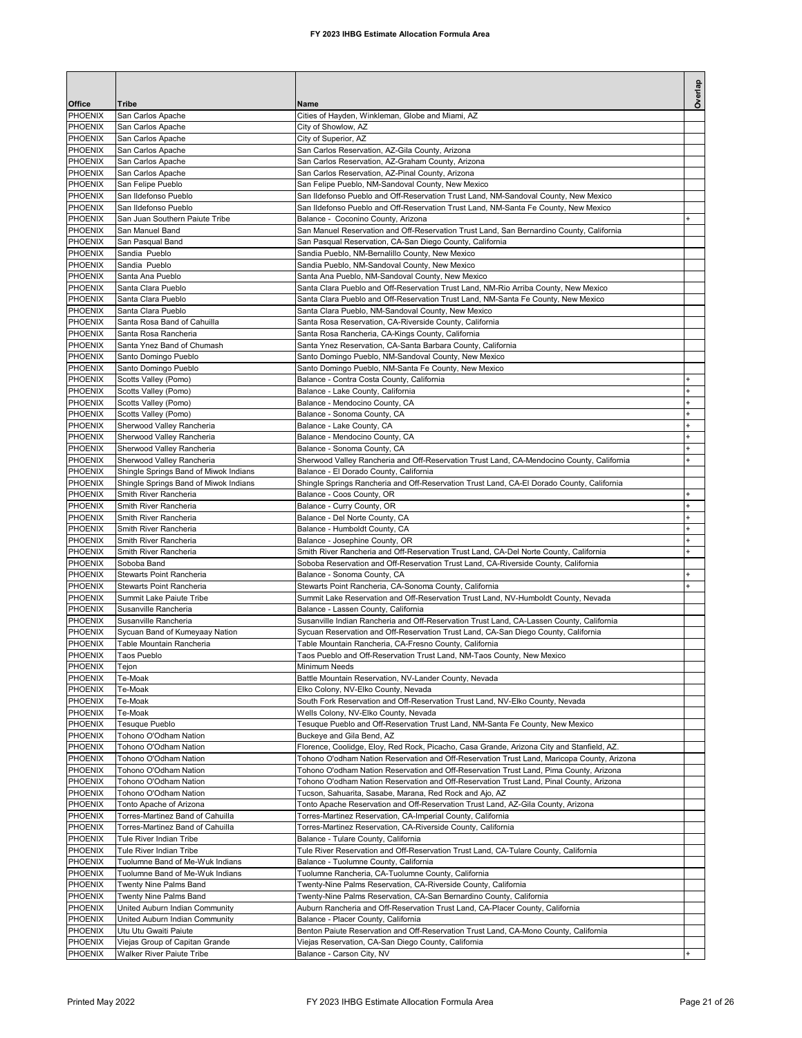# FY 2023 IHBG Estimate Allocation Formula Area

| Office | Tribe | Name | Overlap |
|---|---|---|---|
| PHOENIX | San Carlos Apache | Cities of Hayden, Winkleman, Globe and Miami, AZ | |
| PHOENIX | San Carlos Apache | City of Showlow, AZ | |
| PHOENIX | San Carlos Apache | City of Superior, AZ | |
| PHOENIX | San Carlos Apache | San Carlos Reservation, AZ-Gila County, Arizona | |
| PHOENIX | San Carlos Apache | San Carlos Reservation, AZ-Graham County, Arizona | |
| PHOENIX | San Carlos Apache | San Carlos Reservation, AZ-Pinal County, Arizona | |
| PHOENIX | San Felipe Pueblo | San Felipe Pueblo, NM-Sandoval County, New Mexico | |
| PHOENIX | San Ildefonso Pueblo | San Ildefonso Pueblo and Off-Reservation Trust Land, NM-Sandoval County, New Mexico | |
| PHOENIX | San Ildefonso Pueblo | San Ildefonso Pueblo and Off-Reservation Trust Land, NM-Santa Fe County, New Mexico | |
| PHOENIX | San Juan Southern Paiute Tribe | Balance - Coconino County, Arizona | + |
| PHOENIX | San Manuel Band | San Manuel Reservation and Off-Reservation Trust Land, San Bernardino County, California | |
| PHOENIX | San Pasqual Band | San Pasqual Reservation, CA-San Diego County, California | |
| PHOENIX | Sandia Pueblo | Sandia Pueblo, NM-Bernalillo County, New Mexico | |
| PHOENIX | Sandia Pueblo | Sandia Pueblo, NM-Sandoval County, New Mexico | |
| PHOENIX | Santa Ana Pueblo | Santa Ana Pueblo, NM-Sandoval County, New Mexico | |
| PHOENIX | Santa Clara Pueblo | Santa Clara Pueblo and Off-Reservation Trust Land, NM-Rio Arriba County, New Mexico | |
| PHOENIX | Santa Clara Pueblo | Santa Clara Pueblo and Off-Reservation Trust Land, NM-Santa Fe County, New Mexico | |
| PHOENIX | Santa Clara Pueblo | Santa Clara Pueblo, NM-Sandoval County, New Mexico | |
| PHOENIX | Santa Rosa Band of Cahuilla | Santa Rosa Reservation, CA-Riverside County, California | |
| PHOENIX | Santa Rosa Rancheria | Santa Rosa Rancheria, CA-Kings County, California | |
| PHOENIX | Santa Ynez Band of Chumash | Santa Ynez Reservation, CA-Santa Barbara County, California | |
| PHOENIX | Santo Domingo Pueblo | Santo Domingo Pueblo, NM-Sandoval County, New Mexico | |
| PHOENIX | Santo Domingo Pueblo | Santo Domingo Pueblo, NM-Santa Fe County, New Mexico | |
| PHOENIX | Scotts Valley (Pomo) | Balance - Contra Costa County, California | + |
| PHOENIX | Scotts Valley (Pomo) | Balance - Lake County, California | + |
| PHOENIX | Scotts Valley (Pomo) | Balance - Mendocino County, CA | + |
| PHOENIX | Scotts Valley (Pomo) | Balance - Sonoma County, CA | + |
| PHOENIX | Sherwood Valley Rancheria | Balance - Lake County, CA | + |
| PHOENIX | Sherwood Valley Rancheria | Balance - Mendocino County, CA | + |
| PHOENIX | Sherwood Valley Rancheria | Balance - Sonoma County, CA | + |
| PHOENIX | Sherwood Valley Rancheria | Sherwood Valley Rancheria and Off-Reservation Trust Land, CA-Mendocino County, California | + |
| PHOENIX | Shingle Springs Band of Miwok Indians | Balance - El Dorado County, California | |
| PHOENIX | Shingle Springs Band of Miwok Indians | Shingle Springs Rancheria and Off-Reservation Trust Land, CA-El Dorado County, California | |
| PHOENIX | Smith River Rancheria | Balance - Coos County, OR | + |
| PHOENIX | Smith River Rancheria | Balance - Curry County, OR | + |
| PHOENIX | Smith River Rancheria | Balance - Del Norte County, CA | + |
| PHOENIX | Smith River Rancheria | Balance - Humboldt County, CA | + |
| PHOENIX | Smith River Rancheria | Balance - Josephine County, OR | + |
| PHOENIX | Smith River Rancheria | Smith River Rancheria and Off-Reservation Trust Land, CA-Del Norte County, California | + |
| PHOENIX | Soboba Band | Soboba Reservation and Off-Reservation Trust Land, CA-Riverside County, California | |
| PHOENIX | Stewarts Point Rancheria | Balance - Sonoma County, CA | + |
| PHOENIX | Stewarts Point Rancheria | Stewarts Point Rancheria, CA-Sonoma County, California | + |
| PHOENIX | Summit Lake Paiute Tribe | Summit Lake Reservation and Off-Reservation Trust Land, NV-Humboldt County, Nevada | |
| PHOENIX | Susanville Rancheria | Balance - Lassen County, California | |
| PHOENIX | Susanville Rancheria | Susanville Indian Rancheria and Off-Reservation Trust Land, CA-Lassen County, California | |
| PHOENIX | Sycuan Band of Kumeyaay Nation | Sycuan Reservation and Off-Reservation Trust Land, CA-San Diego County, California | |
| PHOENIX | Table Mountain Rancheria | Table Mountain Rancheria, CA-Fresno County, California | |
| PHOENIX | Taos Pueblo | Taos Pueblo and Off-Reservation Trust Land, NM-Taos County, New Mexico | |
| PHOENIX | Tejon | Minimum Needs | |
| PHOENIX | Te-Moak | Battle Mountain Reservation, NV-Lander County, Nevada | |
| PHOENIX | Te-Moak | Elko Colony, NV-Elko County, Nevada | |
| PHOENIX | Te-Moak | South Fork Reservation and Off-Reservation Trust Land, NV-Elko County, Nevada | |
| PHOENIX | Te-Moak | Wells Colony, NV-Elko County, Nevada | |
| PHOENIX | Tesuque Pueblo | Tesuque Pueblo and Off-Reservation Trust Land, NM-Santa Fe County, New Mexico | |
| PHOENIX | Tohono O'Odham Nation | Buckeye and Gila Bend, AZ | |
| PHOENIX | Tohono O'Odham Nation | Florence, Coolidge, Eloy, Red Rock, Picacho, Casa Grande, Arizona City and Stanfield, AZ. | |
| PHOENIX | Tohono O'Odham Nation | Tohono O'odham Nation Reservation and Off-Reservation Trust Land, Maricopa County, Arizona | |
| PHOENIX | Tohono O'Odham Nation | Tohono O'odham Nation Reservation and Off-Reservation Trust Land, Pima County, Arizona | |
| PHOENIX | Tohono O'Odham Nation | Tohono O'odham Nation Reservation and Off-Reservation Trust Land, Pinal County, Arizona | |
| PHOENIX | Tohono O'Odham Nation | Tucson, Sahuarita, Sasabe, Marana, Red Rock and Ajo, AZ | |
| PHOENIX | Tonto Apache of Arizona | Tonto Apache Reservation and Off-Reservation Trust Land, AZ-Gila County, Arizona | |
| PHOENIX | Torres-Martinez Band of Cahuilla | Torres-Martinez Reservation, CA-Imperial County, California | |
| PHOENIX | Torres-Martinez Band of Cahuilla | Torres-Martinez Reservation, CA-Riverside County, California | |
| PHOENIX | Tule River Indian Tribe | Balance - Tulare County, California | |
| PHOENIX | Tule River Indian Tribe | Tule River Reservation and Off-Reservation Trust Land, CA-Tulare County, California | |
| PHOENIX | Tuolumne Band of Me-Wuk Indians | Balance - Tuolumne County, California | |
| PHOENIX | Tuolumne Band of Me-Wuk Indians | Tuolumne Rancheria, CA-Tuolumne County, California | |
| PHOENIX | Twenty Nine Palms Band | Twenty-Nine Palms Reservation, CA-Riverside County, California | |
| PHOENIX | Twenty Nine Palms Band | Twenty-Nine Palms Reservation, CA-San Bernardino County, California | |
| PHOENIX | United Auburn Indian Community | Auburn Rancheria and Off-Reservation Trust Land, CA-Placer County, California | |
| PHOENIX | United Auburn Indian Community | Balance - Placer County, California | |
| PHOENIX | Utu Utu Gwaiti Paiute | Benton Paiute Reservation and Off-Reservation Trust Land, CA-Mono County, California | |
| PHOENIX | Viejas Group of Capitan Grande | Viejas Reservation, CA-San Diego County, California | |
| PHOENIX | Walker River Paiute Tribe | Balance - Carson City, NV | + |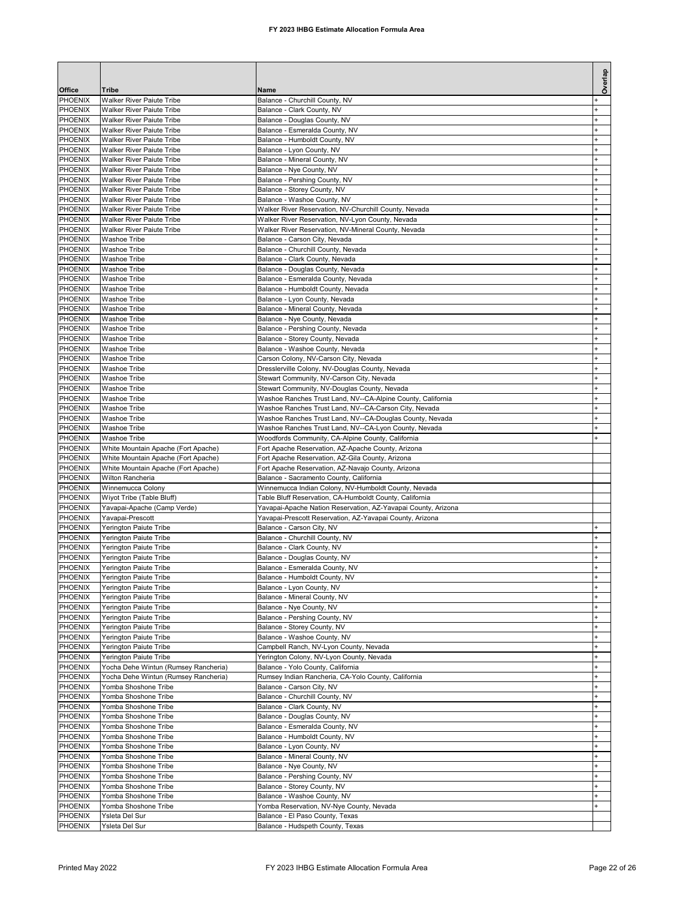| Office | Tribe | Name | Overlap |
|---|---|---|---|
| PHOENIX | Walker River Paiute Tribe | Balance - Churchill County, NV | + |
| PHOENIX | Walker River Paiute Tribe | Balance - Clark County, NV | + |
| PHOENIX | Walker River Paiute Tribe | Balance - Douglas County, NV | + |
| PHOENIX | Walker River Paiute Tribe | Balance - Esmeralda County, NV | + |
| PHOENIX | Walker River Paiute Tribe | Balance - Humboldt County, NV | + |
| PHOENIX | Walker River Paiute Tribe | Balance - Lyon County, NV | + |
| PHOENIX | Walker River Paiute Tribe | Balance - Mineral County, NV | + |
| PHOENIX | Walker River Paiute Tribe | Balance - Nye County, NV | + |
| PHOENIX | Walker River Paiute Tribe | Balance - Pershing County, NV | + |
| PHOENIX | Walker River Paiute Tribe | Balance - Storey County, NV | + |
| PHOENIX | Walker River Paiute Tribe | Balance - Washoe County, NV | + |
| PHOENIX | Walker River Paiute Tribe | Walker River Reservation, NV-Churchill County, Nevada | + |
| PHOENIX | Walker River Paiute Tribe | Walker River Reservation, NV-Lyon County, Nevada | + |
| PHOENIX | Walker River Paiute Tribe | Walker River Reservation, NV-Mineral County, Nevada | + |
| PHOENIX | Washoe Tribe | Balance - Carson City, Nevada | + |
| PHOENIX | Washoe Tribe | Balance - Churchill County, Nevada | + |
| PHOENIX | Washoe Tribe | Balance - Clark County, Nevada | + |
| PHOENIX | Washoe Tribe | Balance - Douglas County, Nevada | + |
| PHOENIX | Washoe Tribe | Balance - Esmeralda County, Nevada | + |
| PHOENIX | Washoe Tribe | Balance - Humboldt County, Nevada | + |
| PHOENIX | Washoe Tribe | Balance - Lyon County, Nevada | + |
| PHOENIX | Washoe Tribe | Balance - Mineral County, Nevada | + |
| PHOENIX | Washoe Tribe | Balance - Nye County, Nevada | + |
| PHOENIX | Washoe Tribe | Balance - Pershing County, Nevada | + |
| PHOENIX | Washoe Tribe | Balance - Storey County, Nevada | + |
| PHOENIX | Washoe Tribe | Balance - Washoe County, Nevada | + |
| PHOENIX | Washoe Tribe | Carson Colony, NV-Carson City, Nevada | + |
| PHOENIX | Washoe Tribe | Dresslerville Colony, NV-Douglas County, Nevada | + |
| PHOENIX | Washoe Tribe | Stewart Community, NV-Carson City, Nevada | + |
| PHOENIX | Washoe Tribe | Stewart Community, NV-Douglas County, Nevada | + |
| PHOENIX | Washoe Tribe | Washoe Ranches Trust Land, NV--CA-Alpine County, California | + |
| PHOENIX | Washoe Tribe | Washoe Ranches Trust Land, NV--CA-Carson City, Nevada | + |
| PHOENIX | Washoe Tribe | Washoe Ranches Trust Land, NV--CA-Douglas County, Nevada | + |
| PHOENIX | Washoe Tribe | Washoe Ranches Trust Land, NV--CA-Lyon County, Nevada | + |
| PHOENIX | Washoe Tribe | Woodfords Community, CA-Alpine County, California | + |
| PHOENIX | White Mountain Apache (Fort Apache) | Fort Apache Reservation, AZ-Apache County, Arizona | |
| PHOENIX | White Mountain Apache (Fort Apache) | Fort Apache Reservation, AZ-Gila County, Arizona | |
| PHOENIX | White Mountain Apache (Fort Apache) | Fort Apache Reservation, AZ-Navajo County, Arizona | |
| PHOENIX | Wilton Rancheria | Balance - Sacramento County, California | |
| PHOENIX | Winnemucca Colony | Winnemucca Indian Colony, NV-Humboldt County, Nevada | |
| PHOENIX | Wiyot Tribe (Table Bluff) | Table Bluff Reservation, CA-Humboldt County, California | |
| PHOENIX | Yavapai-Apache (Camp Verde) | Yavapai-Apache Nation Reservation, AZ-Yavapai County, Arizona | |
| PHOENIX | Yavapai-Prescott | Yavapai-Prescott Reservation, AZ-Yavapai County, Arizona | |
| PHOENIX | Yerington Paiute Tribe | Balance - Carson City, NV | + |
| PHOENIX | Yerington Paiute Tribe | Balance - Churchill County, NV | + |
| PHOENIX | Yerington Paiute Tribe | Balance - Clark County, NV | + |
| PHOENIX | Yerington Paiute Tribe | Balance - Douglas County, NV | + |
| PHOENIX | Yerington Paiute Tribe | Balance - Esmeralda County, NV | + |
| PHOENIX | Yerington Paiute Tribe | Balance - Humboldt County, NV | + |
| PHOENIX | Yerington Paiute Tribe | Balance - Lyon County, NV | + |
| PHOENIX | Yerington Paiute Tribe | Balance - Mineral County, NV | + |
| PHOENIX | Yerington Paiute Tribe | Balance - Nye County, NV | + |
| PHOENIX | Yerington Paiute Tribe | Balance - Pershing County, NV | + |
| PHOENIX | Yerington Paiute Tribe | Balance - Storey County, NV | + |
| PHOENIX | Yerington Paiute Tribe | Balance - Washoe County, NV | + |
| PHOENIX | Yerington Paiute Tribe | Campbell Ranch, NV-Lyon County, Nevada | + |
| PHOENIX | Yerington Paiute Tribe | Yerington Colony, NV-Lyon County, Nevada | + |
| PHOENIX | Yocha Dehe Wintun (Rumsey Rancheria) | Balance - Yolo County, California | + |
| PHOENIX | Yocha Dehe Wintun (Rumsey Rancheria) | Rumsey Indian Rancheria, CA-Yolo County, California | + |
| PHOENIX | Yomba Shoshone Tribe | Balance - Carson City, NV | + |
| PHOENIX | Yomba Shoshone Tribe | Balance - Churchill County, NV | + |
| PHOENIX | Yomba Shoshone Tribe | Balance - Clark County, NV | + |
| PHOENIX | Yomba Shoshone Tribe | Balance - Douglas County, NV | + |
| PHOENIX | Yomba Shoshone Tribe | Balance - Esmeralda County, NV | + |
| PHOENIX | Yomba Shoshone Tribe | Balance - Humboldt County, NV | + |
| PHOENIX | Yomba Shoshone Tribe | Balance - Lyon County, NV | + |
| PHOENIX | Yomba Shoshone Tribe | Balance - Mineral County, NV | + |
| PHOENIX | Yomba Shoshone Tribe | Balance - Nye County, NV | + |
| PHOENIX | Yomba Shoshone Tribe | Balance - Pershing County, NV | + |
| PHOENIX | Yomba Shoshone Tribe | Balance - Storey County, NV | + |
| PHOENIX | Yomba Shoshone Tribe | Balance - Washoe County, NV | + |
| PHOENIX | Yomba Shoshone Tribe | Yomba Reservation, NV-Nye County, Nevada | + |
| PHOENIX | Ysleta Del Sur | Balance - El Paso County, Texas | |
| PHOENIX | Ysleta Del Sur | Balance - Hudspeth County, Texas | |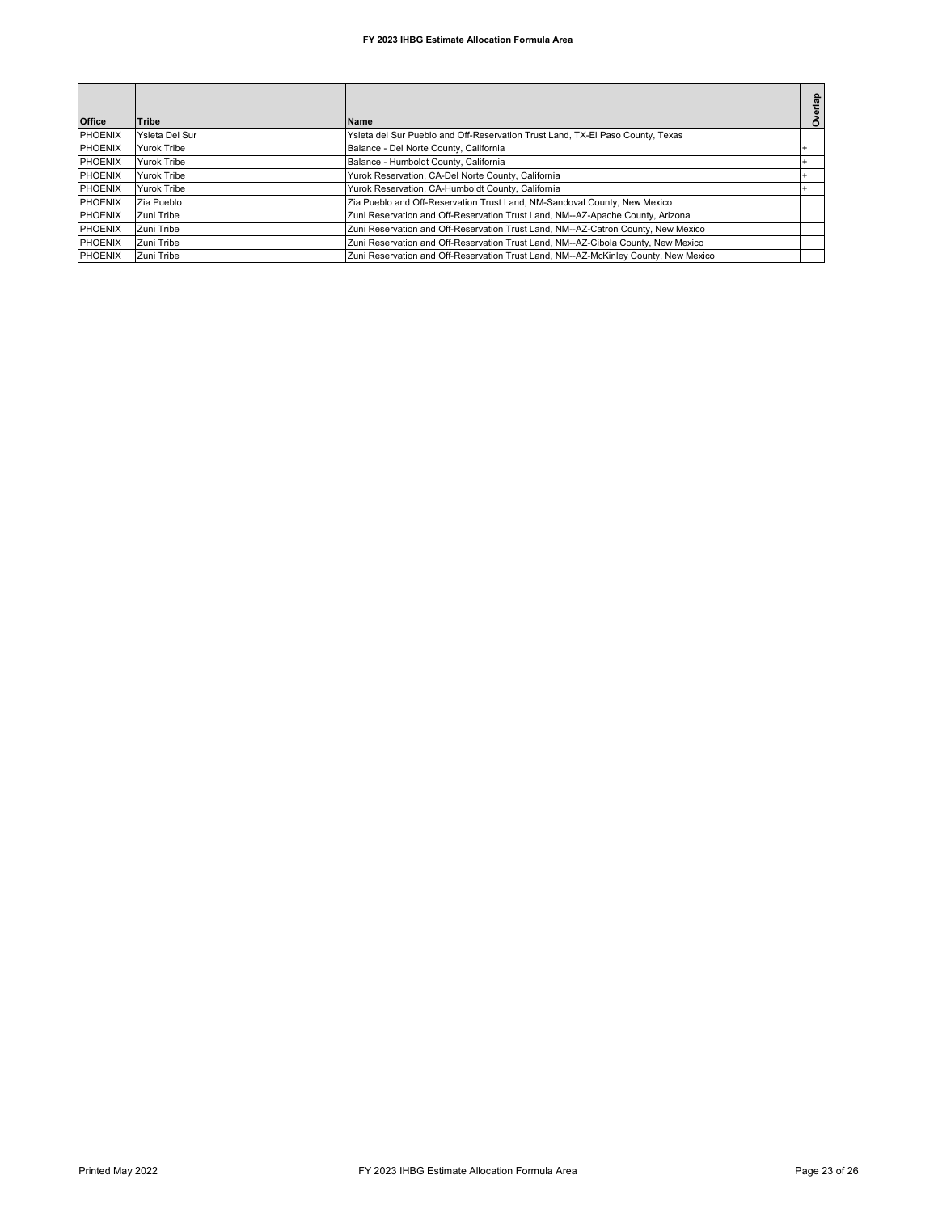| Office | Tribe | Name | Overlap |
|---|---|---|---|
| PHOENIX | Ysleta Del Sur | Ysleta del Sur Pueblo and Off-Reservation Trust Land, TX-El Paso County, Texas | |
| PHOENIX | Yurok Tribe | Balance - Del Norte County, California | + |
| PHOENIX | Yurok Tribe | Balance - Humboldt County, California | + |
| PHOENIX | Yurok Tribe | Yurok Reservation, CA-Del Norte County, California | + |
| PHOENIX | Yurok Tribe | Yurok Reservation, CA-Humboldt County, California | + |
| PHOENIX | Zia Pueblo | Zia Pueblo and Off-Reservation Trust Land, NM-Sandoval County, New Mexico | |
| PHOENIX | Zuni Tribe | Zuni Reservation and Off-Reservation Trust Land, NM--AZ-Apache County, Arizona | |
| PHOENIX | Zuni Tribe | Zuni Reservation and Off-Reservation Trust Land, NM--AZ-Catron County, New Mexico | |
| PHOENIX | Zuni Tribe | Zuni Reservation and Off-Reservation Trust Land, NM--AZ-Cibola County, New Mexico | |
| PHOENIX | Zuni Tribe | Zuni Reservation and Off-Reservation Trust Land, NM--AZ-McKinley County, New Mexico | |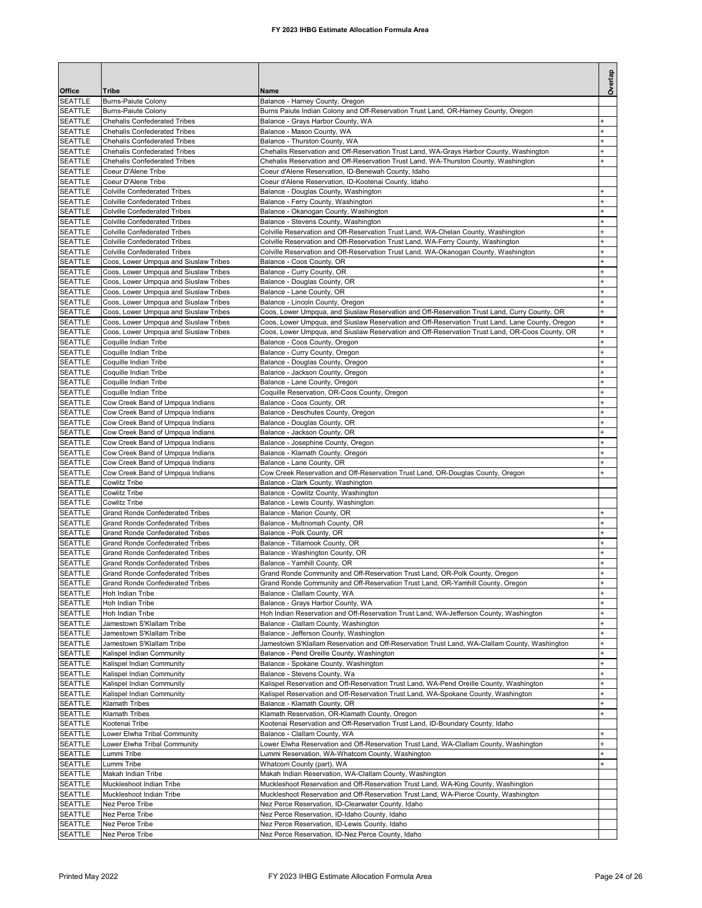# FY 2023 IHBG Estimate Allocation Formula Area

| Office | Tribe | Name | Overlap |
|---|---|---|---|
| SEATTLE | Burns-Paiute Colony | Balance - Harney County, Oregon | |
| SEATTLE | Burns-Paiute Colony | Burns Paiute Indian Colony and Off-Reservation Trust Land, OR-Harney County, Oregon | |
| SEATTLE | Chehalis Confederated Tribes | Balance - Grays Harbor County, WA | + |
| SEATTLE | Chehalis Confederated Tribes | Balance - Mason County, WA | + |
| SEATTLE | Chehalis Confederated Tribes | Balance - Thurston County, WA | + |
| SEATTLE | Chehalis Confederated Tribes | Chehalis Reservation and Off-Reservation Trust Land, WA-Grays Harbor County, Washington | + |
| SEATTLE | Chehalis Confederated Tribes | Chehalis Reservation and Off-Reservation Trust Land, WA-Thurston County, Washington | + |
| SEATTLE | Coeur D'Alene Tribe | Coeur d'Alene Reservation, ID-Benewah County, Idaho | |
| SEATTLE | Coeur D'Alene Tribe | Coeur d'Alene Reservation, ID-Kootenai County, Idaho | |
| SEATTLE | Colville Confederated Tribes | Balance - Douglas County, Washington | + |
| SEATTLE | Colville Confederated Tribes | Balance - Ferry County, Washington | + |
| SEATTLE | Colville Confederated Tribes | Balance - Okanogan County, Washington | + |
| SEATTLE | Colville Confederated Tribes | Balance - Stevens County, Washington | + |
| SEATTLE | Colville Confederated Tribes | Colville Reservation and Off-Reservation Trust Land, WA-Chelan County, Washington | + |
| SEATTLE | Colville Confederated Tribes | Colville Reservation and Off-Reservation Trust Land, WA-Ferry County, Washington | + |
| SEATTLE | Colville Confederated Tribes | Colville Reservation and Off-Reservation Trust Land, WA-Okanogan County, Washington | + |
| SEATTLE | Coos, Lower Umpqua and Siuslaw Tribes | Balance - Coos County, OR | + |
| SEATTLE | Coos, Lower Umpqua and Siuslaw Tribes | Balance - Curry County, OR | + |
| SEATTLE | Coos, Lower Umpqua and Siuslaw Tribes | Balance - Douglas County, OR | + |
| SEATTLE | Coos, Lower Umpqua and Siuslaw Tribes | Balance - Lane County, OR | + |
| SEATTLE | Coos, Lower Umpqua and Siuslaw Tribes | Balance - Lincoln County, Oregon | + |
| SEATTLE | Coos, Lower Umpqua and Siuslaw Tribes | Coos, Lower Umpqua, and Siuslaw Reservation and Off-Reservation Trust Land, Curry County, OR | + |
| SEATTLE | Coos, Lower Umpqua and Siuslaw Tribes | Coos, Lower Umpqua, and Siuslaw Reservation and Off-Reservation Trust Land, Lane County, Oregon | + |
| SEATTLE | Coos, Lower Umpqua and Siuslaw Tribes | Coos, Lower Umpqua, and Siuslaw Reservation and Off-Reservation Trust Land, OR-Coos County, OR | + |
| SEATTLE | Coquille Indian Tribe | Balance - Coos County, Oregon | + |
| SEATTLE | Coquille Indian Tribe | Balance - Curry County, Oregon | + |
| SEATTLE | Coquille Indian Tribe | Balance - Douglas County, Oregon | + |
| SEATTLE | Coquille Indian Tribe | Balance - Jackson County, Oregon | + |
| SEATTLE | Coquille Indian Tribe | Balance - Lane County, Oregon | + |
| SEATTLE | Coquille Indian Tribe | Coquille Reservation, OR-Coos County, Oregon | + |
| SEATTLE | Cow Creek Band of Umpqua Indians | Balance - Coos County, OR | + |
| SEATTLE | Cow Creek Band of Umpqua Indians | Balance - Deschutes County, Oregon | + |
| SEATTLE | Cow Creek Band of Umpqua Indians | Balance - Douglas County, OR | + |
| SEATTLE | Cow Creek Band of Umpqua Indians | Balance - Jackson County, OR | + |
| SEATTLE | Cow Creek Band of Umpqua Indians | Balance - Josephine County, Oregon | + |
| SEATTLE | Cow Creek Band of Umpqua Indians | Balance - Klamath County, Oregon | + |
| SEATTLE | Cow Creek Band of Umpqua Indians | Balance - Lane County, OR | + |
| SEATTLE | Cow Creek Band of Umpqua Indians | Cow Creek Reservation and Off-Reservation Trust Land, OR-Douglas County, Oregon | + |
| SEATTLE | Cowlitz Tribe | Balance - Clark County, Washington | |
| SEATTLE | Cowlitz Tribe | Balance - Cowlitz County, Washington | |
| SEATTLE | Cowlitz Tribe | Balance - Lewis County, Washington | |
| SEATTLE | Grand Ronde Confederated Tribes | Balance - Marion County, OR | + |
| SEATTLE | Grand Ronde Confederated Tribes | Balance - Multnomah County, OR | + |
| SEATTLE | Grand Ronde Confederated Tribes | Balance - Polk County, OR | + |
| SEATTLE | Grand Ronde Confederated Tribes | Balance - Tillamook County, OR | + |
| SEATTLE | Grand Ronde Confederated Tribes | Balance - Washington County, OR | + |
| SEATTLE | Grand Ronde Confederated Tribes | Balance - Yamhill County, OR | + |
| SEATTLE | Grand Ronde Confederated Tribes | Grand Ronde Community and Off-Reservation Trust Land, OR-Polk County, Oregon | + |
| SEATTLE | Grand Ronde Confederated Tribes | Grand Ronde Community and Off-Reservation Trust Land, OR-Yamhill County, Oregon | + |
| SEATTLE | Hoh Indian Tribe | Balance - Clallam County, WA | + |
| SEATTLE | Hoh Indian Tribe | Balance - Grays Harbor County, WA | + |
| SEATTLE | Hoh Indian Tribe | Hoh Indian Reservation and Off-Reservation Trust Land, WA-Jefferson County, Washington | + |
| SEATTLE | Jamestown S'Klallam Tribe | Balance - Clallam County, Washington | + |
| SEATTLE | Jamestown S'Klallam Tribe | Balance - Jefferson County, Washington | + |
| SEATTLE | Jamestown S'Klallam Tribe | Jamestown S'Klallam Reservation and Off-Reservation Trust Land, WA-Clallam County, Washington | + |
| SEATTLE | Kalispel Indian Community | Balance - Pend Oreille County, Washington | + |
| SEATTLE | Kalispel Indian Community | Balance - Spokane County, Washington | + |
| SEATTLE | Kalispel Indian Community | Balance - Stevens County, Wa | + |
| SEATTLE | Kalispel Indian Community | Kalispel Reservation and Off-Reservation Trust Land, WA-Pend Oreille County, Washington | + |
| SEATTLE | Kalispel Indian Community | Kalispel Reservation and Off-Reservation Trust Land, WA-Spokane County, Washington | + |
| SEATTLE | Klamath Tribes | Balance - Klamath County, OR | + |
| SEATTLE | Klamath Tribes | Klamath Reservation, OR-Klamath County, Oregon | + |
| SEATTLE | Kootenai Tribe | Kootenai Reservation and Off-Reservation Trust Land, ID-Boundary County, Idaho | |
| SEATTLE | Lower Elwha Tribal Community | Balance - Clallam County, WA | + |
| SEATTLE | Lower Elwha Tribal Community | Lower Elwha Reservation and Off-Reservation Trust Land, WA-Clallam County, Washington | + |
| SEATTLE | Lummi Tribe | Lummi Reservation, WA-Whatcom County, Washington | + |
| SEATTLE | Lummi Tribe | Whatcom County (part), WA | + |
| SEATTLE | Makah Indian Tribe | Makah Indian Reservation, WA-Clallam County, Washington | |
| SEATTLE | Muckleshoot Indian Tribe | Muckleshoot Reservation and Off-Reservation Trust Land, WA-King County, Washington | |
| SEATTLE | Muckleshoot Indian Tribe | Muckleshoot Reservation and Off-Reservation Trust Land, WA-Pierce County, Washington | |
| SEATTLE | Nez Perce Tribe | Nez Perce Reservation, ID-Clearwater County, Idaho | |
| SEATTLE | Nez Perce Tribe | Nez Perce Reservation, ID-Idaho County, Idaho | |
| SEATTLE | Nez Perce Tribe | Nez Perce Reservation, ID-Lewis County, Idaho | |
| SEATTLE | Nez Perce Tribe | Nez Perce Reservation, ID-Nez Perce County, Idaho | |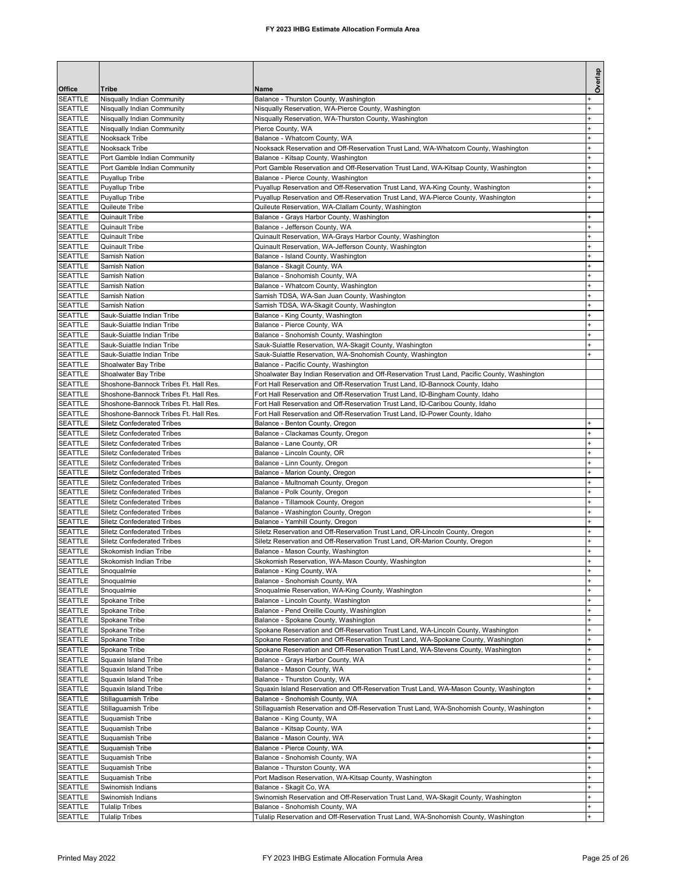| Office | Tribe | Name | Overlap |
|---|---|---|---|
| SEATTLE | Nisqually Indian Community | Balance - Thurston County, Washington | + |
| SEATTLE | Nisqually Indian Community | Nisqually Reservation, WA-Pierce County, Washington | + |
| SEATTLE | Nisqually Indian Community | Nisqually Reservation, WA-Thurston County, Washington | + |
| SEATTLE | Nisqually Indian Community | Pierce County, WA | + |
| SEATTLE | Nooksack Tribe | Balance - Whatcom County, WA | + |
| SEATTLE | Nooksack Tribe | Nooksack Reservation and Off-Reservation Trust Land, WA-Whatcom County, Washington | + |
| SEATTLE | Port Gamble Indian Community | Balance - Kitsap County, Washington | + |
| SEATTLE | Port Gamble Indian Community | Port Gamble Reservation and Off-Reservation Trust Land, WA-Kitsap County, Washington | + |
| SEATTLE | Puyallup Tribe | Balance - Pierce County, Washington | + |
| SEATTLE | Puyallup Tribe | Puyallup Reservation and Off-Reservation Trust Land, WA-King County, Washington | + |
| SEATTLE | Puyallup Tribe | Puyallup Reservation and Off-Reservation Trust Land, WA-Pierce County, Washington | + |
| SEATTLE | Quileute Tribe | Quileute Reservation, WA-Clallam County, Washington | |
| SEATTLE | Quinault Tribe | Balance - Grays Harbor County, Washington | + |
| SEATTLE | Quinault Tribe | Balance - Jefferson County, WA | + |
| SEATTLE | Quinault Tribe | Quinault Reservation, WA-Grays Harbor County, Washington | + |
| SEATTLE | Quinault Tribe | Quinault Reservation, WA-Jefferson County, Washington | + |
| SEATTLE | Samish Nation | Balance - Island County, Washington | + |
| SEATTLE | Samish Nation | Balance - Skagit County, WA | + |
| SEATTLE | Samish Nation | Balance - Snohomish County, WA | + |
| SEATTLE | Samish Nation | Balance - Whatcom County, Washington | + |
| SEATTLE | Samish Nation | Samish TDSA, WA-San Juan County, Washington | + |
| SEATTLE | Samish Nation | Samish TDSA, WA-Skagit County, Washington | + |
| SEATTLE | Sauk-Suiattle Indian Tribe | Balance - King County, Washington | + |
| SEATTLE | Sauk-Suiattle Indian Tribe | Balance - Pierce County, WA | + |
| SEATTLE | Sauk-Suiattle Indian Tribe | Balance - Snohomish County, Washington | + |
| SEATTLE | Sauk-Suiattle Indian Tribe | Sauk-Suiattle Reservation, WA-Skagit County, Washington | + |
| SEATTLE | Sauk-Suiattle Indian Tribe | Sauk-Suiattle Reservation, WA-Snohomish County, Washington | + |
| SEATTLE | Shoalwater Bay Tribe | Balance - Pacific County, Washington | |
| SEATTLE | Shoalwater Bay Tribe | Shoalwater Bay Indian Reservation and Off-Reservation Trust Land, Pacific County, Washington | |
| SEATTLE | Shoshone-Bannock Tribes Ft. Hall Res. | Fort Hall Reservation and Off-Reservation Trust Land, ID-Bannock County, Idaho | |
| SEATTLE | Shoshone-Bannock Tribes Ft. Hall Res. | Fort Hall Reservation and Off-Reservation Trust Land, ID-Bingham County, Idaho | |
| SEATTLE | Shoshone-Bannock Tribes Ft. Hall Res. | Fort Hall Reservation and Off-Reservation Trust Land, ID-Caribou County, Idaho | |
| SEATTLE | Shoshone-Bannock Tribes Ft. Hall Res. | Fort Hall Reservation and Off-Reservation Trust Land, ID-Power County, Idaho | |
| SEATTLE | Siletz Confederated Tribes | Balance - Benton County, Oregon | + |
| SEATTLE | Siletz Confederated Tribes | Balance - Clackamas County, Oregon | + |
| SEATTLE | Siletz Confederated Tribes | Balance - Lane County, OR | + |
| SEATTLE | Siletz Confederated Tribes | Balance - Lincoln County, OR | + |
| SEATTLE | Siletz Confederated Tribes | Balance - Linn County, Oregon | + |
| SEATTLE | Siletz Confederated Tribes | Balance - Marion County, Oregon | + |
| SEATTLE | Siletz Confederated Tribes | Balance - Multnomah County, Oregon | + |
| SEATTLE | Siletz Confederated Tribes | Balance - Polk County, Oregon | + |
| SEATTLE | Siletz Confederated Tribes | Balance - Tillamook County, Oregon | + |
| SEATTLE | Siletz Confederated Tribes | Balance - Washington County, Oregon | + |
| SEATTLE | Siletz Confederated Tribes | Balance - Yamhill County, Oregon | + |
| SEATTLE | Siletz Confederated Tribes | Siletz Reservation and Off-Reservation Trust Land, OR-Lincoln County, Oregon | + |
| SEATTLE | Siletz Confederated Tribes | Siletz Reservation and Off-Reservation Trust Land, OR-Marion County, Oregon | + |
| SEATTLE | Skokomish Indian Tribe | Balance - Mason County, Washington | + |
| SEATTLE | Skokomish Indian Tribe | Skokomish Reservation, WA-Mason County, Washington | + |
| SEATTLE | Snoqualmie | Balance - King County, WA | + |
| SEATTLE | Snoqualmie | Balance - Snohomish County, WA | + |
| SEATTLE | Snoqualmie | Snoqualmie Reservation, WA-King County, Washington | + |
| SEATTLE | Spokane Tribe | Balance - Lincoln County, Washington | + |
| SEATTLE | Spokane Tribe | Balance - Pend Oreille County, Washington | + |
| SEATTLE | Spokane Tribe | Balance - Spokane County, Washington | + |
| SEATTLE | Spokane Tribe | Spokane Reservation and Off-Reservation Trust Land, WA-Lincoln County, Washington | + |
| SEATTLE | Spokane Tribe | Spokane Reservation and Off-Reservation Trust Land, WA-Spokane County, Washington | + |
| SEATTLE | Spokane Tribe | Spokane Reservation and Off-Reservation Trust Land, WA-Stevens County, Washington | + |
| SEATTLE | Squaxin Island Tribe | Balance - Grays Harbor County, WA | + |
| SEATTLE | Squaxin Island Tribe | Balance - Mason County, WA | + |
| SEATTLE | Squaxin Island Tribe | Balance - Thurston County, WA | + |
| SEATTLE | Squaxin Island Tribe | Squaxin Island Reservation and Off-Reservation Trust Land, WA-Mason County, Washington | + |
| SEATTLE | Stillaguamish Tribe | Balance - Snohomish County, WA | + |
| SEATTLE | Stillaguamish Tribe | Stillaguamish Reservation and Off-Reservation Trust Land, WA-Snohomish County, Washington | + |
| SEATTLE | Suquamish Tribe | Balance - King County, WA | + |
| SEATTLE | Suquamish Tribe | Balance - Kitsap County, WA | + |
| SEATTLE | Suquamish Tribe | Balance - Mason County, WA | + |
| SEATTLE | Suquamish Tribe | Balance - Pierce County, WA | + |
| SEATTLE | Suquamish Tribe | Balance - Snohomish County, WA | + |
| SEATTLE | Suquamish Tribe | Balance - Thurston County, WA | + |
| SEATTLE | Suquamish Tribe | Port Madison Reservation, WA-Kitsap County, Washington | + |
| SEATTLE | Swinomish Indians | Balance - Skagit Co, WA | + |
| SEATTLE | Swinomish Indians | Swinomish Reservation and Off-Reservation Trust Land, WA-Skagit County, Washington | + |
| SEATTLE | Tulalip Tribes | Balance - Snohomish County, WA | + |
| SEATTLE | Tulalip Tribes | Tulalip Reservation and Off-Reservation Trust Land, WA-Snohomish County, Washington | + |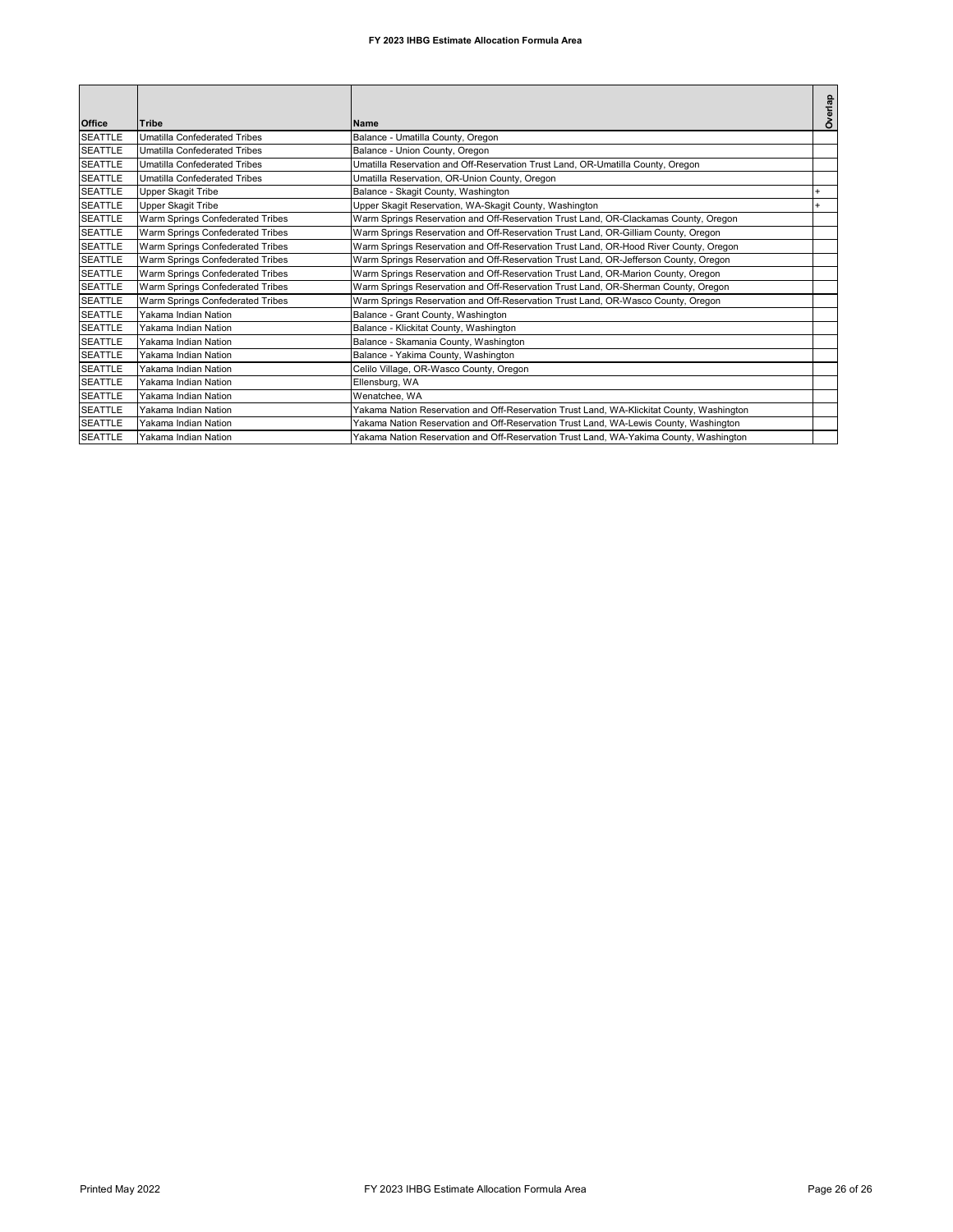| Office | Tribe | Name | Overlap |
|---|---|---|---|
| SEATTLE | Umatilla Confederated Tribes | Balance - Umatilla County, Oregon | |
| SEATTLE | Umatilla Confederated Tribes | Balance - Union County, Oregon | |
| SEATTLE | Umatilla Confederated Tribes | Umatilla Reservation and Off-Reservation Trust Land, OR-Umatilla County, Oregon | |
| SEATTLE | Umatilla Confederated Tribes | Umatilla Reservation, OR-Union County, Oregon | |
| SEATTLE | Upper Skagit Tribe | Balance - Skagit County, Washington | + |
| SEATTLE | Upper Skagit Tribe | Upper Skagit Reservation, WA-Skagit County, Washington | + |
| SEATTLE | Warm Springs Confederated Tribes | Warm Springs Reservation and Off-Reservation Trust Land, OR-Clackamas County, Oregon | |
| SEATTLE | Warm Springs Confederated Tribes | Warm Springs Reservation and Off-Reservation Trust Land, OR-Gilliam County, Oregon | |
| SEATTLE | Warm Springs Confederated Tribes | Warm Springs Reservation and Off-Reservation Trust Land, OR-Hood River County, Oregon | |
| SEATTLE | Warm Springs Confederated Tribes | Warm Springs Reservation and Off-Reservation Trust Land, OR-Jefferson County, Oregon | |
| SEATTLE | Warm Springs Confederated Tribes | Warm Springs Reservation and Off-Reservation Trust Land, OR-Marion County, Oregon | |
| SEATTLE | Warm Springs Confederated Tribes | Warm Springs Reservation and Off-Reservation Trust Land, OR-Sherman County, Oregon | |
| SEATTLE | Warm Springs Confederated Tribes | Warm Springs Reservation and Off-Reservation Trust Land, OR-Wasco County, Oregon | |
| SEATTLE | Yakama Indian Nation | Balance - Grant County, Washington | |
| SEATTLE | Yakama Indian Nation | Balance - Klickitat County, Washington | |
| SEATTLE | Yakama Indian Nation | Balance - Skamania County, Washington | |
| SEATTLE | Yakama Indian Nation | Balance - Yakima County, Washington | |
| SEATTLE | Yakama Indian Nation | Celilo Village, OR-Wasco County, Oregon | |
| SEATTLE | Yakama Indian Nation | Ellensburg, WA | |
| SEATTLE | Yakama Indian Nation | Wenatchee, WA | |
| SEATTLE | Yakama Indian Nation | Yakama Nation Reservation and Off-Reservation Trust Land, WA-Klickitat County, Washington | |
| SEATTLE | Yakama Indian Nation | Yakama Nation Reservation and Off-Reservation Trust Land, WA-Lewis County, Washington | |
| SEATTLE | Yakama Indian Nation | Yakama Nation Reservation and Off-Reservation Trust Land, WA-Yakima County, Washington | |